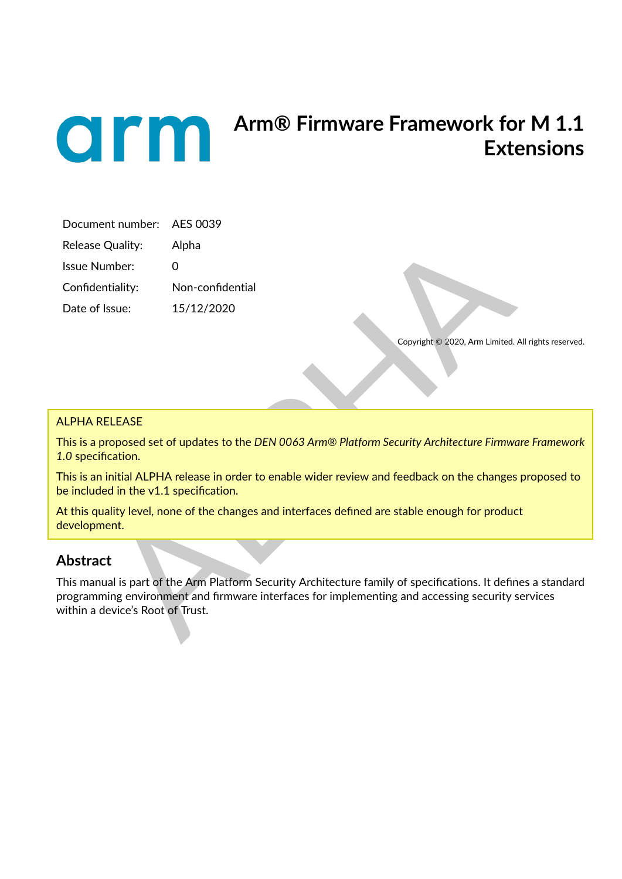# Arm® Firmware Framework for M 1.1 Extensions

| | |
|---|---|
| Document number: | AES 0039 |
| Release Quality: | Alpha |
| Issue Number: | 0 |
| Confidentiality: | Non-confidential |
| Date of Issue: | 15/12/2020 |

Copyright © 2020, Arm Limited. All rights reserved.

ALPHA RELEASE

This is a proposed set of updates to the *DEN 0063 Arm® Platform Security Architecture Firmware Framework 1.0* specification.

This is an initial ALPHA release in order to enable wider review and feedback on the changes proposed to be included in the v1.1 specification.

At this quality level, none of the changes and interfaces defined are stable enough for product development.

## Abstract

This manual is part of the Arm Platform Security Architecture family of specifications. It defines a standard programming environment and firmware interfaces for implementing and accessing security services within a device's Root of Trust.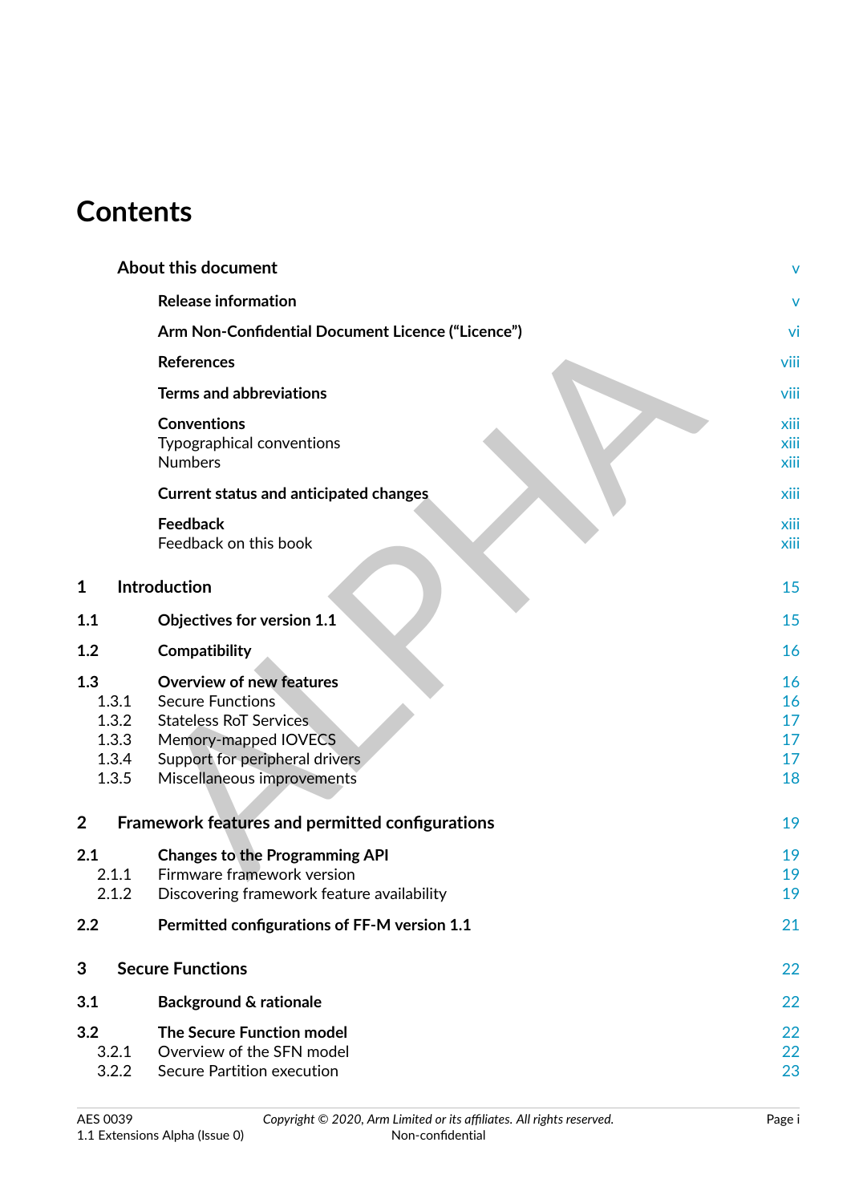# Contents

| | | |
|---|---|---|
| | **About this document** | v |
| | **Release information** | v |
| | **Arm Non-Confidential Document Licence (“Licence”)** | vi |
| | **References** | viii |
| | **Terms and abbreviations** | viii |
| | **Conventions** | xiii |
| | Typographical conventions | xiii |
| | Numbers | xiii |
| | **Current status and anticipated changes** | xiii |
| | **Feedback** | xiii |
| | Feedback on this book | xiii |
| **1** | **Introduction** | 15 |
| **1.1** | **Objectives for version 1.1** | 15 |
| **1.2** | **Compatibility** | 16 |
| **1.3** | **Overview of new features** | 16 |
| 1.3.1 | Secure Functions | 16 |
| 1.3.2 | Stateless RoT Services | 17 |
| 1.3.3 | Memory-mapped IOVECS | 17 |
| 1.3.4 | Support for peripheral drivers | 17 |
| 1.3.5 | Miscellaneous improvements | 18 |
| **2** | **Framework features and permitted configurations** | 19 |
| **2.1** | **Changes to the Programming API** | 19 |
| 2.1.1 | Firmware framework version | 19 |
| 2.1.2 | Discovering framework feature availability | 19 |
| **2.2** | **Permitted configurations of FF-M version 1.1** | 21 |
| **3** | **Secure Functions** | 22 |
| **3.1** | **Background & rationale** | 22 |
| **3.2** | **The Secure Function model** | 22 |
| 3.2.1 | Overview of the SFN model | 22 |
| 3.2.2 | Secure Partition execution | 23 |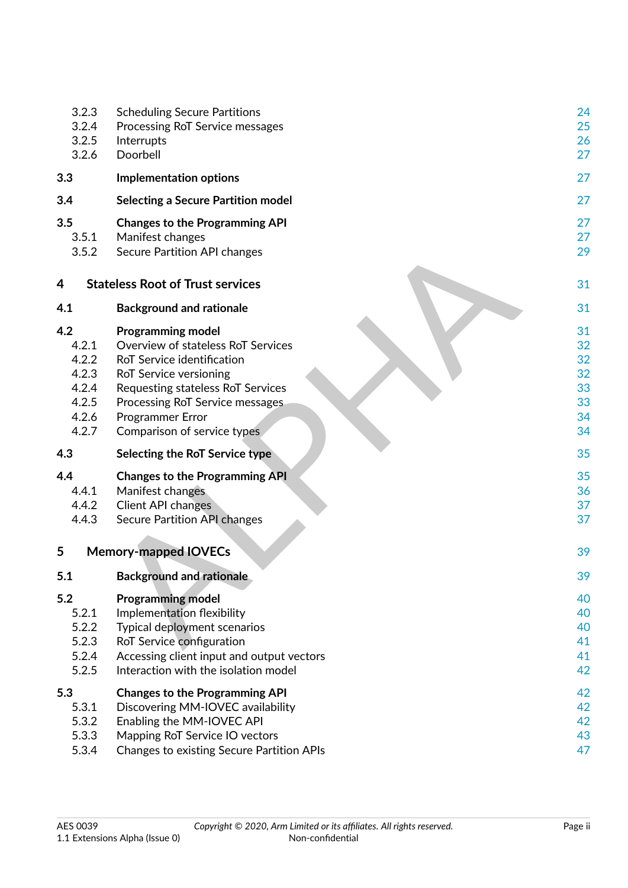3.2.3 Scheduling Secure Partitions 24
3.2.4 Processing RoT Service messages 25
3.2.5 Interrupts 26
3.2.6 Doorbell 27

**3.3 Implementation options** 27

**3.4 Selecting a Secure Partition model** 27

**3.5 Changes to the Programming API** 27
3.5.1 Manifest changes 27
3.5.2 Secure Partition API changes 29

**4 Stateless Root of Trust services** 31

**4.1 Background and rationale** 31

**4.2 Programming model** 31
4.2.1 Overview of stateless RoT Services 32
4.2.2 RoT Service identification 32
4.2.3 RoT Service versioning 32
4.2.4 Requesting stateless RoT Services 33
4.2.5 Processing RoT Service messages 33
4.2.6 Programmer Error 34
4.2.7 Comparison of service types 34

**4.3 Selecting the RoT Service type** 35

**4.4 Changes to the Programming API** 35
4.4.1 Manifest changes 36
4.4.2 Client API changes 37
4.4.3 Secure Partition API changes 37

**5 Memory-mapped IOVECs** 39

**5.1 Background and rationale** 39

**5.2 Programming model** 40
5.2.1 Implementation flexibility 40
5.2.2 Typical deployment scenarios 40
5.2.3 RoT Service configuration 41
5.2.4 Accessing client input and output vectors 41
5.2.5 Interaction with the isolation model 42

**5.3 Changes to the Programming API** 42
5.3.1 Discovering MM-IOVEC availability 42
5.3.2 Enabling the MM-IOVEC API 42
5.3.3 Mapping RoT Service IO vectors 43
5.3.4 Changes to existing Secure Partition APIs 47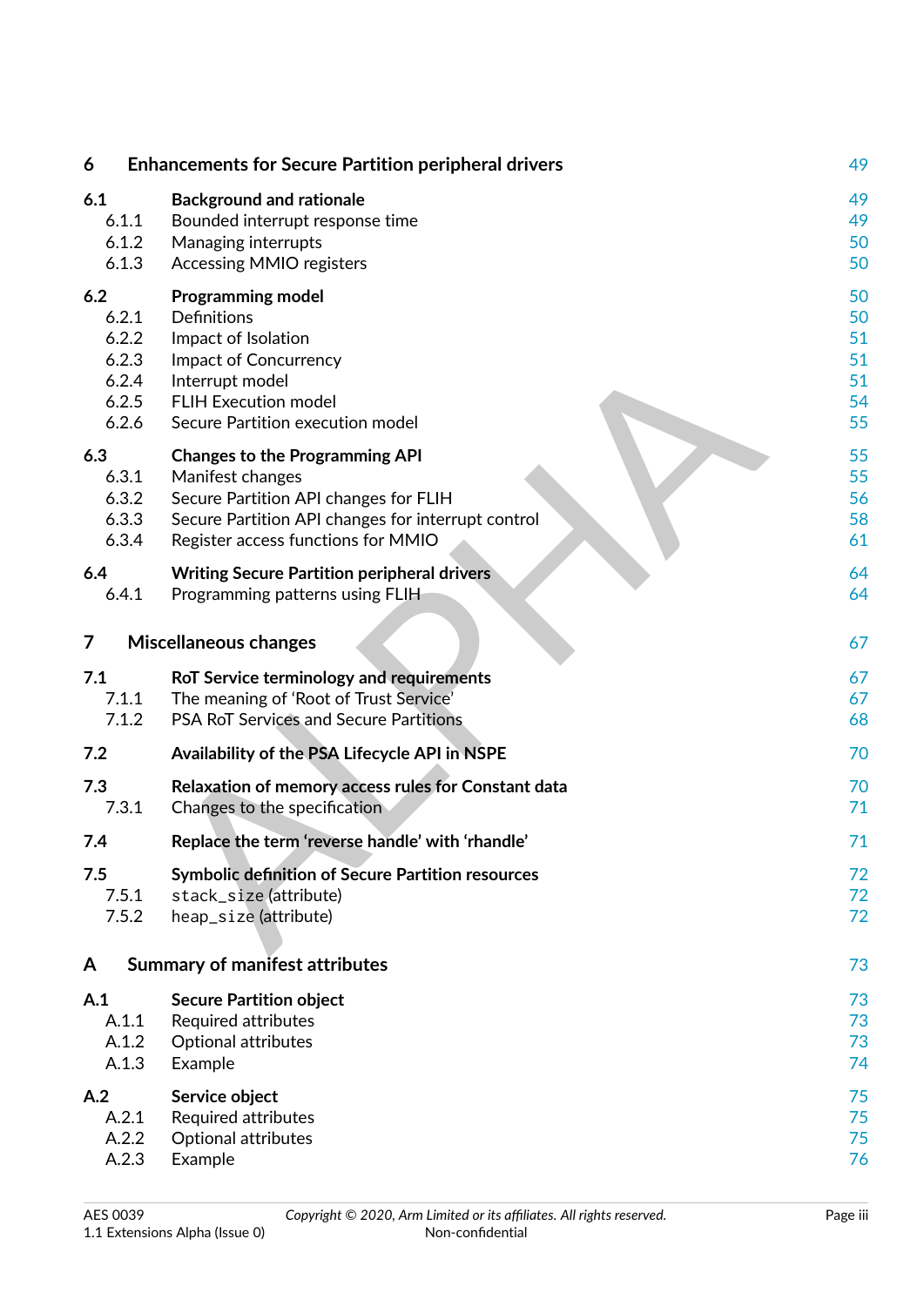| | | |
|---|---|---|
| **6** | **Enhancements for Secure Partition peripheral drivers** | 49 |
| **6.1** | **Background and rationale** | 49 |
| 6.1.1 | Bounded interrupt response time | 49 |
| 6.1.2 | Managing interrupts | 50 |
| 6.1.3 | Accessing MMIO registers | 50 |
| **6.2** | **Programming model** | 50 |
| 6.2.1 | Definitions | 50 |
| 6.2.2 | Impact of Isolation | 51 |
| 6.2.3 | Impact of Concurrency | 51 |
| 6.2.4 | Interrupt model | 51 |
| 6.2.5 | FLIH Execution model | 54 |
| 6.2.6 | Secure Partition execution model | 55 |
| **6.3** | **Changes to the Programming API** | 55 |
| 6.3.1 | Manifest changes | 55 |
| 6.3.2 | Secure Partition API changes for FLIH | 56 |
| 6.3.3 | Secure Partition API changes for interrupt control | 58 |
| 6.3.4 | Register access functions for MMIO | 61 |
| **6.4** | **Writing Secure Partition peripheral drivers** | 64 |
| 6.4.1 | Programming patterns using FLIH | 64 |
| **7** | **Miscellaneous changes** | 67 |
| **7.1** | **RoT Service terminology and requirements** | 67 |
| 7.1.1 | The meaning of 'Root of Trust Service' | 67 |
| 7.1.2 | PSA RoT Services and Secure Partitions | 68 |
| **7.2** | **Availability of the PSA Lifecycle API in NSPE** | 70 |
| **7.3** | **Relaxation of memory access rules for Constant data** | 70 |
| 7.3.1 | Changes to the specification | 71 |
| **7.4** | **Replace the term 'reverse handle' with 'rhandle'** | 71 |
| **7.5** | **Symbolic definition of Secure Partition resources** | 72 |
| 7.5.1 | `stack_size` (attribute) | 72 |
| 7.5.2 | `heap_size` (attribute) | 72 |
| **A** | **Summary of manifest attributes** | 73 |
| **A.1** | **Secure Partition object** | 73 |
| A.1.1 | Required attributes | 73 |
| A.1.2 | Optional attributes | 73 |
| A.1.3 | Example | 74 |
| **A.2** | **Service object** | 75 |
| A.2.1 | Required attributes | 75 |
| A.2.2 | Optional attributes | 75 |
| A.2.3 | Example | 76 |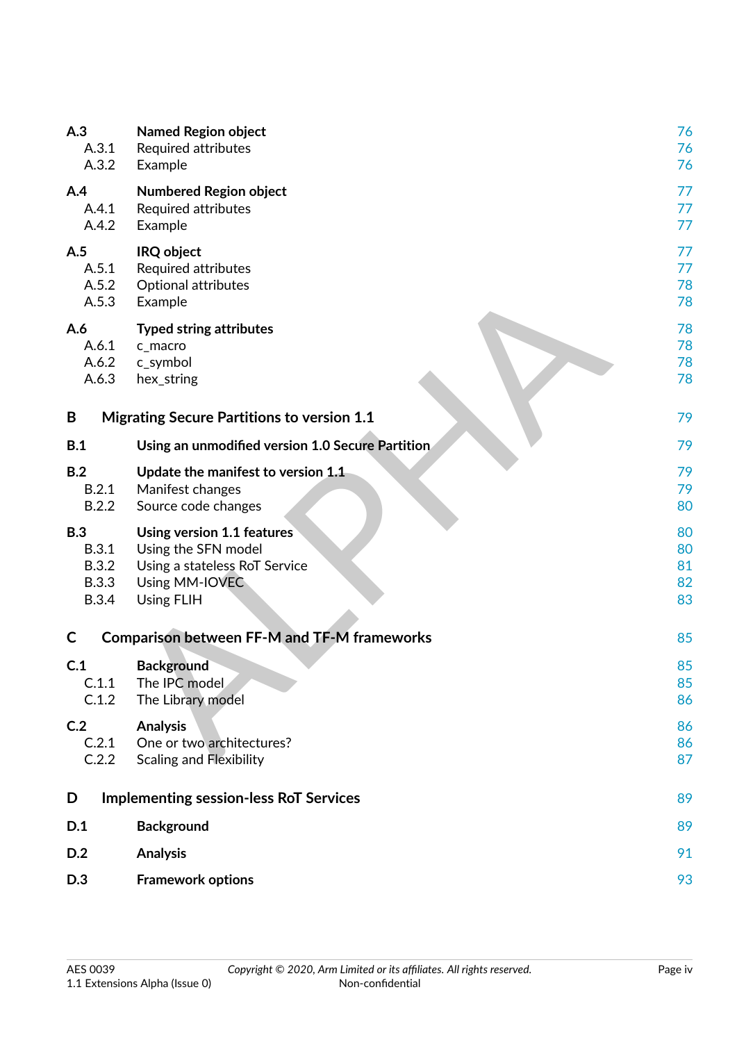| | | |
|---|---|---|
| **A.3** | **Named Region object** | 76 |
| A.3.1 | Required attributes | 76 |
| A.3.2 | Example | 76 |
| **A.4** | **Numbered Region object** | 77 |
| A.4.1 | Required attributes | 77 |
| A.4.2 | Example | 77 |
| **A.5** | **IRQ object** | 77 |
| A.5.1 | Required attributes | 77 |
| A.5.2 | Optional attributes | 78 |
| A.5.3 | Example | 78 |
| **A.6** | **Typed string attributes** | 78 |
| A.6.1 | c_macro | 78 |
| A.6.2 | c_symbol | 78 |
| A.6.3 | hex_string | 78 |
| **B** | **Migrating Secure Partitions to version 1.1** | 79 |
| **B.1** | **Using an unmodified version 1.0 Secure Partition** | 79 |
| **B.2** | **Update the manifest to version 1.1** | 79 |
| B.2.1 | Manifest changes | 79 |
| B.2.2 | Source code changes | 80 |
| **B.3** | **Using version 1.1 features** | 80 |
| B.3.1 | Using the SFN model | 80 |
| B.3.2 | Using a stateless RoT Service | 81 |
| B.3.3 | Using MM-IOVEC | 82 |
| B.3.4 | Using FLIH | 83 |
| **C** | **Comparison between FF-M and TF-M frameworks** | 85 |
| **C.1** | **Background** | 85 |
| C.1.1 | The IPC model | 85 |
| C.1.2 | The Library model | 86 |
| **C.2** | **Analysis** | 86 |
| C.2.1 | One or two architectures? | 86 |
| C.2.2 | Scaling and Flexibility | 87 |
| **D** | **Implementing session-less RoT Services** | 89 |
| **D.1** | **Background** | 89 |
| **D.2** | **Analysis** | 91 |
| **D.3** | **Framework options** | 93 |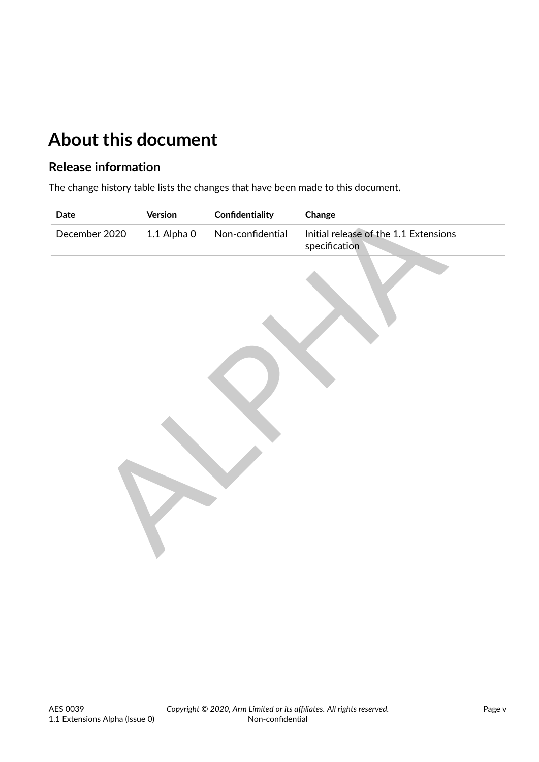# About this document

## Release information

The change history table lists the changes that have been made to this document.

| Date | Version | Confidentiality | Change |
| --- | --- | --- | --- |
| December 2020 | 1.1 Alpha 0 | Non-confidential | Initial release of the 1.1 Extensions specification |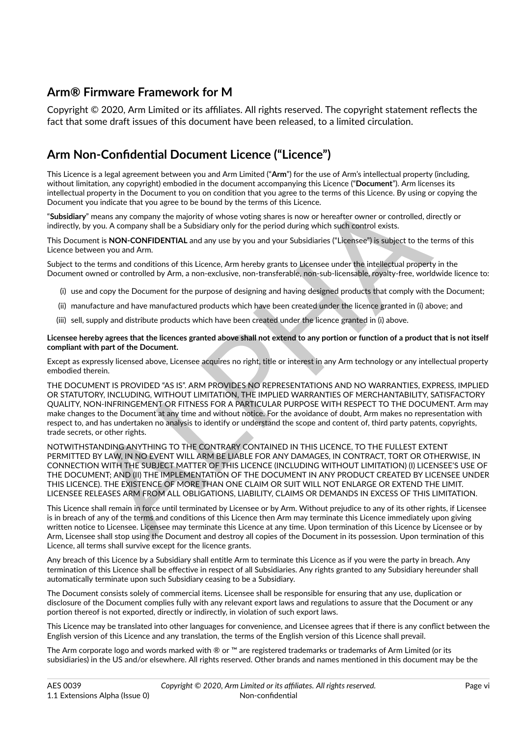## Arm® Firmware Framework for M

Copyright © 2020, Arm Limited or its affiliates. All rights reserved. The copyright statement reflects the fact that some draft issues of this document have been released, to a limited circulation.

## Arm Non-Confidential Document Licence ("Licence")

This Licence is a legal agreement between you and Arm Limited ("**Arm**") for the use of Arm's intellectual property (including, without limitation, any copyright) embodied in the document accompanying this Licence ("**Document**"). Arm licenses its intellectual property in the Document to you on condition that you agree to the terms of this Licence. By using or copying the Document you indicate that you agree to be bound by the terms of this Licence.

"**Subsidiary**" means any company the majority of whose voting shares is now or hereafter owner or controlled, directly or indirectly, by you. A company shall be a Subsidiary only for the period during which such control exists.

This Document is **NON-CONFIDENTIAL** and any use by you and your Subsidiaries ("Licensee") is subject to the terms of this Licence between you and Arm.

Subject to the terms and conditions of this Licence, Arm hereby grants to Licensee under the intellectual property in the Document owned or controlled by Arm, a non-exclusive, non-transferable, non-sub-licensable, royalty-free, worldwide licence to:

(i) use and copy the Document for the purpose of designing and having designed products that comply with the Document;

(ii) manufacture and have manufactured products which have been created under the licence granted in (i) above; and

(iii) sell, supply and distribute products which have been created under the licence granted in (i) above.

**Licensee hereby agrees that the licences granted above shall not extend to any portion or function of a product that is not itself compliant with part of the Document.**

Except as expressly licensed above, Licensee acquires no right, title or interest in any Arm technology or any intellectual property embodied therein.

THE DOCUMENT IS PROVIDED "AS IS". ARM PROVIDES NO REPRESENTATIONS AND NO WARRANTIES, EXPRESS, IMPLIED OR STATUTORY, INCLUDING, WITHOUT LIMITATION, THE IMPLIED WARRANTIES OF MERCHANTABILITY, SATISFACTORY QUALITY, NON-INFRINGEMENT OR FITNESS FOR A PARTICULAR PURPOSE WITH RESPECT TO THE DOCUMENT. Arm may make changes to the Document at any time and without notice. For the avoidance of doubt, Arm makes no representation with respect to, and has undertaken no analysis to identify or understand the scope and content of, third party patents, copyrights, trade secrets, or other rights.

NOTWITHSTANDING ANYTHING TO THE CONTRARY CONTAINED IN THIS LICENCE, TO THE FULLEST EXTENT PERMITTED BY LAW, IN NO EVENT WILL ARM BE LIABLE FOR ANY DAMAGES, IN CONTRACT, TORT OR OTHERWISE, IN CONNECTION WITH THE SUBJECT MATTER OF THIS LICENCE (INCLUDING WITHOUT LIMITATION) (I) LICENSEE'S USE OF THE DOCUMENT; AND (II) THE IMPLEMENTATION OF THE DOCUMENT IN ANY PRODUCT CREATED BY LICENSEE UNDER THIS LICENCE). THE EXISTENCE OF MORE THAN ONE CLAIM OR SUIT WILL NOT ENLARGE OR EXTEND THE LIMIT. LICENSEE RELEASES ARM FROM ALL OBLIGATIONS, LIABILITY, CLAIMS OR DEMANDS IN EXCESS OF THIS LIMITATION.

This Licence shall remain in force until terminated by Licensee or by Arm. Without prejudice to any of its other rights, if Licensee is in breach of any of the terms and conditions of this Licence then Arm may terminate this Licence immediately upon giving written notice to Licensee. Licensee may terminate this Licence at any time. Upon termination of this Licence by Licensee or by Arm, Licensee shall stop using the Document and destroy all copies of the Document in its possession. Upon termination of this Licence, all terms shall survive except for the licence grants.

Any breach of this Licence by a Subsidiary shall entitle Arm to terminate this Licence as if you were the party in breach. Any termination of this Licence shall be effective in respect of all Subsidiaries. Any rights granted to any Subsidiary hereunder shall automatically terminate upon such Subsidiary ceasing to be a Subsidiary.

The Document consists solely of commercial items. Licensee shall be responsible for ensuring that any use, duplication or disclosure of the Document complies fully with any relevant export laws and regulations to assure that the Document or any portion thereof is not exported, directly or indirectly, in violation of such export laws.

This Licence may be translated into other languages for convenience, and Licensee agrees that if there is any conflict between the English version of this Licence and any translation, the terms of the English version of this Licence shall prevail.

The Arm corporate logo and words marked with ® or ™ are registered trademarks or trademarks of Arm Limited (or its subsidiaries) in the US and/or elsewhere. All rights reserved. Other brands and names mentioned in this document may be the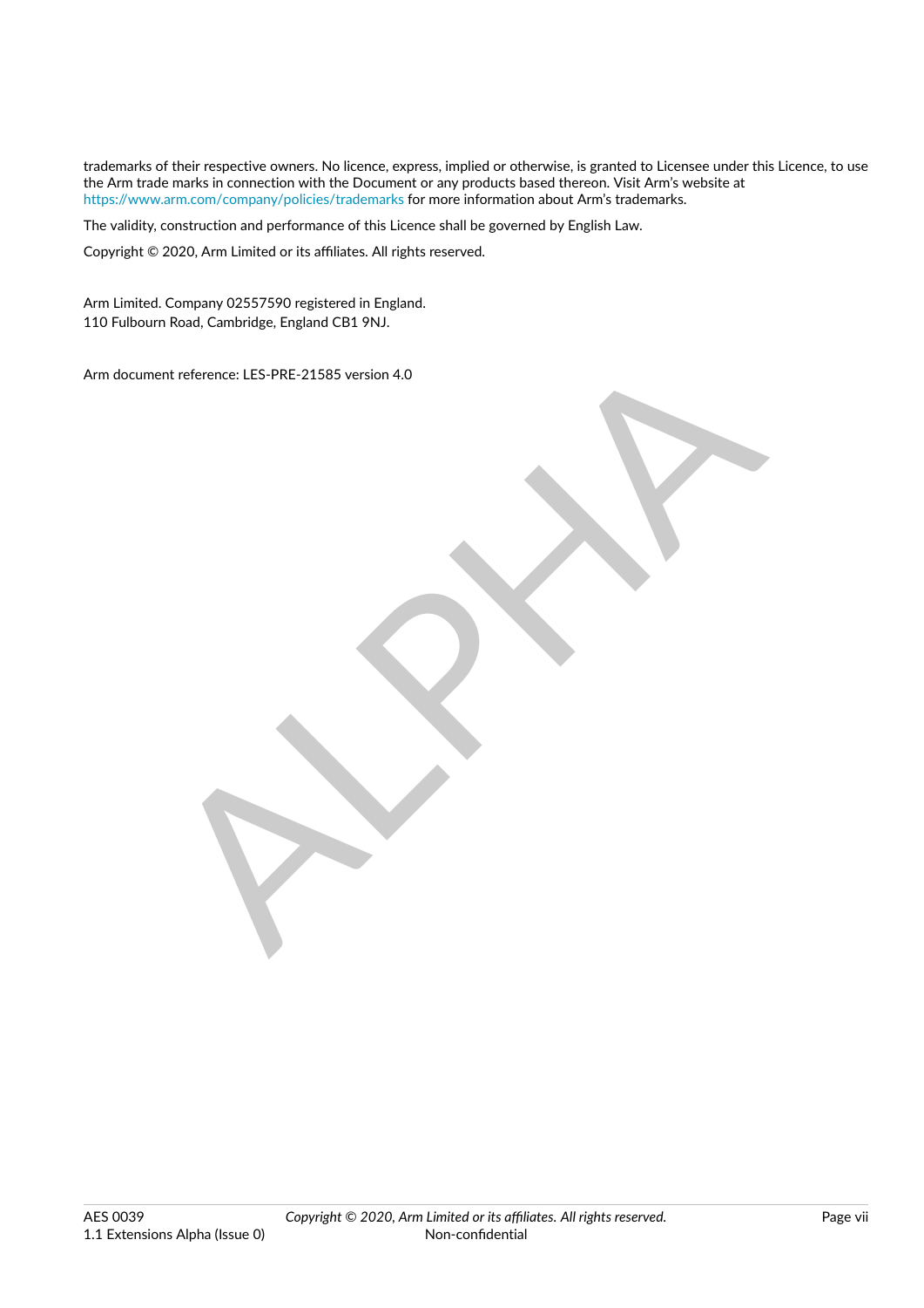trademarks of their respective owners. No licence, express, implied or otherwise, is granted to Licensee under this Licence, to use the Arm trade marks in connection with the Document or any products based thereon. Visit Arm's website at https://www.arm.com/company/policies/trademarks for more information about Arm's trademarks.

The validity, construction and performance of this Licence shall be governed by English Law.

Copyright © 2020, Arm Limited or its affiliates. All rights reserved.

Arm Limited. Company 02557590 registered in England.
110 Fulbourn Road, Cambridge, England CB1 9NJ.

Arm document reference: LES-PRE-21585 version 4.0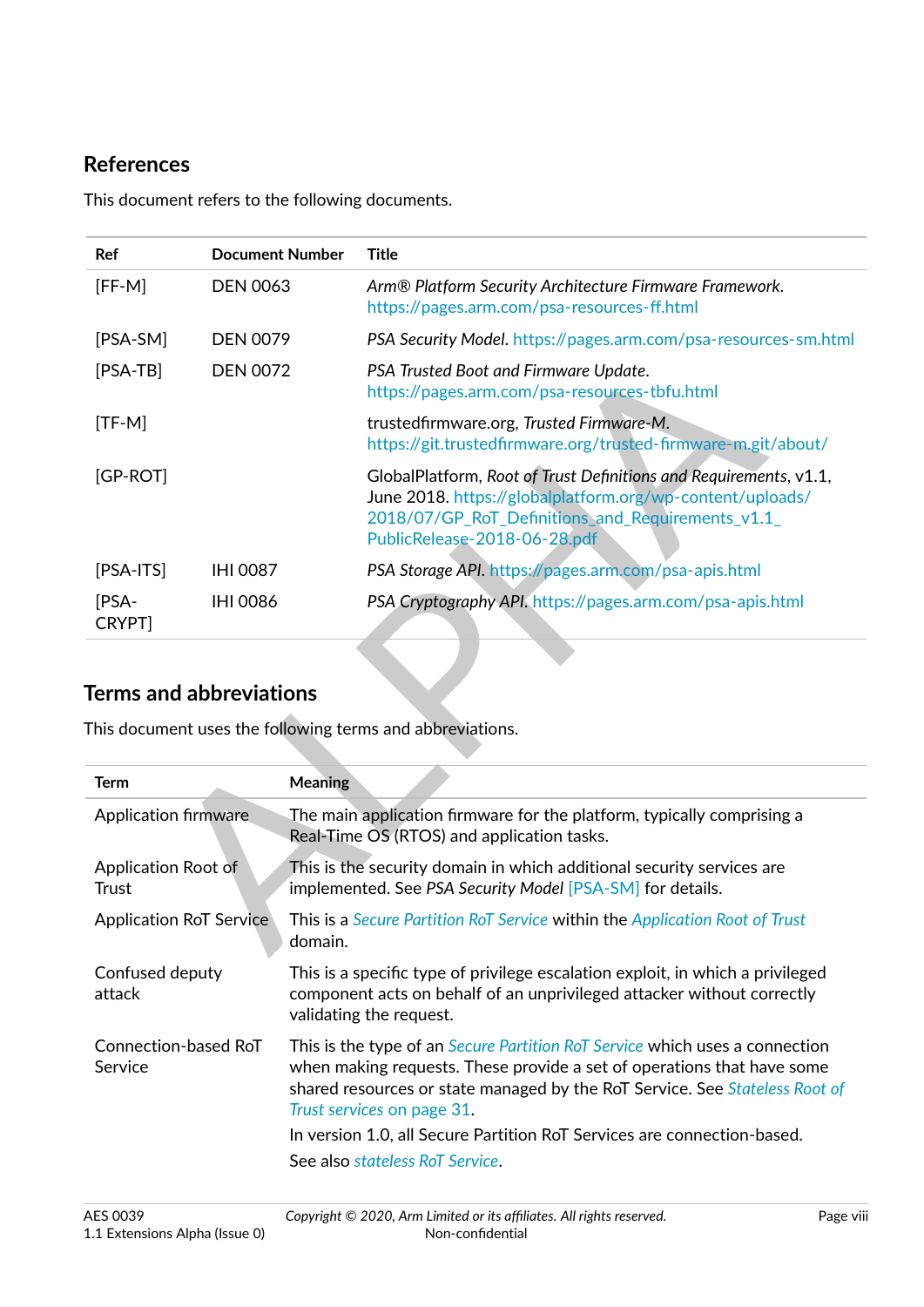## References

This document refers to the following documents.

| Ref | Document Number | Title |
|---|---|---|
| [FF-M] | DEN 0063 | *Arm® Platform Security Architecture Firmware Framework*. https://pages.arm.com/psa-resources-ff.html |
| [PSA-SM] | DEN 0079 | *PSA Security Model*. https://pages.arm.com/psa-resources-sm.html |
| [PSA-TB] | DEN 0072 | *PSA Trusted Boot and Firmware Update*. https://pages.arm.com/psa-resources-tbfu.html |
| [TF-M] | | trustedfirmware.org, *Trusted Firmware-M*. https://git.trustedfirmware.org/trusted-firmware-m.git/about/ |
| [GP-ROT] | | GlobalPlatform, *Root of Trust Definitions and Requirements*, v1.1, June 2018. https://globalplatform.org/wp-content/uploads/2018/07/GP_RoT_Definitions_and_Requirements_v1.1_PublicRelease-2018-06-28.pdf |
| [PSA-ITS] | IHI 0087 | *PSA Storage API*. https://pages.arm.com/psa-apis.html |
| [PSA-CRYPT] | IHI 0086 | *PSA Cryptography API*. https://pages.arm.com/psa-apis.html |

## Terms and abbreviations

This document uses the following terms and abbreviations.

| Term | Meaning |
|---|---|
| Application firmware | The main application firmware for the platform, typically comprising a Real-Time OS (RTOS) and application tasks. |
| Application Root of Trust | This is the security domain in which additional security services are implemented. See *PSA Security Model* [PSA-SM] for details. |
| Application RoT Service | This is a *Secure Partition RoT Service* within the *Application Root of Trust* domain. |
| Confused deputy attack | This is a specific type of privilege escalation exploit, in which a privileged component acts on behalf of an unprivileged attacker without correctly validating the request. |
| Connection-based RoT Service | This is the type of an *Secure Partition RoT Service* which uses a connection when making requests. These provide a set of operations that have some shared resources or state managed by the RoT Service. See *Stateless Root of Trust services* on page 31. In version 1.0, all Secure Partition RoT Services are connection-based. See also *stateless RoT Service*. |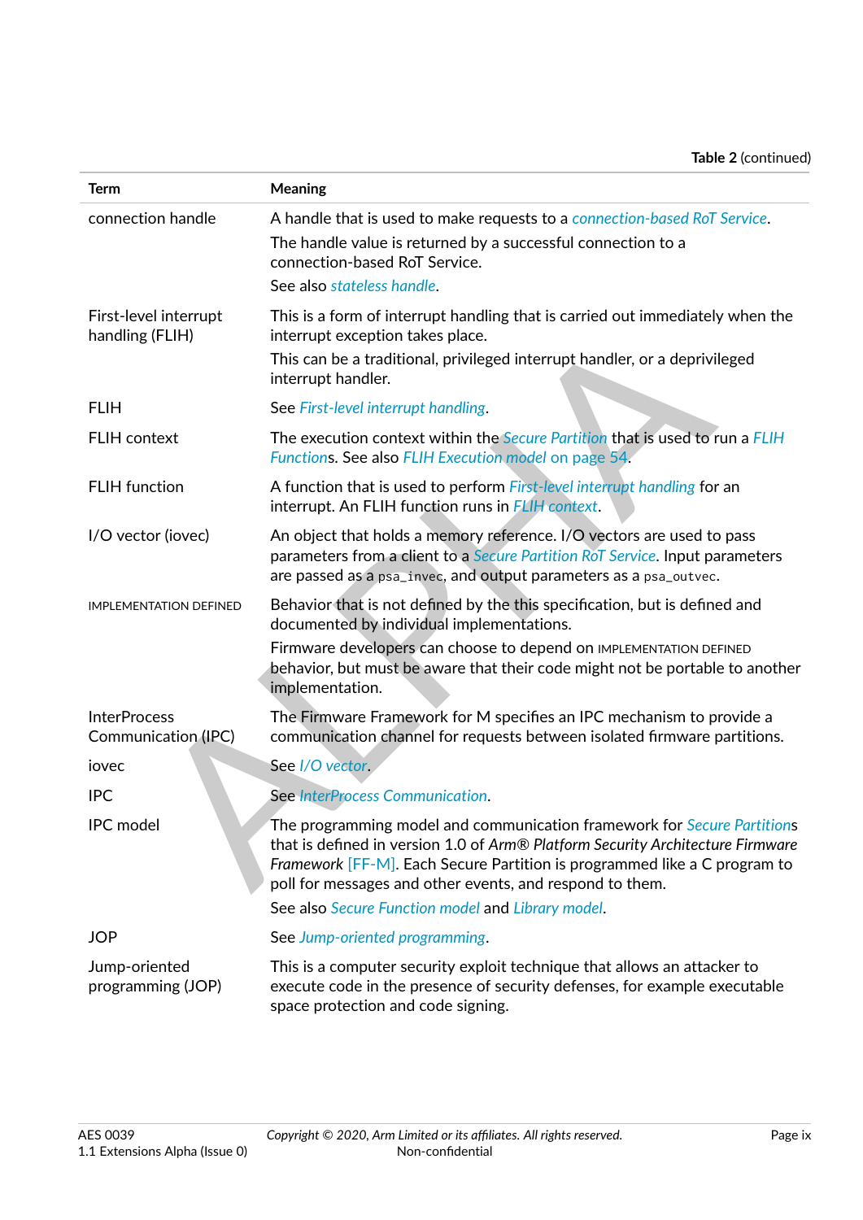**Table 2** (continued)

| Term | Meaning |
|---|---|
| connection handle | A handle that is used to make requests to a *connection-based RoT Service*.<br>The handle value is returned by a successful connection to a connection-based RoT Service.<br>See also *stateless handle*. |
| First-level interrupt handling (FLIH) | This is a form of interrupt handling that is carried out immediately when the interrupt exception takes place.<br>This can be a traditional, privileged interrupt handler, or a deprivileged interrupt handler. |
| FLIH | See *First-level interrupt handling*. |
| FLIH context | The execution context within the *Secure Partition* that is used to run a *FLIH Functions*. See also *FLIH Execution model* on page 54. |
| FLIH function | A function that is used to perform *First-level interrupt handling* for an interrupt. An FLIH function runs in *FLIH context*. |
| I/O vector (iovec) | An object that holds a memory reference. I/O vectors are used to pass parameters from a client to a *Secure Partition RoT Service*. Input parameters are passed as a `psa_invec`, and output parameters as a `psa_outvec`. |
| IMPLEMENTATION DEFINED | Behavior that is not defined by the this specification, but is defined and documented by individual implementations.<br>Firmware developers can choose to depend on IMPLEMENTATION DEFINED behavior, but must be aware that their code might not be portable to another implementation. |
| InterProcess Communication (IPC) | The Firmware Framework for M specifies an IPC mechanism to provide a communication channel for requests between isolated firmware partitions. |
| iovec | See *I/O vector*. |
| IPC | See *InterProcess Communication*. |
| IPC model | The programming model and communication framework for *Secure Partitions* that is defined in version 1.0 of *Arm® Platform Security Architecture Firmware Framework* [FF-M]. Each Secure Partition is programmed like a C program to poll for messages and other events, and respond to them.<br>See also *Secure Function model* and *Library model*. |
| JOP | See *Jump-oriented programming*. |
| Jump-oriented programming (JOP) | This is a computer security exploit technique that allows an attacker to execute code in the presence of security defenses, for example executable space protection and code signing. |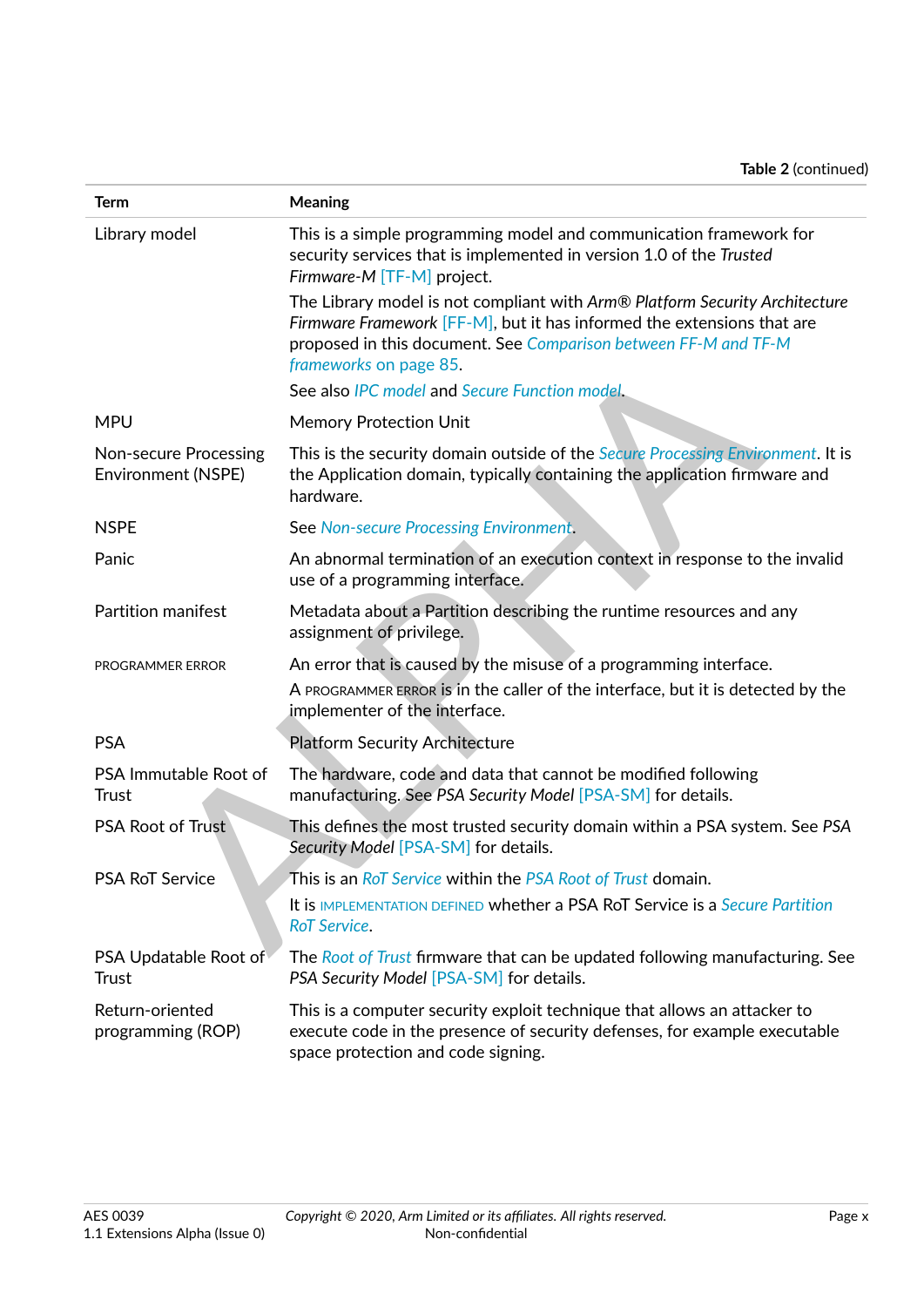**Table 2** (continued)

| Term | Meaning |
|---|---|
| Library model | This is a simple programming model and communication framework for security services that is implemented in version 1.0 of the *Trusted Firmware-M* [TF-M] project.<br>The Library model is not compliant with *Arm® Platform Security Architecture Firmware Framework* [FF-M], but it has informed the extensions that are proposed in this document. See *Comparison between FF-M and TF-M frameworks* on page 85.<br>See also *IPC model* and *Secure Function model*. |
| MPU | Memory Protection Unit |
| Non-secure Processing Environment (NSPE) | This is the security domain outside of the *Secure Processing Environment*. It is the Application domain, typically containing the application firmware and hardware. |
| NSPE | See *Non-secure Processing Environment*. |
| Panic | An abnormal termination of an execution context in response to the invalid use of a programming interface. |
| Partition manifest | Metadata about a Partition describing the runtime resources and any assignment of privilege. |
| PROGRAMMER ERROR | An error that is caused by the misuse of a programming interface.<br>A PROGRAMMER ERROR is in the caller of the interface, but it is detected by the implementer of the interface. |
| PSA | Platform Security Architecture |
| PSA Immutable Root of Trust | The hardware, code and data that cannot be modified following manufacturing. See *PSA Security Model* [PSA-SM] for details. |
| PSA Root of Trust | This defines the most trusted security domain within a PSA system. See *PSA Security Model* [PSA-SM] for details. |
| PSA RoT Service | This is an *RoT Service* within the *PSA Root of Trust* domain.<br>It is IMPLEMENTATION DEFINED whether a PSA RoT Service is a *Secure Partition RoT Service*. |
| PSA Updatable Root of Trust | The *Root of Trust* firmware that can be updated following manufacturing. See *PSA Security Model* [PSA-SM] for details. |
| Return-oriented programming (ROP) | This is a computer security exploit technique that allows an attacker to execute code in the presence of security defenses, for example executable space protection and code signing. |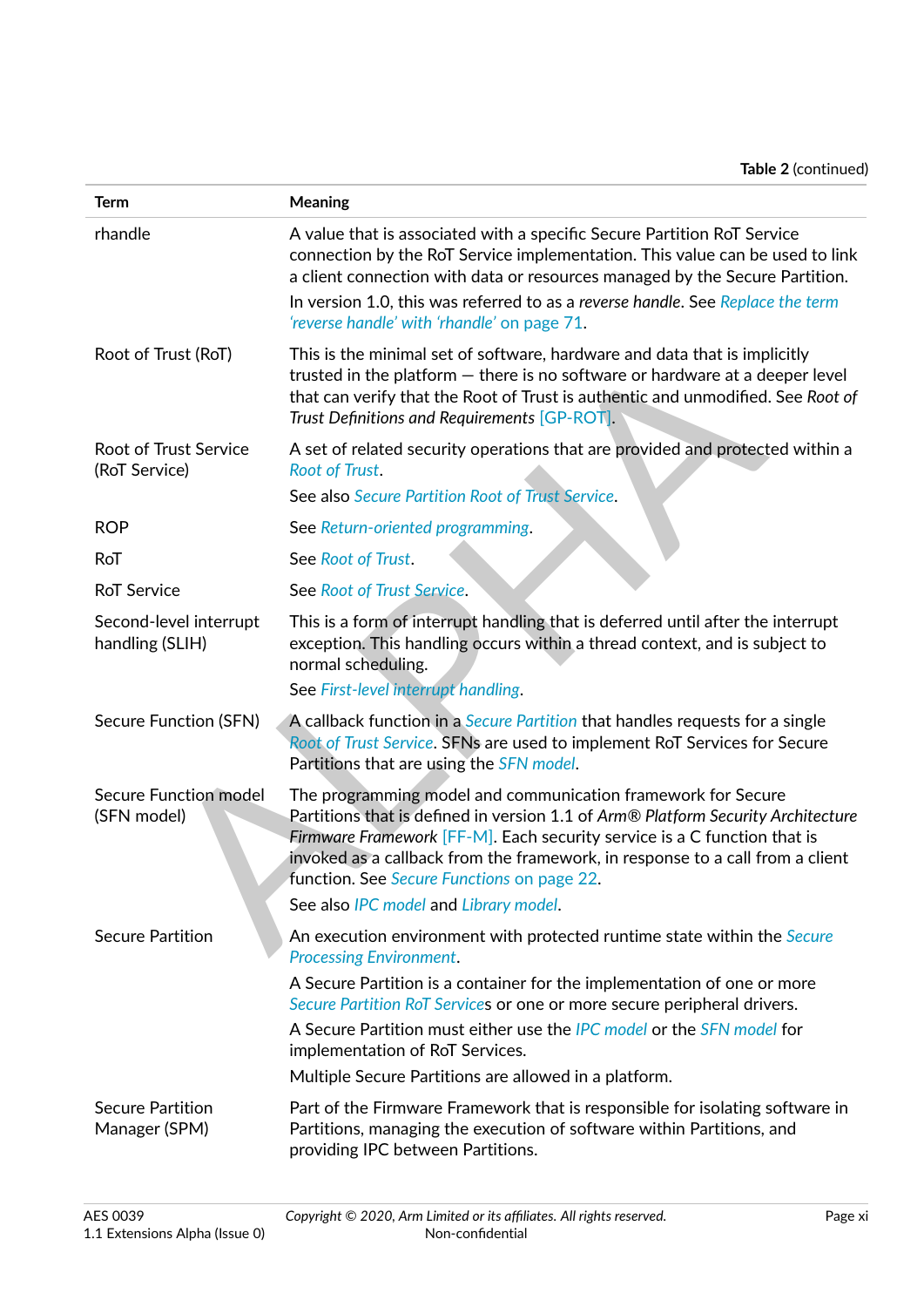**Table 2** (continued)

| Term | Meaning |
|---|---|
| rhandle | A value that is associated with a specific Secure Partition RoT Service connection by the RoT Service implementation. This value can be used to link a client connection with data or resources managed by the Secure Partition.<br>In version 1.0, this was referred to as a *reverse handle*. See Replace the term 'reverse handle' with 'rhandle' on page 71. |
| Root of Trust (RoT) | This is the minimal set of software, hardware and data that is implicitly trusted in the platform — there is no software or hardware at a deeper level that can verify that the Root of Trust is authentic and unmodified. See *Root of Trust Definitions and Requirements* [GP-ROT]. |
| Root of Trust Service (RoT Service) | A set of related security operations that are provided and protected within a *Root of Trust*.<br>See also *Secure Partition Root of Trust Service*. |
| ROP | See *Return-oriented programming*. |
| RoT | See *Root of Trust*. |
| RoT Service | See *Root of Trust Service*. |
| Second-level interrupt handling (SLIH) | This is a form of interrupt handling that is deferred until after the interrupt exception. This handling occurs within a thread context, and is subject to normal scheduling.<br>See *First-level interrupt handling*. |
| Secure Function (SFN) | A callback function in a *Secure Partition* that handles requests for a single *Root of Trust Service*. SFNs are used to implement RoT Services for Secure Partitions that are using the *SFN model*. |
| Secure Function model (SFN model) | The programming model and communication framework for Secure Partitions that is defined in version 1.1 of *Arm® Platform Security Architecture Firmware Framework* [FF-M]. Each security service is a C function that is invoked as a callback from the framework, in response to a call from a client function. See Secure Functions on page 22.<br>See also *IPC model* and *Library model*. |
| Secure Partition | An execution environment with protected runtime state within the *Secure Processing Environment*.<br>A Secure Partition is a container for the implementation of one or more *Secure Partition RoT Service*s or one or more secure peripheral drivers.<br>A Secure Partition must either use the *IPC model* or the *SFN model* for implementation of RoT Services.<br>Multiple Secure Partitions are allowed in a platform. |
| Secure Partition Manager (SPM) | Part of the Firmware Framework that is responsible for isolating software in Partitions, managing the execution of software within Partitions, and providing IPC between Partitions. |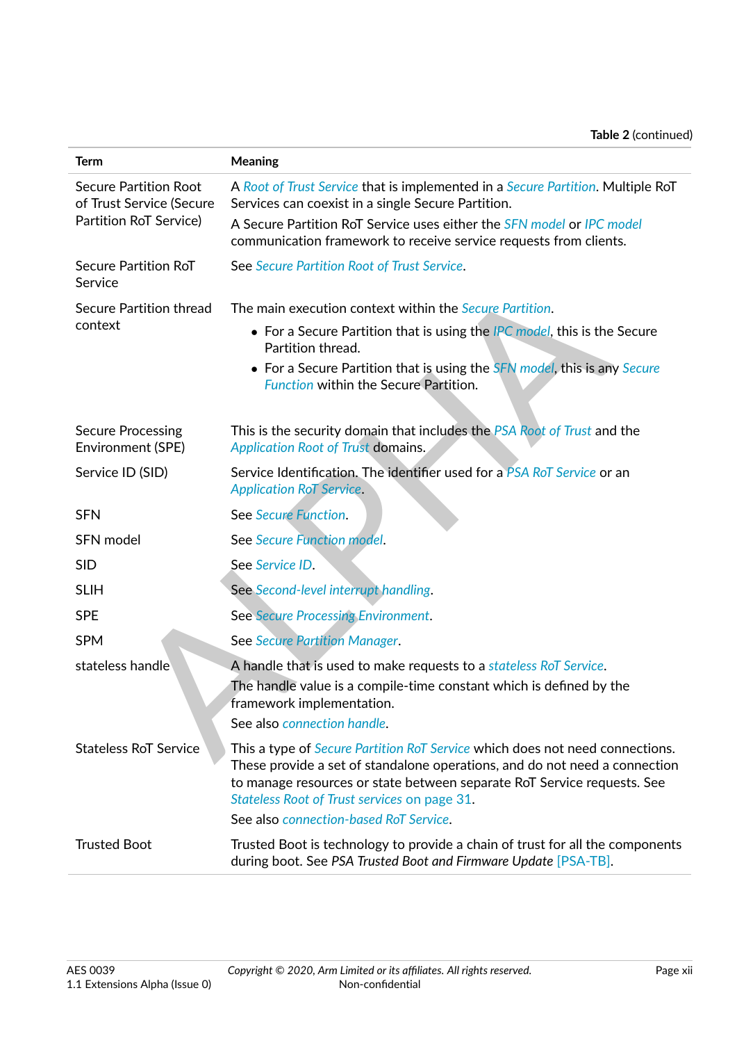**Table 2** (continued)

| Term | Meaning |
|---|---|
| Secure Partition Root of Trust Service (Secure Partition RoT Service) | A *Root of Trust Service* that is implemented in a *Secure Partition*. Multiple RoT Services can coexist in a single Secure Partition.<br>A Secure Partition RoT Service uses either the *SFN model* or *IPC model* communication framework to receive service requests from clients. |
| Secure Partition RoT Service | See *Secure Partition Root of Trust Service*. |
| Secure Partition thread context | The main execution context within the *Secure Partition*.<br>• For a Secure Partition that is using the *IPC model*, this is the Secure Partition thread.<br>• For a Secure Partition that is using the *SFN model*, this is any *Secure Function* within the Secure Partition. |
| Secure Processing Environment (SPE) | This is the security domain that includes the *PSA Root of Trust* and the *Application Root of Trust* domains. |
| Service ID (SID) | Service Identification. The identifier used for a *PSA RoT Service* or an *Application RoT Service*. |
| SFN | See *Secure Function*. |
| SFN model | See *Secure Function model*. |
| SID | See *Service ID*. |
| SLIH | See *Second-level interrupt handling*. |
| SPE | See *Secure Processing Environment*. |
| SPM | See *Secure Partition Manager*. |
| stateless handle | A handle that is used to make requests to a *stateless RoT Service*.<br>The handle value is a compile-time constant which is defined by the framework implementation.<br>See also *connection handle*. |
| Stateless RoT Service | This a type of *Secure Partition RoT Service* which does not need connections. These provide a set of standalone operations, and do not need a connection to manage resources or state between separate RoT Service requests. See *Stateless Root of Trust services* on page 31.<br>See also *connection-based RoT Service*. |
| Trusted Boot | Trusted Boot is technology to provide a chain of trust for all the components during boot. See *PSA Trusted Boot and Firmware Update* [PSA-TB]. |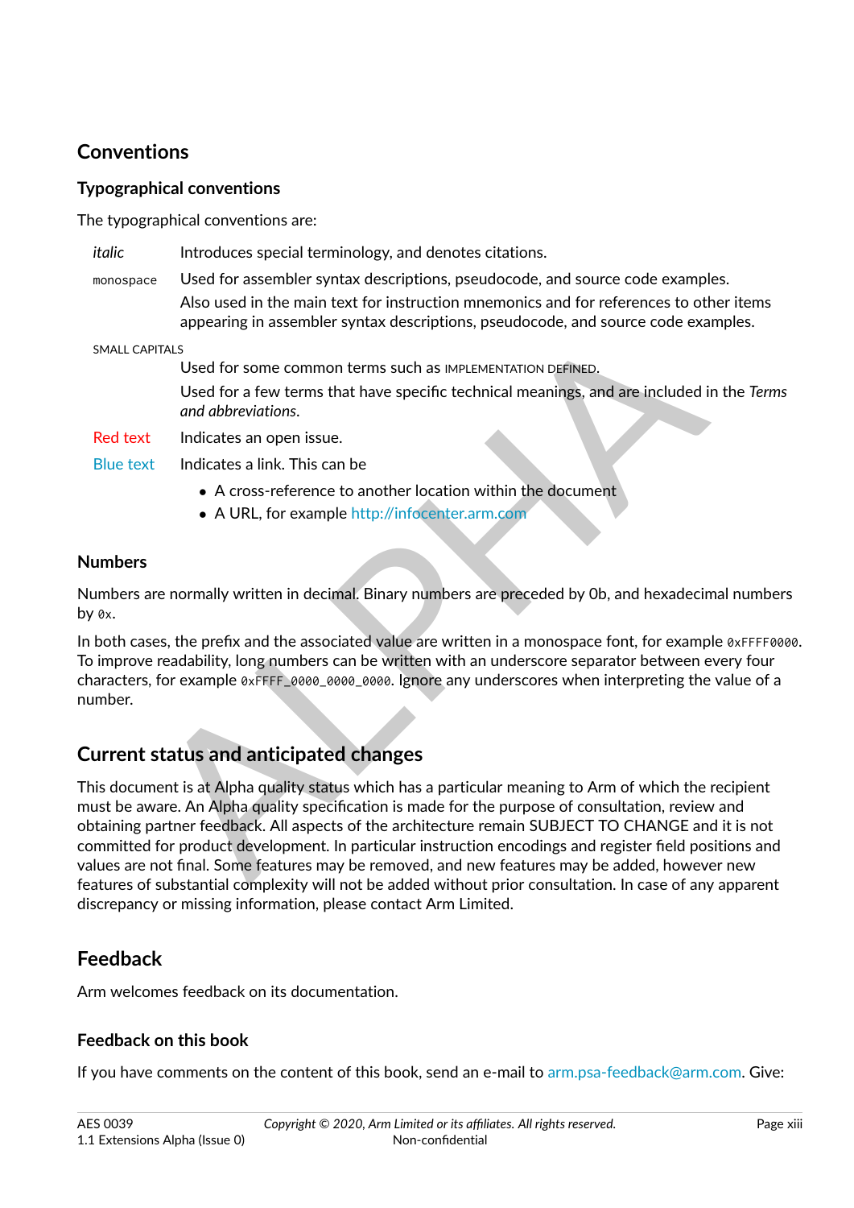## Conventions

### Typographical conventions

The typographical conventions are:

| | |
|---|---|
| *italic* | Introduces special terminology, and denotes citations. |
| `monospace` | Used for assembler syntax descriptions, pseudocode, and source code examples.<br>Also used in the main text for instruction mnemonics and for references to other items appearing in assembler syntax descriptions, pseudocode, and source code examples. |
| SMALL CAPITALS | Used for some common terms such as IMPLEMENTATION DEFINED.<br>Used for a few terms that have specific technical meanings, and are included in the *Terms and abbreviations*. |
| Red text | Indicates an open issue. |
| Blue text | Indicates a link. This can be<br>• A cross-reference to another location within the document<br>• A URL, for example http://infocenter.arm.com |

### Numbers

Numbers are normally written in decimal. Binary numbers are preceded by 0b, and hexadecimal numbers by `0x`.

In both cases, the prefix and the associated value are written in a monospace font, for example `0xFFFF0000`. To improve readability, long numbers can be written with an underscore separator between every four characters, for example `0xFFFF_0000_0000_0000`. Ignore any underscores when interpreting the value of a number.

## Current status and anticipated changes

This document is at Alpha quality status which has a particular meaning to Arm of which the recipient must be aware. An Alpha quality specification is made for the purpose of consultation, review and obtaining partner feedback. All aspects of the architecture remain SUBJECT TO CHANGE and it is not committed for product development. In particular instruction encodings and register field positions and values are not final. Some features may be removed, and new features may be added, however new features of substantial complexity will not be added without prior consultation. In case of any apparent discrepancy or missing information, please contact Arm Limited.

## Feedback

Arm welcomes feedback on its documentation.

### Feedback on this book

If you have comments on the content of this book, send an e-mail to arm.psa-feedback@arm.com. Give: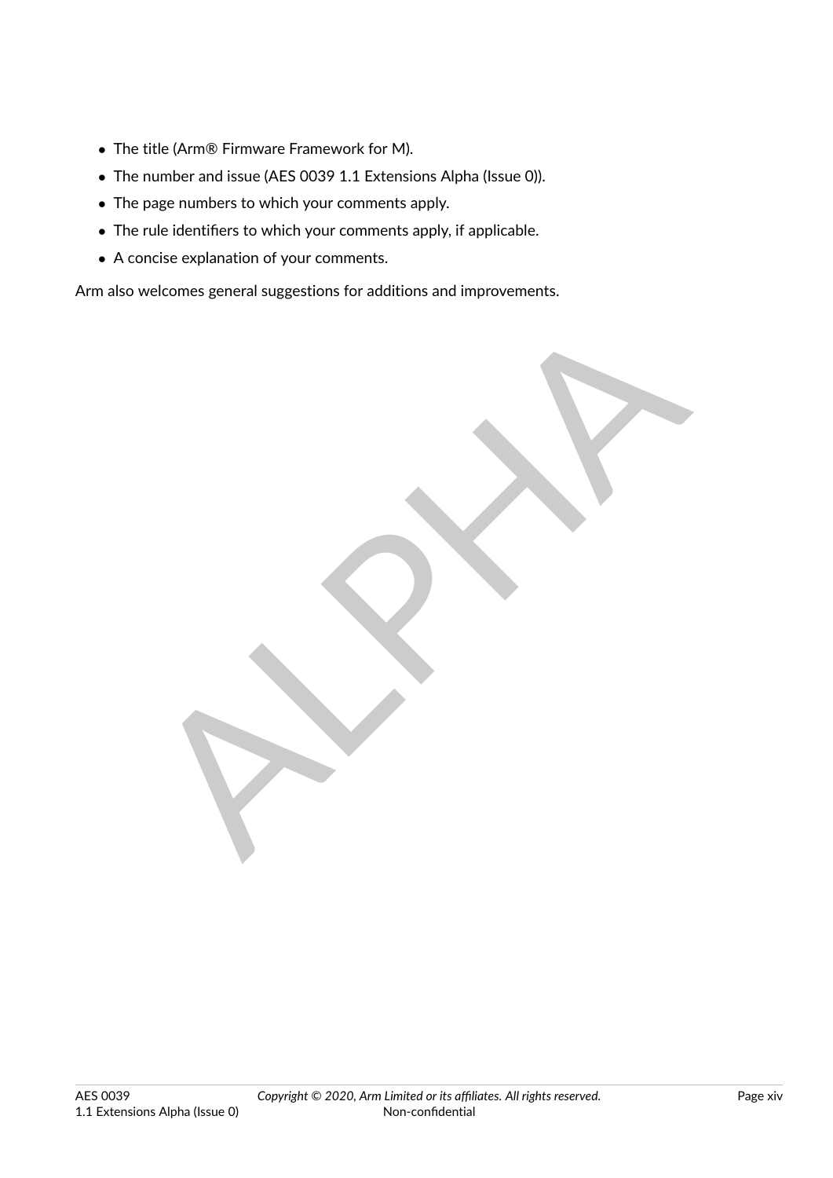- The title (Arm® Firmware Framework for M).
- The number and issue (AES 0039 1.1 Extensions Alpha (Issue 0)).
- The page numbers to which your comments apply.
- The rule identifiers to which your comments apply, if applicable.
- A concise explanation of your comments.

Arm also welcomes general suggestions for additions and improvements.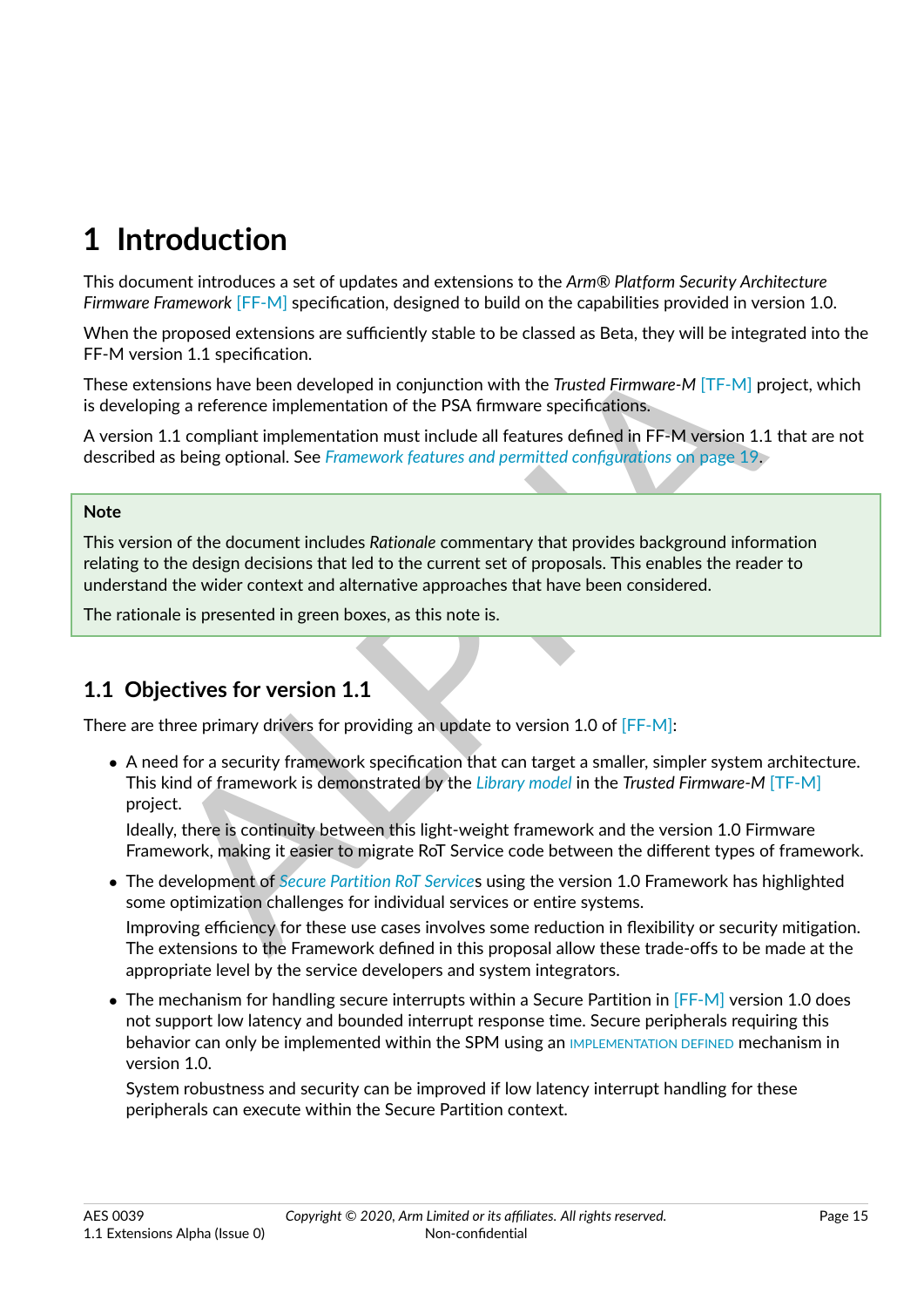# 1 Introduction

This document introduces a set of updates and extensions to the *Arm® Platform Security Architecture Firmware Framework* [FF-M] specification, designed to build on the capabilities provided in version 1.0.

When the proposed extensions are sufficiently stable to be classed as Beta, they will be integrated into the FF-M version 1.1 specification.

These extensions have been developed in conjunction with the *Trusted Firmware-M* [TF-M] project, which is developing a reference implementation of the PSA firmware specifications.

A version 1.1 compliant implementation must include all features defined in FF-M version 1.1 that are not described as being optional. See *Framework features and permitted configurations* on page 19.

> **Note**
>
> This version of the document includes *Rationale* commentary that provides background information relating to the design decisions that led to the current set of proposals. This enables the reader to understand the wider context and alternative approaches that have been considered.
>
> The rationale is presented in green boxes, as this note is.

## 1.1 Objectives for version 1.1

There are three primary drivers for providing an update to version 1.0 of [FF-M]:

- A need for a security framework specification that can target a smaller, simpler system architecture. This kind of framework is demonstrated by the *Library model* in the *Trusted Firmware-M* [TF-M] project.

  Ideally, there is continuity between this light-weight framework and the version 1.0 Firmware Framework, making it easier to migrate RoT Service code between the different types of framework.

- The development of *Secure Partition RoT Service*s using the version 1.0 Framework has highlighted some optimization challenges for individual services or entire systems.

  Improving efficiency for these use cases involves some reduction in flexibility or security mitigation. The extensions to the Framework defined in this proposal allow these trade-offs to be made at the appropriate level by the service developers and system integrators.

- The mechanism for handling secure interrupts within a Secure Partition in [FF-M] version 1.0 does not support low latency and bounded interrupt response time. Secure peripherals requiring this behavior can only be implemented within the SPM using an IMPLEMENTATION DEFINED mechanism in version 1.0.

  System robustness and security can be improved if low latency interrupt handling for these peripherals can execute within the Secure Partition context.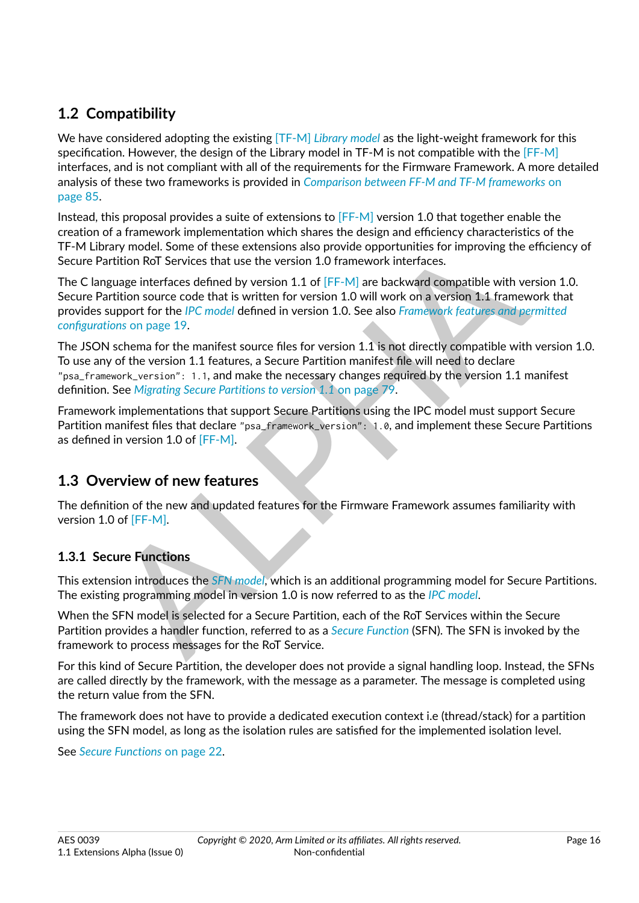## 1.2 Compatibility

We have considered adopting the existing [TF-M] *Library model* as the light-weight framework for this specification. However, the design of the Library model in TF-M is not compatible with the [FF-M] interfaces, and is not compliant with all of the requirements for the Firmware Framework. A more detailed analysis of these two frameworks is provided in *Comparison between FF-M and TF-M frameworks* on page 85.

Instead, this proposal provides a suite of extensions to [FF-M] version 1.0 that together enable the creation of a framework implementation which shares the design and efficiency characteristics of the TF-M Library model. Some of these extensions also provide opportunities for improving the efficiency of Secure Partition RoT Services that use the version 1.0 framework interfaces.

The C language interfaces defined by version 1.1 of [FF-M] are backward compatible with version 1.0. Secure Partition source code that is written for version 1.0 will work on a version 1.1 framework that provides support for the *IPC model* defined in version 1.0. See also *Framework features and permitted configurations* on page 19.

The JSON schema for the manifest source files for version 1.1 is not directly compatible with version 1.0. To use any of the version 1.1 features, a Secure Partition manifest file will need to declare `"psa_framework_version": 1.1`, and make the necessary changes required by the version 1.1 manifest definition. See *Migrating Secure Partitions to version 1.1* on page 79.

Framework implementations that support Secure Partitions using the IPC model must support Secure Partition manifest files that declare `"psa_framework_version": 1.0`, and implement these Secure Partitions as defined in version 1.0 of [FF-M].

## 1.3 Overview of new features

The definition of the new and updated features for the Firmware Framework assumes familiarity with version 1.0 of [FF-M].

### 1.3.1 Secure Functions

This extension introduces the *SFN model*, which is an additional programming model for Secure Partitions. The existing programming model in version 1.0 is now referred to as the *IPC model*.

When the SFN model is selected for a Secure Partition, each of the RoT Services within the Secure Partition provides a handler function, referred to as a *Secure Function* (SFN). The SFN is invoked by the framework to process messages for the RoT Service.

For this kind of Secure Partition, the developer does not provide a signal handling loop. Instead, the SFNs are called directly by the framework, with the message as a parameter. The message is completed using the return value from the SFN.

The framework does not have to provide a dedicated execution context i.e (thread/stack) for a partition using the SFN model, as long as the isolation rules are satisfied for the implemented isolation level.

See *Secure Functions* on page 22.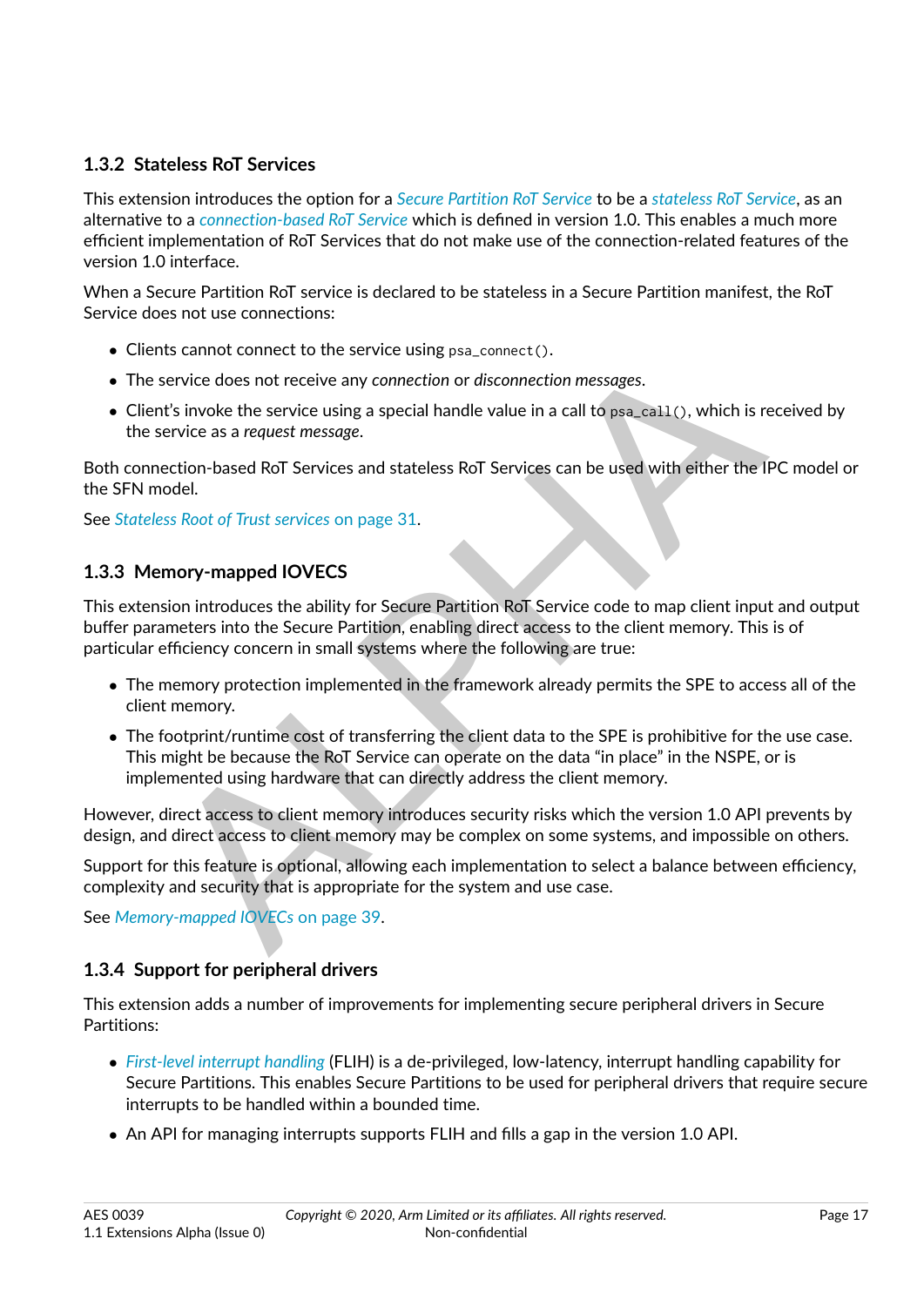### 1.3.2 Stateless RoT Services

This extension introduces the option for a *Secure Partition RoT Service* to be a *stateless RoT Service*, as an alternative to a *connection-based RoT Service* which is defined in version 1.0. This enables a much more efficient implementation of RoT Services that do not make use of the connection-related features of the version 1.0 interface.

When a Secure Partition RoT service is declared to be stateless in a Secure Partition manifest, the RoT Service does not use connections:

- Clients cannot connect to the service using `psa_connect()`.
- The service does not receive any *connection* or *disconnection messages*.
- Client's invoke the service using a special handle value in a call to `psa_call()`, which is received by the service as a *request message*.

Both connection-based RoT Services and stateless RoT Services can be used with either the IPC model or the SFN model.

See *Stateless Root of Trust services* on page 31.

### 1.3.3 Memory-mapped IOVECS

This extension introduces the ability for Secure Partition RoT Service code to map client input and output buffer parameters into the Secure Partition, enabling direct access to the client memory. This is of particular efficiency concern in small systems where the following are true:

- The memory protection implemented in the framework already permits the SPE to access all of the client memory.
- The footprint/runtime cost of transferring the client data to the SPE is prohibitive for the use case. This might be because the RoT Service can operate on the data "in place" in the NSPE, or is implemented using hardware that can directly address the client memory.

However, direct access to client memory introduces security risks which the version 1.0 API prevents by design, and direct access to client memory may be complex on some systems, and impossible on others.

Support for this feature is optional, allowing each implementation to select a balance between efficiency, complexity and security that is appropriate for the system and use case.

See *Memory-mapped IOVECs* on page 39.

### 1.3.4 Support for peripheral drivers

This extension adds a number of improvements for implementing secure peripheral drivers in Secure Partitions:

- *First-level interrupt handling* (FLIH) is a de-privileged, low-latency, interrupt handling capability for Secure Partitions. This enables Secure Partitions to be used for peripheral drivers that require secure interrupts to be handled within a bounded time.
- An API for managing interrupts supports FLIH and fills a gap in the version 1.0 API.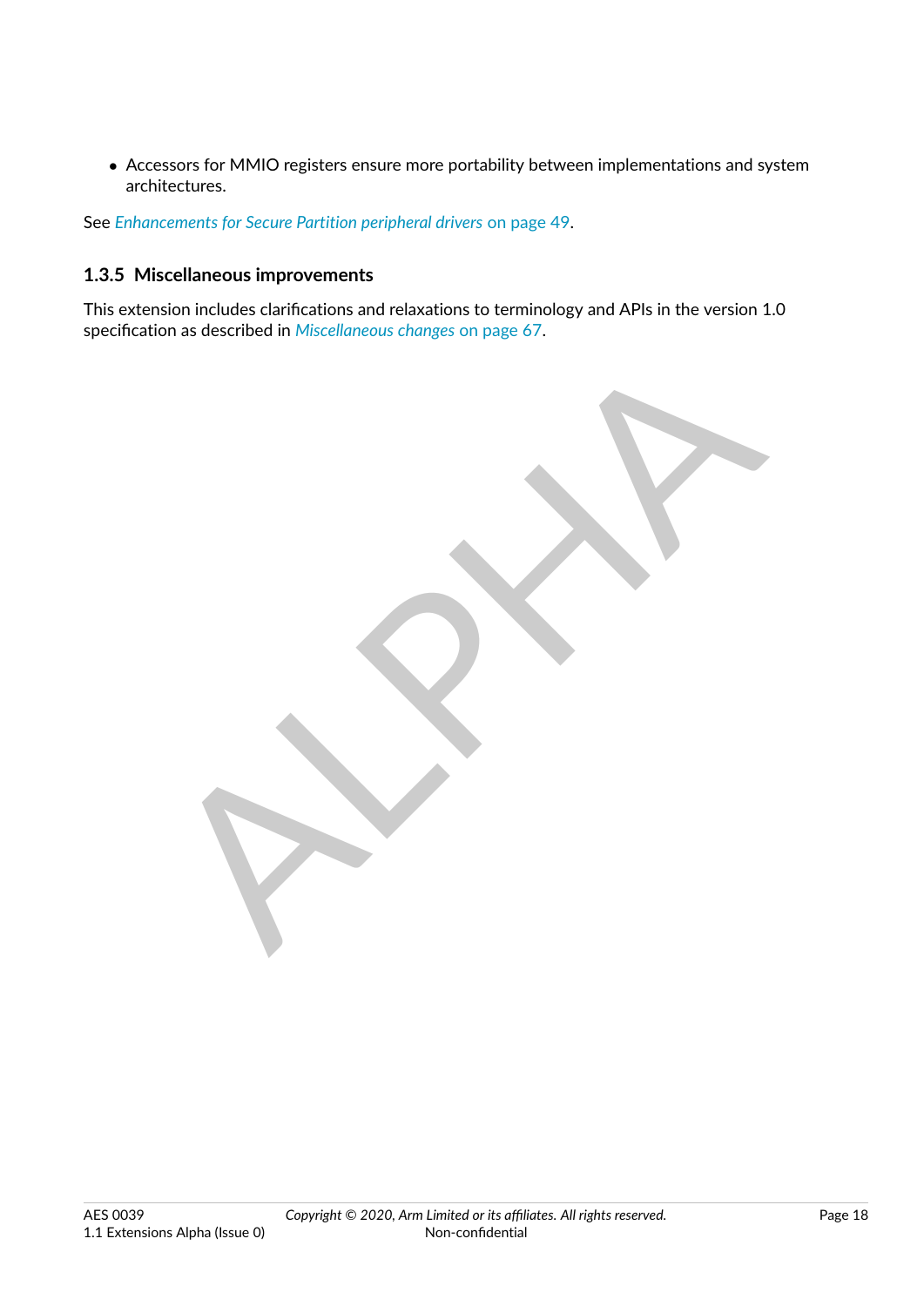- Accessors for MMIO registers ensure more portability between implementations and system architectures.

See *Enhancements for Secure Partition peripheral drivers* on page 49.

### 1.3.5 Miscellaneous improvements

This extension includes clarifications and relaxations to terminology and APIs in the version 1.0 specification as described in *Miscellaneous changes* on page 67.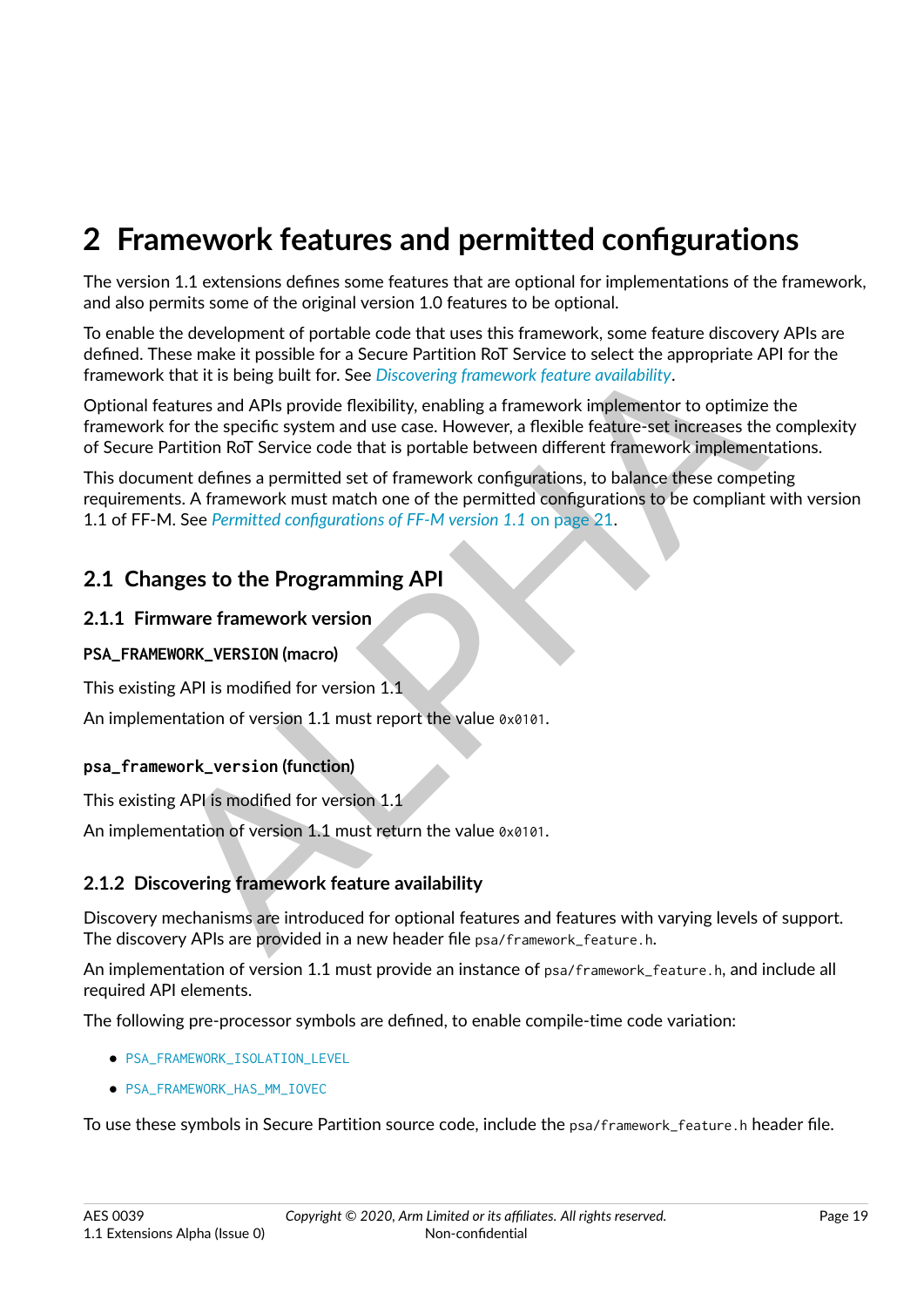# 2 Framework features and permitted configurations

The version 1.1 extensions defines some features that are optional for implementations of the framework, and also permits some of the original version 1.0 features to be optional.

To enable the development of portable code that uses this framework, some feature discovery APIs are defined. These make it possible for a Secure Partition RoT Service to select the appropriate API for the framework that it is being built for. See *Discovering framework feature availability*.

Optional features and APIs provide flexibility, enabling a framework implementor to optimize the framework for the specific system and use case. However, a flexible feature-set increases the complexity of Secure Partition RoT Service code that is portable between different framework implementations.

This document defines a permitted set of framework configurations, to balance these competing requirements. A framework must match one of the permitted configurations to be compliant with version 1.1 of FF-M. See *Permitted configurations of FF-M version 1.1* on page 21.

## 2.1 Changes to the Programming API

### 2.1.1 Firmware framework version

#### `PSA_FRAMEWORK_VERSION` (macro)

This existing API is modified for version 1.1

An implementation of version 1.1 must report the value `0x0101`.

#### `psa_framework_version` (function)

This existing API is modified for version 1.1

An implementation of version 1.1 must return the value `0x0101`.

### 2.1.2 Discovering framework feature availability

Discovery mechanisms are introduced for optional features and features with varying levels of support. The discovery APIs are provided in a new header file `psa/framework_feature.h`.

An implementation of version 1.1 must provide an instance of `psa/framework_feature.h`, and include all required API elements.

The following pre-processor symbols are defined, to enable compile-time code variation:

- `PSA_FRAMEWORK_ISOLATION_LEVEL`
- `PSA_FRAMEWORK_HAS_MM_IOVEC`

To use these symbols in Secure Partition source code, include the `psa/framework_feature.h` header file.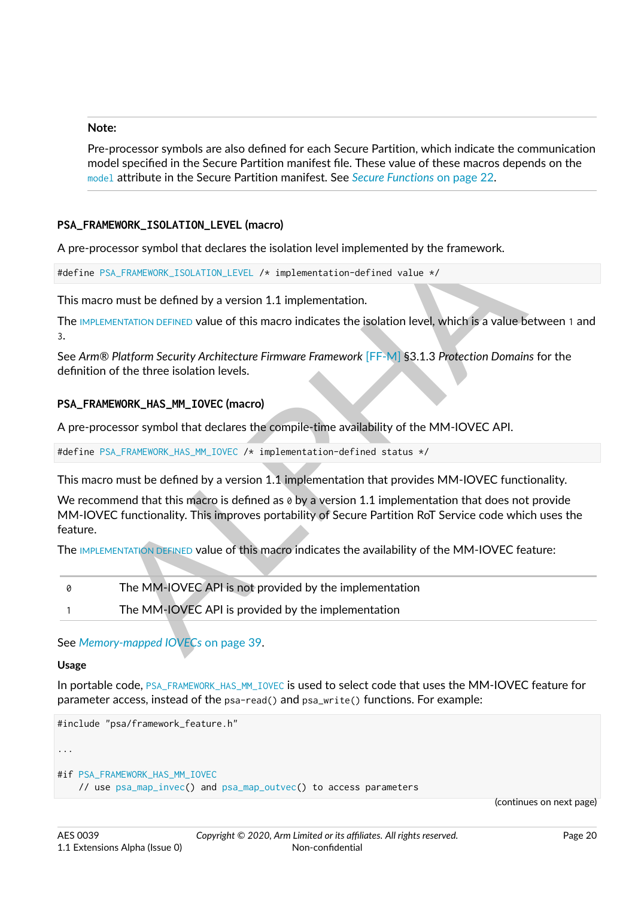**Note:**

Pre-processor symbols are also defined for each Secure Partition, which indicate the communication model specified in the Secure Partition manifest file. These value of these macros depends on the `model` attribute in the Secure Partition manifest. See *Secure Functions* on page 22.

### PSA_FRAMEWORK_ISOLATION_LEVEL (macro)

A pre-processor symbol that declares the isolation level implemented by the framework.

```
#define PSA_FRAMEWORK_ISOLATION_LEVEL /* implementation-defined value */
```

This macro must be defined by a version 1.1 implementation.

The IMPLEMENTATION DEFINED value of this macro indicates the isolation level, which is a value between `1` and `3`.

See *Arm® Platform Security Architecture Firmware Framework* [FF-M] §3.1.3 *Protection Domains* for the definition of the three isolation levels.

### PSA_FRAMEWORK_HAS_MM_IOVEC (macro)

A pre-processor symbol that declares the compile-time availability of the MM-IOVEC API.

```
#define PSA_FRAMEWORK_HAS_MM_IOVEC /* implementation-defined status */
```

This macro must be defined by a version 1.1 implementation that provides MM-IOVEC functionality.

We recommend that this macro is defined as `0` by a version 1.1 implementation that does not provide MM-IOVEC functionality. This improves portability of Secure Partition RoT Service code which uses the feature.

The IMPLEMENTATION DEFINED value of this macro indicates the availability of the MM-IOVEC feature:

| | |
|---|---|
| `0` | The MM-IOVEC API is not provided by the implementation |
| `1` | The MM-IOVEC API is provided by the implementation |

See *Memory-mapped IOVECs* on page 39.

**Usage**

In portable code, `PSA_FRAMEWORK_HAS_MM_IOVEC` is used to select code that uses the MM-IOVEC feature for parameter access, instead of the `psa-read()` and `psa_write()` functions. For example:

```
#include "psa/framework_feature.h"

...

#if PSA_FRAMEWORK_HAS_MM_IOVEC
    // use psa_map_invec() and psa_map_outvec() to access parameters
```

(continues on next page)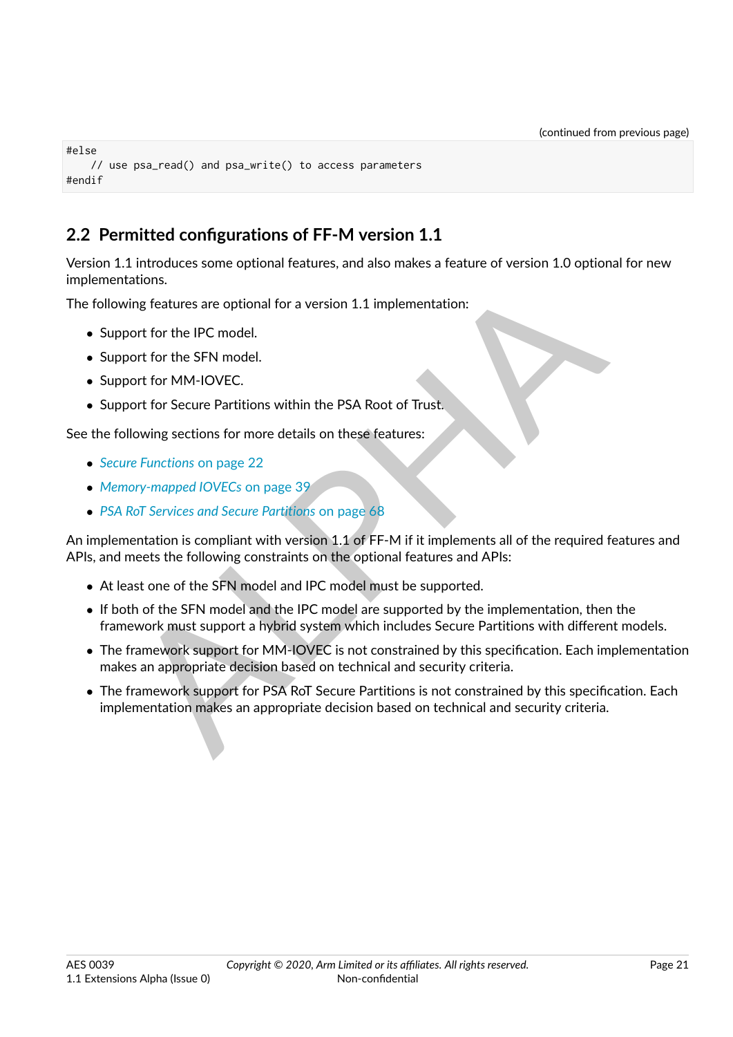(continued from previous page)

```
#else
    // use psa_read() and psa_write() to access parameters
#endif
```

## 2.2 Permitted configurations of FF-M version 1.1

Version 1.1 introduces some optional features, and also makes a feature of version 1.0 optional for new implementations.

The following features are optional for a version 1.1 implementation:

- Support for the IPC model.
- Support for the SFN model.
- Support for MM-IOVEC.
- Support for Secure Partitions within the PSA Root of Trust.

See the following sections for more details on these features:

- *Secure Functions* on page 22
- *Memory-mapped IOVECs* on page 39
- *PSA RoT Services and Secure Partitions* on page 68

An implementation is compliant with version 1.1 of FF-M if it implements all of the required features and APIs, and meets the following constraints on the optional features and APIs:

- At least one of the SFN model and IPC model must be supported.
- If both of the SFN model and the IPC model are supported by the implementation, then the framework must support a hybrid system which includes Secure Partitions with different models.
- The framework support for MM-IOVEC is not constrained by this specification. Each implementation makes an appropriate decision based on technical and security criteria.
- The framework support for PSA RoT Secure Partitions is not constrained by this specification. Each implementation makes an appropriate decision based on technical and security criteria.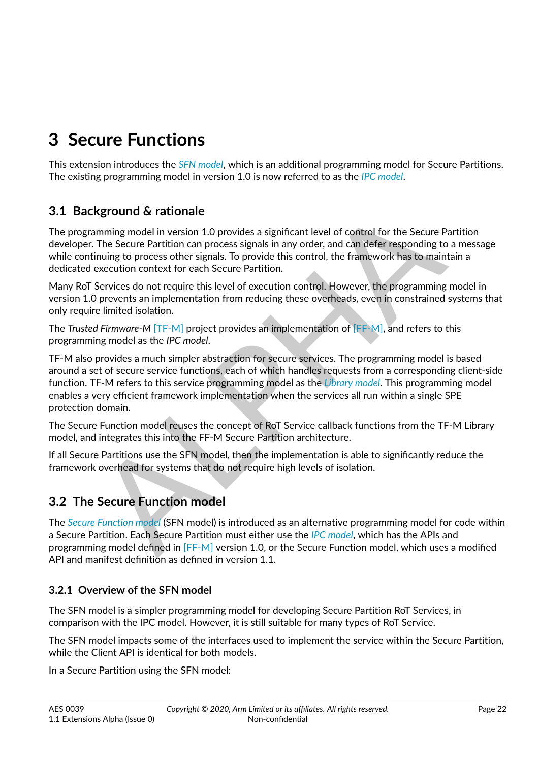# 3 Secure Functions

This extension introduces the *SFN model*, which is an additional programming model for Secure Partitions. The existing programming model in version 1.0 is now referred to as the *IPC model*.

## 3.1 Background & rationale

The programming model in version 1.0 provides a significant level of control for the Secure Partition developer. The Secure Partition can process signals in any order, and can defer responding to a message while continuing to process other signals. To provide this control, the framework has to maintain a dedicated execution context for each Secure Partition.

Many RoT Services do not require this level of execution control. However, the programming model in version 1.0 prevents an implementation from reducing these overheads, even in constrained systems that only require limited isolation.

The *Trusted Firmware-M* [TF-M] project provides an implementation of [FF-M], and refers to this programming model as the *IPC model*.

TF-M also provides a much simpler abstraction for secure services. The programming model is based around a set of secure service functions, each of which handles requests from a corresponding client-side function. TF-M refers to this service programming model as the *Library model*. This programming model enables a very efficient framework implementation when the services all run within a single SPE protection domain.

The Secure Function model reuses the concept of RoT Service callback functions from the TF-M Library model, and integrates this into the FF-M Secure Partition architecture.

If all Secure Partitions use the SFN model, then the implementation is able to significantly reduce the framework overhead for systems that do not require high levels of isolation.

## 3.2 The Secure Function model

The *Secure Function model* (SFN model) is introduced as an alternative programming model for code within a Secure Partition. Each Secure Partition must either use the *IPC model*, which has the APIs and programming model defined in [FF-M] version 1.0, or the Secure Function model, which uses a modified API and manifest definition as defined in version 1.1.

### 3.2.1 Overview of the SFN model

The SFN model is a simpler programming model for developing Secure Partition RoT Services, in comparison with the IPC model. However, it is still suitable for many types of RoT Service.

The SFN model impacts some of the interfaces used to implement the service within the Secure Partition, while the Client API is identical for both models.

In a Secure Partition using the SFN model: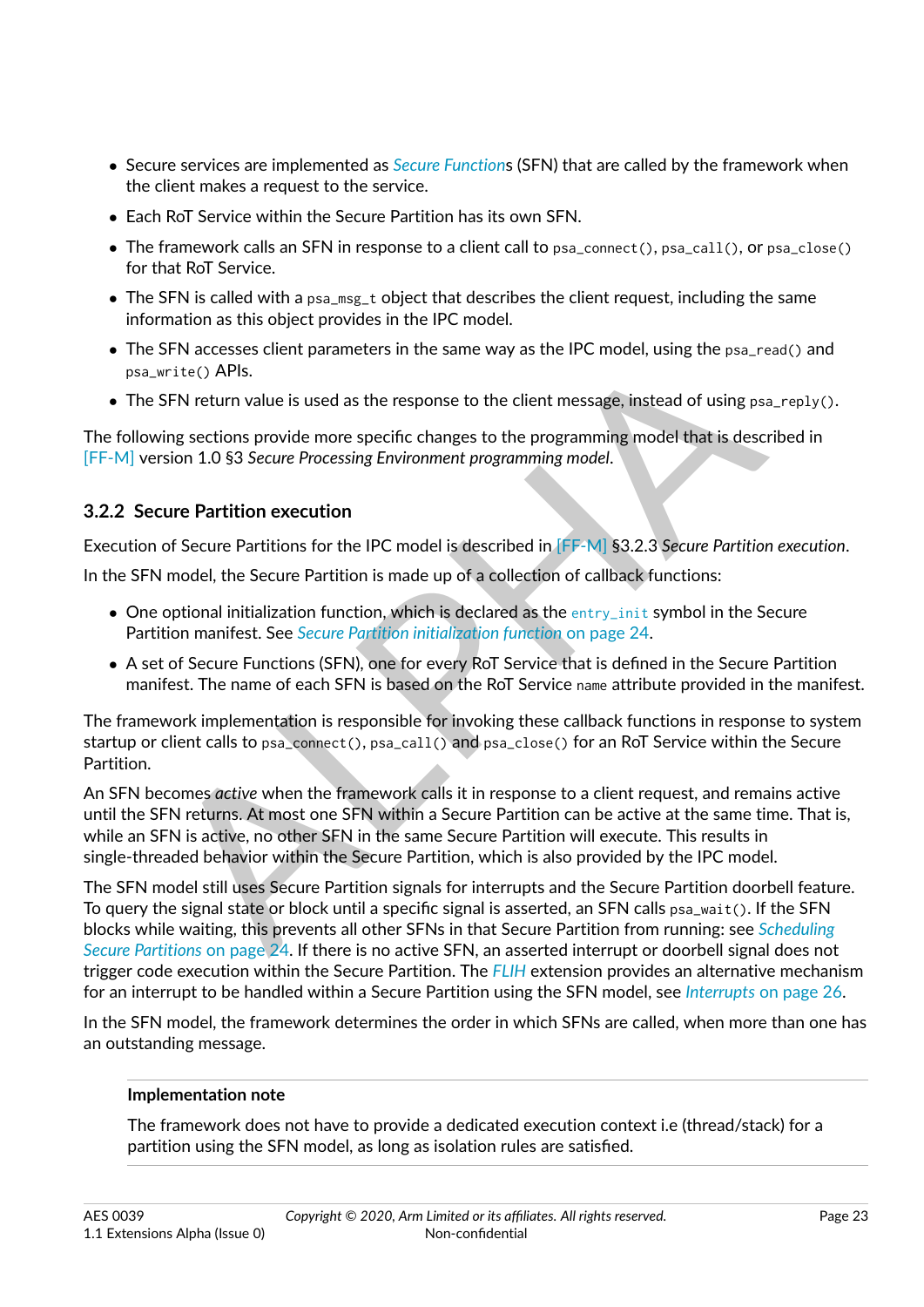- Secure services are implemented as *Secure Functions* (SFN) that are called by the framework when the client makes a request to the service.
- Each RoT Service within the Secure Partition has its own SFN.
- The framework calls an SFN in response to a client call to `psa_connect()`, `psa_call()`, or `psa_close()` for that RoT Service.
- The SFN is called with a `psa_msg_t` object that describes the client request, including the same information as this object provides in the IPC model.
- The SFN accesses client parameters in the same way as the IPC model, using the `psa_read()` and `psa_write()` APIs.
- The SFN return value is used as the response to the client message, instead of using `psa_reply()`.

The following sections provide more specific changes to the programming model that is described in [FF-M] version 1.0 §3 *Secure Processing Environment programming model*.

### 3.2.2 Secure Partition execution

Execution of Secure Partitions for the IPC model is described in [FF-M] §3.2.3 *Secure Partition execution*.

In the SFN model, the Secure Partition is made up of a collection of callback functions:

- One optional initialization function, which is declared as the `entry_init` symbol in the Secure Partition manifest. See *Secure Partition initialization function* on page 24.
- A set of Secure Functions (SFN), one for every RoT Service that is defined in the Secure Partition manifest. The name of each SFN is based on the RoT Service `name` attribute provided in the manifest.

The framework implementation is responsible for invoking these callback functions in response to system startup or client calls to `psa_connect()`, `psa_call()` and `psa_close()` for an RoT Service within the Secure Partition.

An SFN becomes *active* when the framework calls it in response to a client request, and remains active until the SFN returns. At most one SFN within a Secure Partition can be active at the same time. That is, while an SFN is active, no other SFN in the same Secure Partition will execute. This results in single-threaded behavior within the Secure Partition, which is also provided by the IPC model.

The SFN model still uses Secure Partition signals for interrupts and the Secure Partition doorbell feature. To query the signal state or block until a specific signal is asserted, an SFN calls `psa_wait()`. If the SFN blocks while waiting, this prevents all other SFNs in that Secure Partition from running: see *Scheduling Secure Partitions* on page 24. If there is no active SFN, an asserted interrupt or doorbell signal does not trigger code execution within the Secure Partition. The *FLIH* extension provides an alternative mechanism for an interrupt to be handled within a Secure Partition using the SFN model, see *Interrupts* on page 26.

In the SFN model, the framework determines the order in which SFNs are called, when more than one has an outstanding message.

> **Implementation note**
>
> The framework does not have to provide a dedicated execution context i.e (thread/stack) for a partition using the SFN model, as long as isolation rules are satisfied.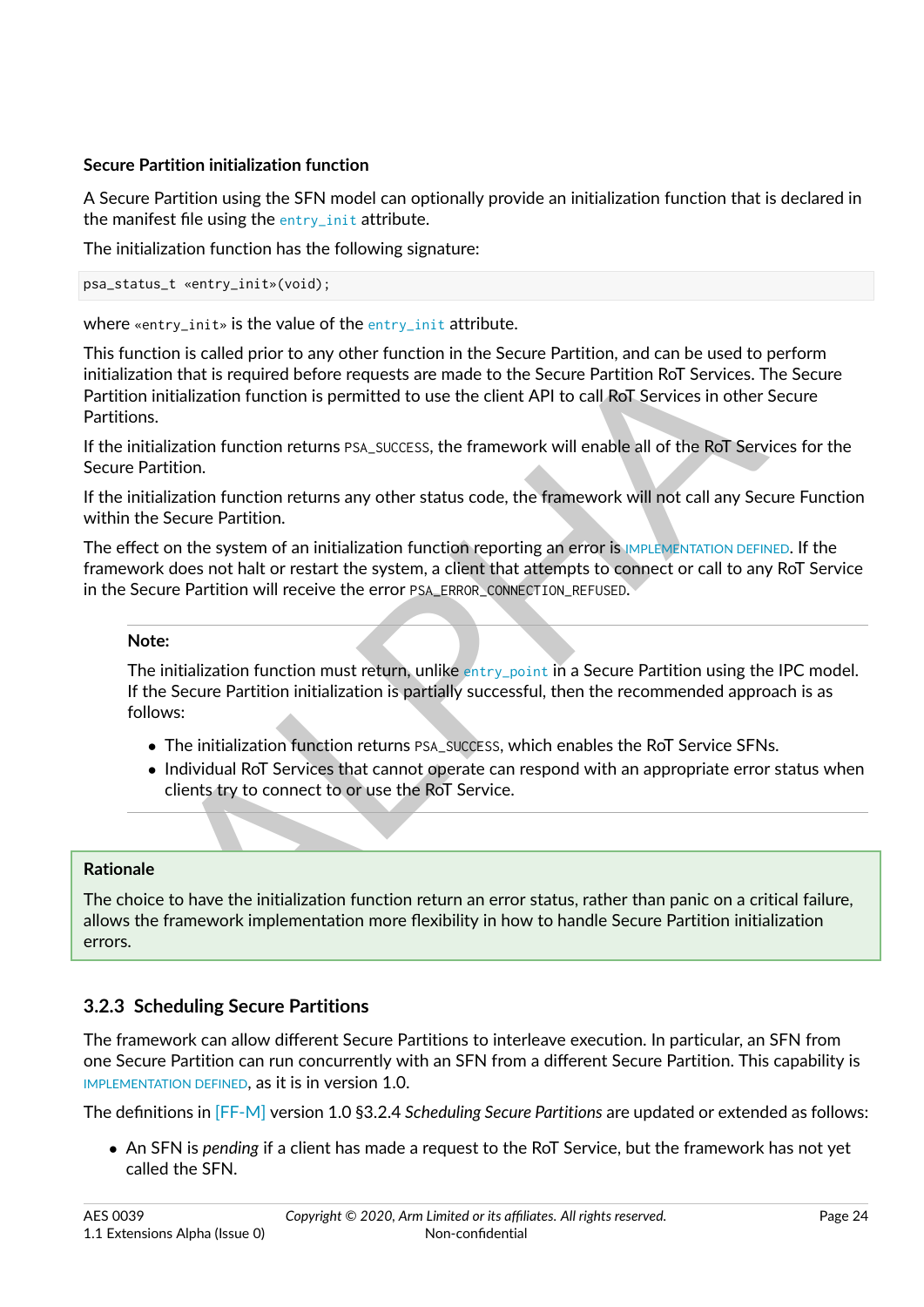#### Secure Partition initialization function

A Secure Partition using the SFN model can optionally provide an initialization function that is declared in the manifest file using the `entry_init` attribute.

The initialization function has the following signature:

```
psa_status_t «entry_init»(void);
```

where `«entry_init»` is the value of the `entry_init` attribute.

This function is called prior to any other function in the Secure Partition, and can be used to perform initialization that is required before requests are made to the Secure Partition RoT Services. The Secure Partition initialization function is permitted to use the client API to call RoT Services in other Secure Partitions.

If the initialization function returns `PSA_SUCCESS`, the framework will enable all of the RoT Services for the Secure Partition.

If the initialization function returns any other status code, the framework will not call any Secure Function within the Secure Partition.

The effect on the system of an initialization function reporting an error is IMPLEMENTATION DEFINED. If the framework does not halt or restart the system, a client that attempts to connect or call to any RoT Service in the Secure Partition will receive the error `PSA_ERROR_CONNECTION_REFUSED`.

> **Note:**
>
> The initialization function must return, unlike `entry_point` in a Secure Partition using the IPC model. If the Secure Partition initialization is partially successful, then the recommended approach is as follows:
>
> - The initialization function returns `PSA_SUCCESS`, which enables the RoT Service SFNs.
> - Individual RoT Services that cannot operate can respond with an appropriate error status when clients try to connect to or use the RoT Service.

**Rationale**

The choice to have the initialization function return an error status, rather than panic on a critical failure, allows the framework implementation more flexibility in how to handle Secure Partition initialization errors.

### 3.2.3 Scheduling Secure Partitions

The framework can allow different Secure Partitions to interleave execution. In particular, an SFN from one Secure Partition can run concurrently with an SFN from a different Secure Partition. This capability is IMPLEMENTATION DEFINED, as it is in version 1.0.

The definitions in [FF-M] version 1.0 §3.2.4 *Scheduling Secure Partitions* are updated or extended as follows:

- An SFN is *pending* if a client has made a request to the RoT Service, but the framework has not yet called the SFN.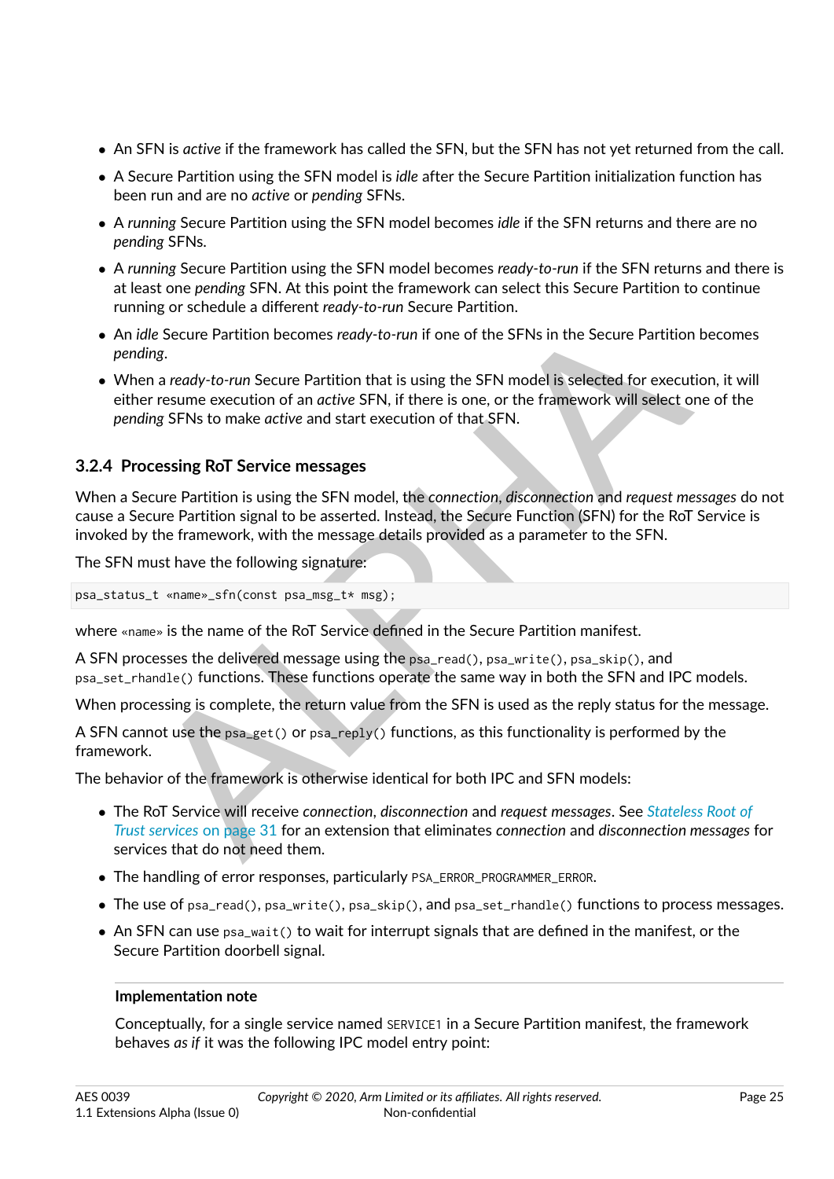- An SFN is *active* if the framework has called the SFN, but the SFN has not yet returned from the call.
- A Secure Partition using the SFN model is *idle* after the Secure Partition initialization function has been run and are no *active* or *pending* SFNs.
- A *running* Secure Partition using the SFN model becomes *idle* if the SFN returns and there are no *pending* SFNs.
- A *running* Secure Partition using the SFN model becomes *ready-to-run* if the SFN returns and there is at least one *pending* SFN. At this point the framework can select this Secure Partition to continue running or schedule a different *ready-to-run* Secure Partition.
- An *idle* Secure Partition becomes *ready-to-run* if one of the SFNs in the Secure Partition becomes *pending*.
- When a *ready-to-run* Secure Partition that is using the SFN model is selected for execution, it will either resume execution of an *active* SFN, if there is one, or the framework will select one of the *pending* SFNs to make *active* and start execution of that SFN.

### 3.2.4 Processing RoT Service messages

When a Secure Partition is using the SFN model, the *connection*, *disconnection* and *request messages* do not cause a Secure Partition signal to be asserted. Instead, the Secure Function (SFN) for the RoT Service is invoked by the framework, with the message details provided as a parameter to the SFN.

The SFN must have the following signature:

```
psa_status_t «name»_sfn(const psa_msg_t* msg);
```

where `«name»` is the name of the RoT Service defined in the Secure Partition manifest.

A SFN processes the delivered message using the `psa_read()`, `psa_write()`, `psa_skip()`, and `psa_set_rhandle()` functions. These functions operate the same way in both the SFN and IPC models.

When processing is complete, the return value from the SFN is used as the reply status for the message.

A SFN cannot use the `psa_get()` or `psa_reply()` functions, as this functionality is performed by the framework.

The behavior of the framework is otherwise identical for both IPC and SFN models:

- The RoT Service will receive *connection*, *disconnection* and *request messages*. See Stateless Root of Trust services on page 31 for an extension that eliminates *connection* and *disconnection messages* for services that do not need them.
- The handling of error responses, particularly `PSA_ERROR_PROGRAMMER_ERROR`.
- The use of `psa_read()`, `psa_write()`, `psa_skip()`, and `psa_set_rhandle()` functions to process messages.
- An SFN can use `psa_wait()` to wait for interrupt signals that are defined in the manifest, or the Secure Partition doorbell signal.

**Implementation note**

Conceptually, for a single service named `SERVICE1` in a Secure Partition manifest, the framework behaves *as if* it was the following IPC model entry point: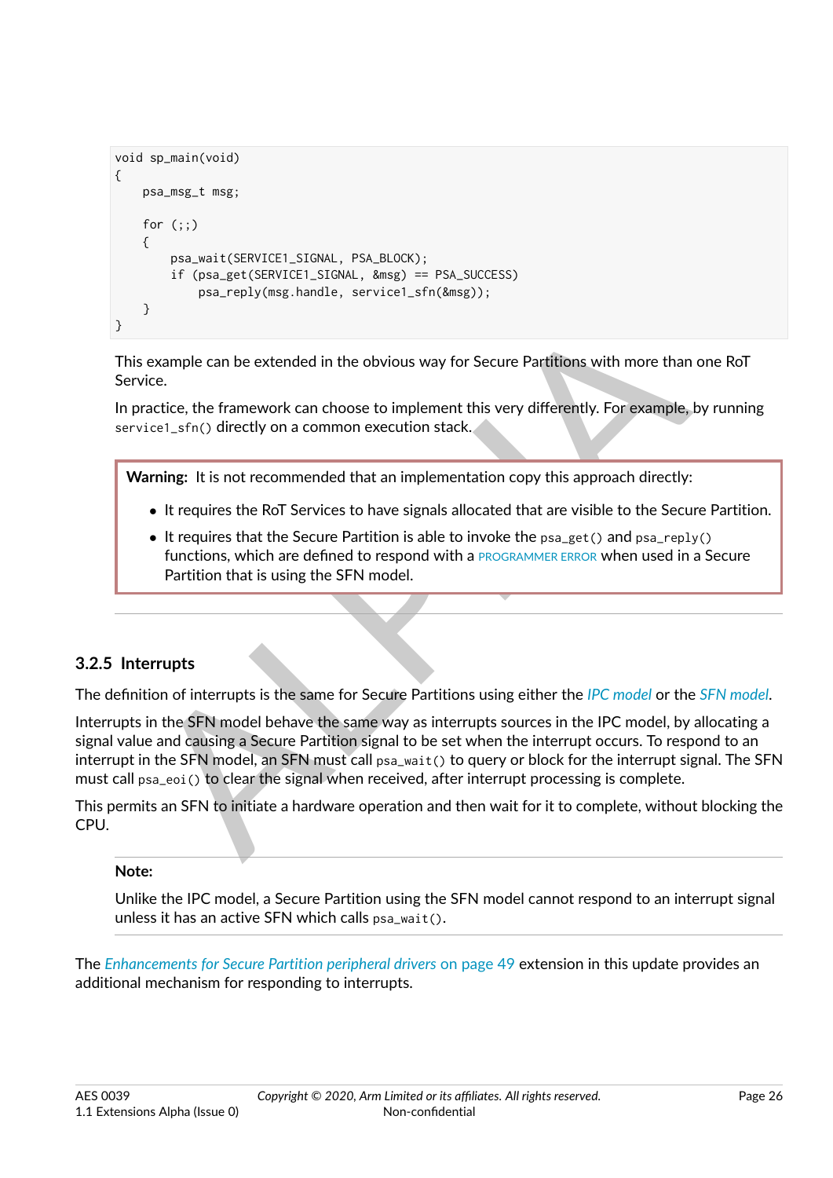```
void sp_main(void)
{
    psa_msg_t msg;

    for (;;)
    {
        psa_wait(SERVICE1_SIGNAL, PSA_BLOCK);
        if (psa_get(SERVICE1_SIGNAL, &msg) == PSA_SUCCESS)
            psa_reply(msg.handle, service1_sfn(&msg));
    }
}
```

This example can be extended in the obvious way for Secure Partitions with more than one RoT Service.

In practice, the framework can choose to implement this very differently. For example, by running `service1_sfn()` directly on a common execution stack.

> **Warning:** It is not recommended that an implementation copy this approach directly:
>
> - It requires the RoT Services to have signals allocated that are visible to the Secure Partition.
> - It requires that the Secure Partition is able to invoke the `psa_get()` and `psa_reply()` functions, which are defined to respond with a PROGRAMMER ERROR when used in a Secure Partition that is using the SFN model.

### 3.2.5 Interrupts

The definition of interrupts is the same for Secure Partitions using either the *IPC model* or the *SFN model*.

Interrupts in the SFN model behave the same way as interrupts sources in the IPC model, by allocating a signal value and causing a Secure Partition signal to be set when the interrupt occurs. To respond to an interrupt in the SFN model, an SFN must call `psa_wait()` to query or block for the interrupt signal. The SFN must call `psa_eoi()` to clear the signal when received, after interrupt processing is complete.

This permits an SFN to initiate a hardware operation and then wait for it to complete, without blocking the CPU.

**Note:**

Unlike the IPC model, a Secure Partition using the SFN model cannot respond to an interrupt signal unless it has an active SFN which calls `psa_wait()`.

The *Enhancements for Secure Partition peripheral drivers* on page 49 extension in this update provides an additional mechanism for responding to interrupts.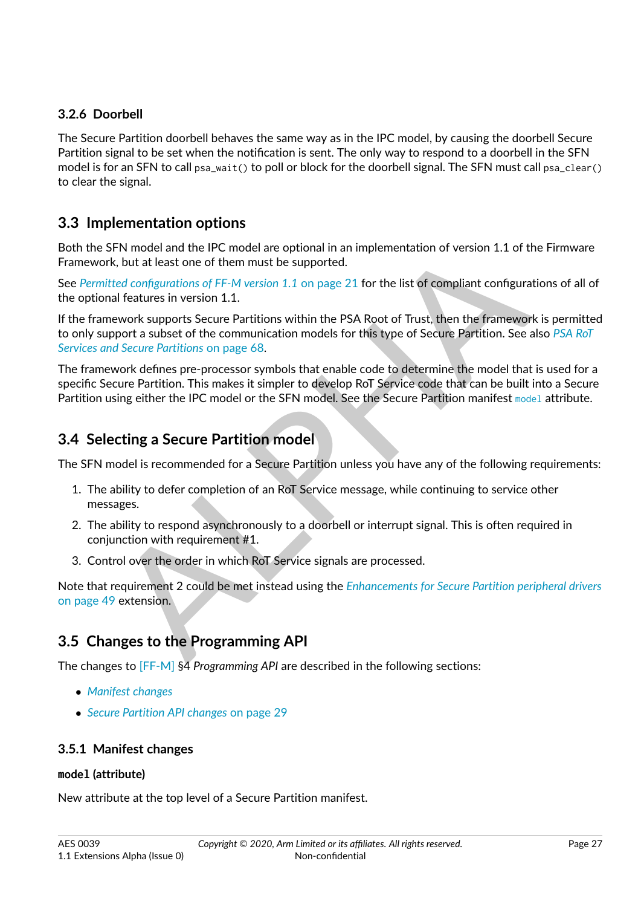### 3.2.6 Doorbell

The Secure Partition doorbell behaves the same way as in the IPC model, by causing the doorbell Secure Partition signal to be set when the notification is sent. The only way to respond to a doorbell in the SFN model is for an SFN to call `psa_wait()` to poll or block for the doorbell signal. The SFN must call `psa_clear()` to clear the signal.

## 3.3 Implementation options

Both the SFN model and the IPC model are optional in an implementation of version 1.1 of the Firmware Framework, but at least one of them must be supported.

See *Permitted configurations of FF-M version 1.1* on page 21 for the list of compliant configurations of all of the optional features in version 1.1.

If the framework supports Secure Partitions within the PSA Root of Trust, then the framework is permitted to only support a subset of the communication models for this type of Secure Partition. See also *PSA RoT Services and Secure Partitions* on page 68.

The framework defines pre-processor symbols that enable code to determine the model that is used for a specific Secure Partition. This makes it simpler to develop RoT Service code that can be built into a Secure Partition using either the IPC model or the SFN model. See the Secure Partition manifest `model` attribute.

## 3.4 Selecting a Secure Partition model

The SFN model is recommended for a Secure Partition unless you have any of the following requirements:

1. The ability to defer completion of an RoT Service message, while continuing to service other messages.
2. The ability to respond asynchronously to a doorbell or interrupt signal. This is often required in conjunction with requirement #1.
3. Control over the order in which RoT Service signals are processed.

Note that requirement 2 could be met instead using the *Enhancements for Secure Partition peripheral drivers* on page 49 extension.

## 3.5 Changes to the Programming API

The changes to [FF-M] §4 *Programming API* are described in the following sections:

- *Manifest changes*
- *Secure Partition API changes* on page 29

### 3.5.1 Manifest changes

**`model` (attribute)**

New attribute at the top level of a Secure Partition manifest.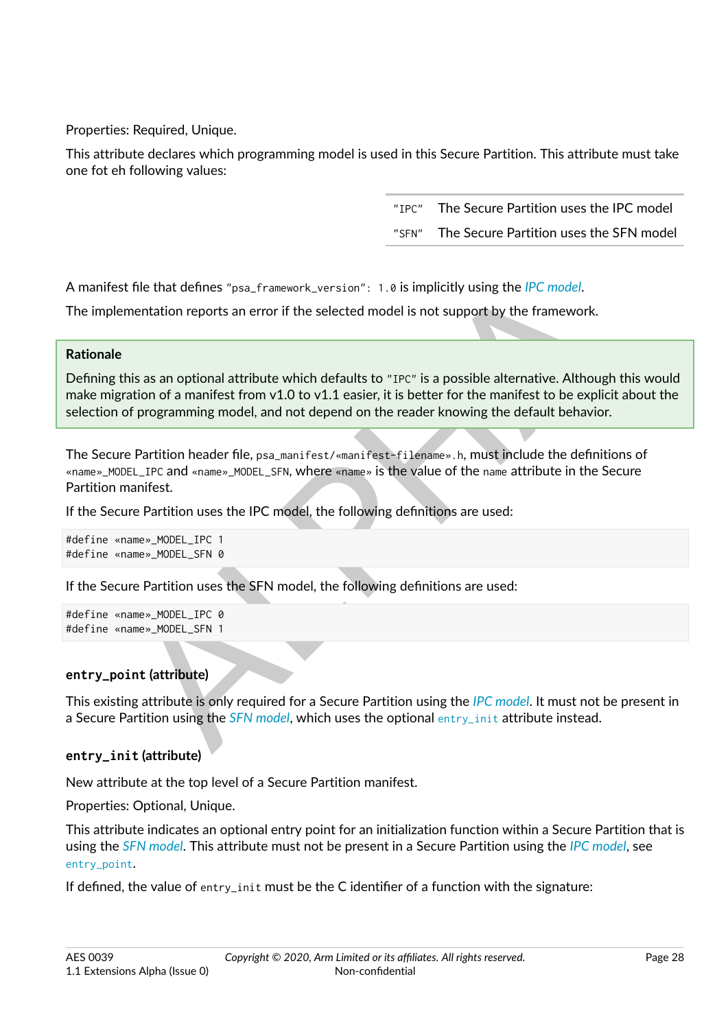Properties: Required, Unique.

This attribute declares which programming model is used in this Secure Partition. This attribute must take one fot eh following values:

| | |
|---|---|
| `"IPC"` | The Secure Partition uses the IPC model |
| `"SFN"` | The Secure Partition uses the SFN model |

A manifest file that defines `"psa_framework_version": 1.0` is implicitly using the *IPC model*.

The implementation reports an error if the selected model is not support by the framework.

**Rationale**

Defining this as an optional attribute which defaults to `"IPC"` is a possible alternative. Although this would make migration of a manifest from v1.0 to v1.1 easier, it is better for the manifest to be explicit about the selection of programming model, and not depend on the reader knowing the default behavior.

The Secure Partition header file, `psa_manifest/«manifest-filename».h`, must include the definitions of `«name»_MODEL_IPC` and `«name»_MODEL_SFN`, where `«name»` is the value of the `name` attribute in the Secure Partition manifest.

If the Secure Partition uses the IPC model, the following definitions are used:

```
#define «name»_MODEL_IPC 1
#define «name»_MODEL_SFN 0
```

If the Secure Partition uses the SFN model, the following definitions are used:

```
#define «name»_MODEL_IPC 0
#define «name»_MODEL_SFN 1
```

#### `entry_point` (attribute)

This existing attribute is only required for a Secure Partition using the *IPC model*. It must not be present in a Secure Partition using the *SFN model*, which uses the optional `entry_init` attribute instead.

#### `entry_init` (attribute)

New attribute at the top level of a Secure Partition manifest.

Properties: Optional, Unique.

This attribute indicates an optional entry point for an initialization function within a Secure Partition that is using the *SFN model*. This attribute must not be present in a Secure Partition using the *IPC model*, see `entry_point`.

If defined, the value of `entry_init` must be the C identifier of a function with the signature: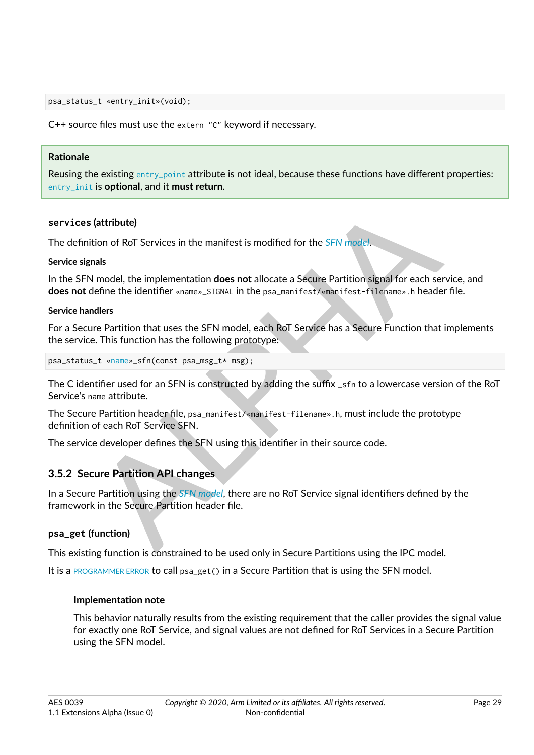```
psa_status_t «entry_init»(void);
```

C++ source files must use the `extern "C"` keyword if necessary.

> **Rationale**
>
> Reusing the existing `entry_point` attribute is not ideal, because these functions have different properties: `entry_init` is **optional**, and it **must return**.

#### `services` (attribute)

The definition of RoT Services in the manifest is modified for the *SFN model*.

##### Service signals

In the SFN model, the implementation **does not** allocate a Secure Partition signal for each service, and **does not** define the identifier `«name»_SIGNAL` in the `psa_manifest/«manifest-filename».h` header file.

##### Service handlers

For a Secure Partition that uses the SFN model, each RoT Service has a Secure Function that implements the service. This function has the following prototype:

```
psa_status_t «name»_sfn(const psa_msg_t* msg);
```

The C identifier used for an SFN is constructed by adding the suffix `_sfn` to a lowercase version of the RoT Service's `name` attribute.

The Secure Partition header file, `psa_manifest/«manifest-filename».h`, must include the prototype definition of each RoT Service SFN.

The service developer defines the SFN using this identifier in their source code.

### 3.5.2 Secure Partition API changes

In a Secure Partition using the *SFN model*, there are no RoT Service signal identifiers defined by the framework in the Secure Partition header file.

#### `psa_get` (function)

This existing function is constrained to be used only in Secure Partitions using the IPC model.

It is a PROGRAMMER ERROR to call `psa_get()` in a Secure Partition that is using the SFN model.

> **Implementation note**
>
> This behavior naturally results from the existing requirement that the caller provides the signal value for exactly one RoT Service, and signal values are not defined for RoT Services in a Secure Partition using the SFN model.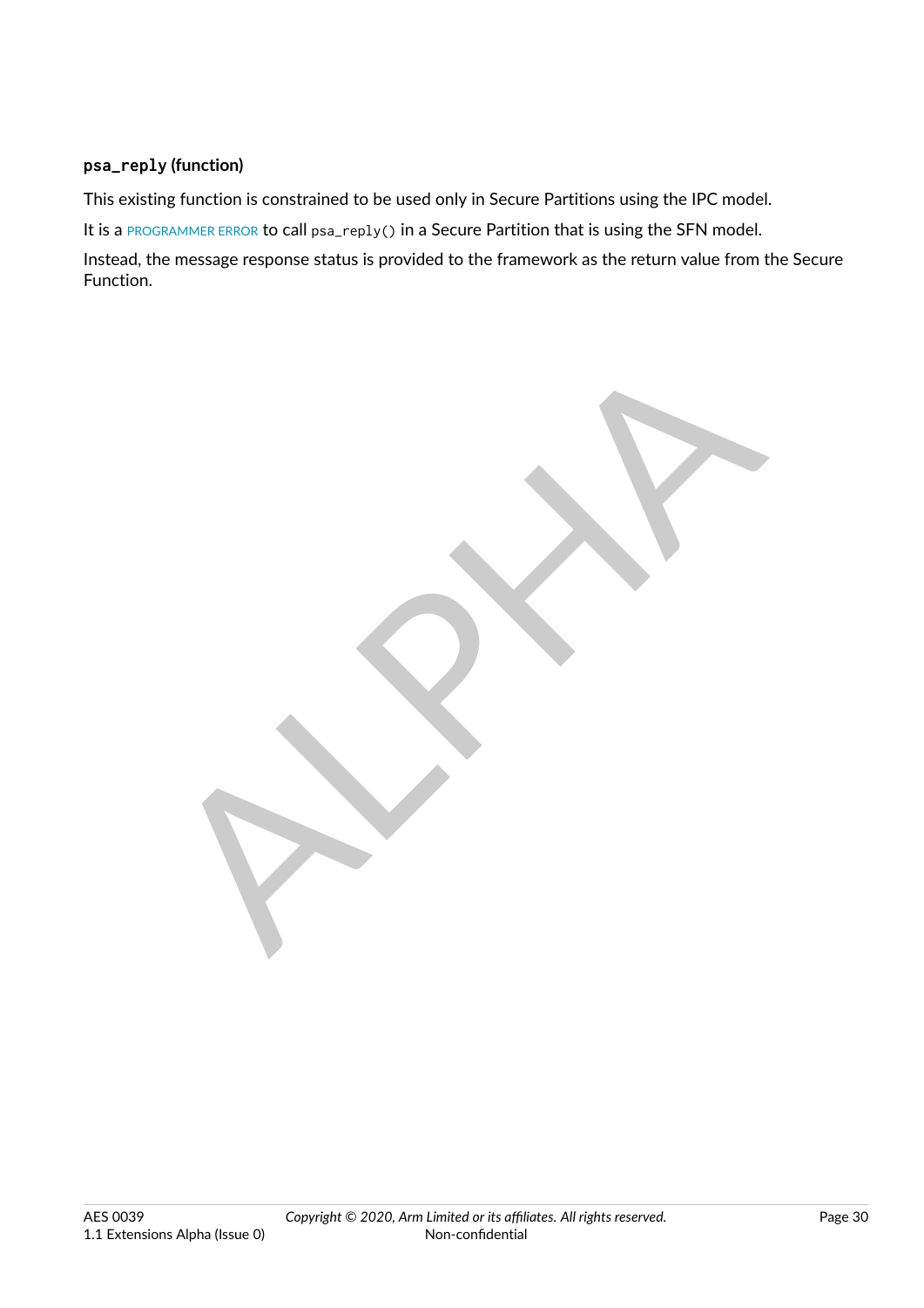#### `psa_reply` (function)

This existing function is constrained to be used only in Secure Partitions using the IPC model.

It is a PROGRAMMER ERROR to call `psa_reply()` in a Secure Partition that is using the SFN model.

Instead, the message response status is provided to the framework as the return value from the Secure Function.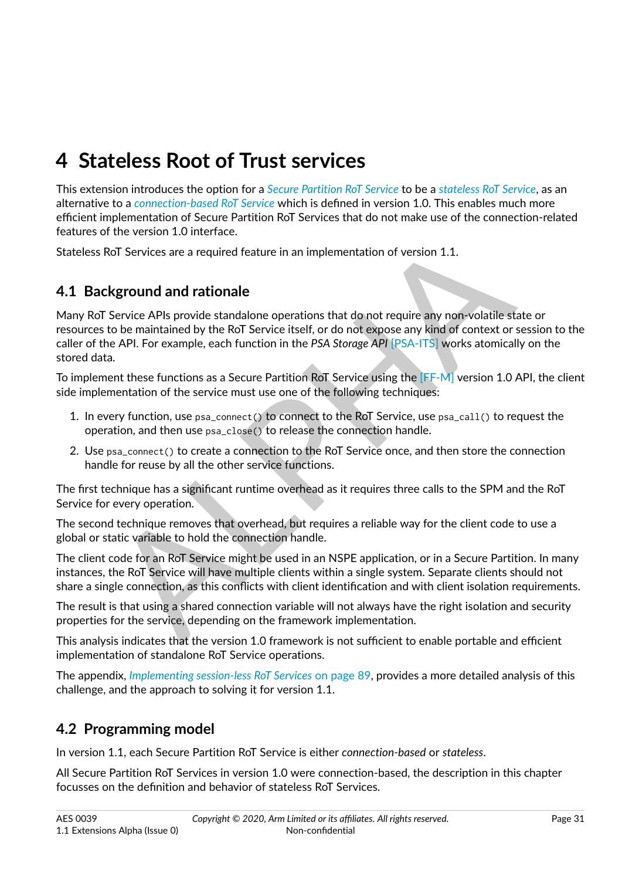# 4 Stateless Root of Trust services

This extension introduces the option for a *Secure Partition RoT Service* to be a *stateless RoT Service*, as an alternative to a *connection-based RoT Service* which is defined in version 1.0. This enables much more efficient implementation of Secure Partition RoT Services that do not make use of the connection-related features of the version 1.0 interface.

Stateless RoT Services are a required feature in an implementation of version 1.1.

## 4.1 Background and rationale

Many RoT Service APIs provide standalone operations that do not require any non-volatile state or resources to be maintained by the RoT Service itself, or do not expose any kind of context or session to the caller of the API. For example, each function in the *PSA Storage API* [PSA-ITS] works atomically on the stored data.

To implement these functions as a Secure Partition RoT Service using the [FF-M] version 1.0 API, the client side implementation of the service must use one of the following techniques:

1. In every function, use `psa_connect()` to connect to the RoT Service, use `psa_call()` to request the operation, and then use `psa_close()` to release the connection handle.
2. Use `psa_connect()` to create a connection to the RoT Service once, and then store the connection handle for reuse by all the other service functions.

The first technique has a significant runtime overhead as it requires three calls to the SPM and the RoT Service for every operation.

The second technique removes that overhead, but requires a reliable way for the client code to use a global or static variable to hold the connection handle.

The client code for an RoT Service might be used in an NSPE application, or in a Secure Partition. In many instances, the RoT Service will have multiple clients within a single system. Separate clients should not share a single connection, as this conflicts with client identification and with client isolation requirements.

The result is that using a shared connection variable will not always have the right isolation and security properties for the service, depending on the framework implementation.

This analysis indicates that the version 1.0 framework is not sufficient to enable portable and efficient implementation of standalone RoT Service operations.

The appendix, *Implementing session-less RoT Services* on page 89, provides a more detailed analysis of this challenge, and the approach to solving it for version 1.1.

## 4.2 Programming model

In version 1.1, each Secure Partition RoT Service is either *connection-based* or *stateless*.

All Secure Partition RoT Services in version 1.0 were connection-based, the description in this chapter focusses on the definition and behavior of stateless RoT Services.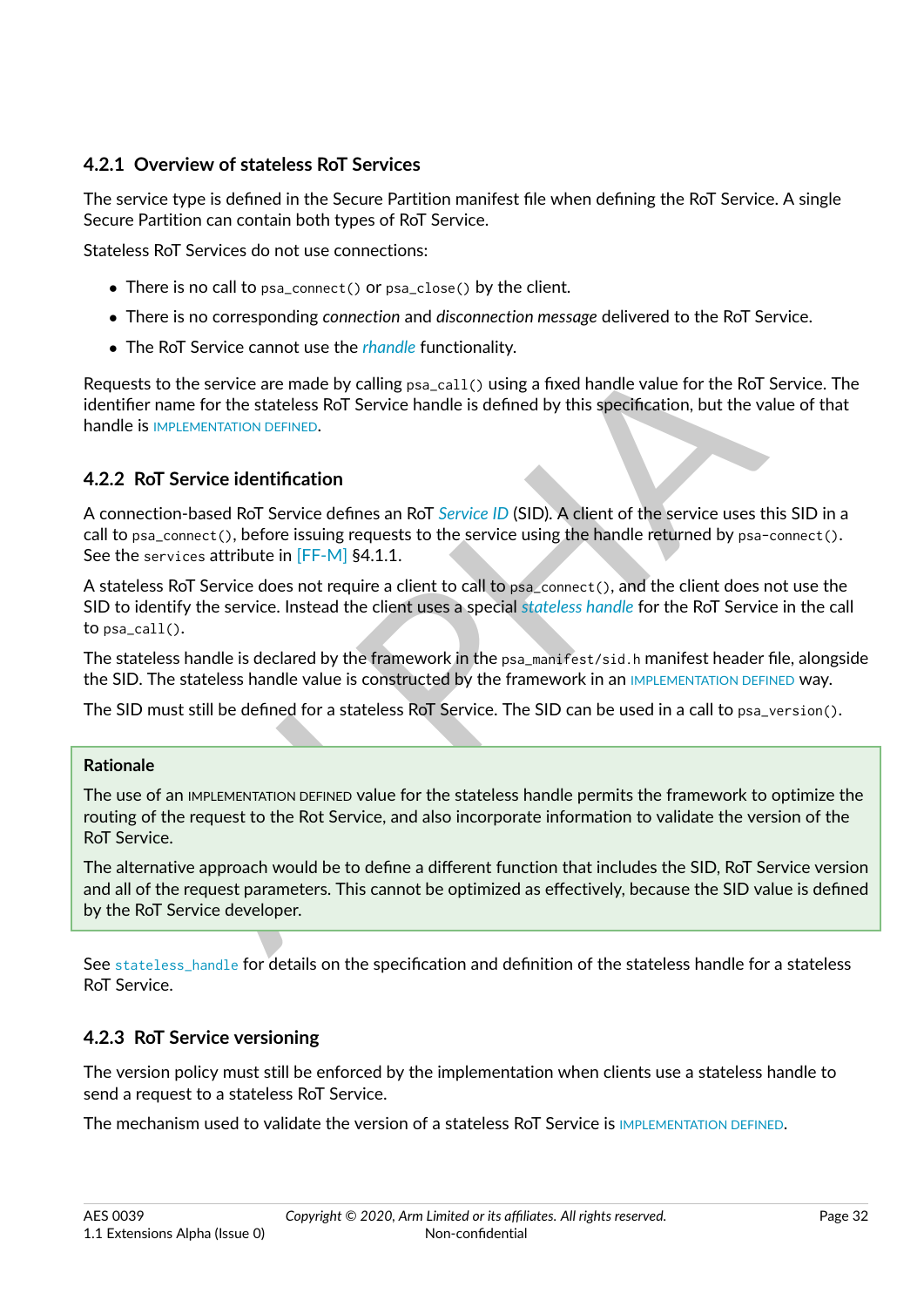### 4.2.1 Overview of stateless RoT Services

The service type is defined in the Secure Partition manifest file when defining the RoT Service. A single Secure Partition can contain both types of RoT Service.

Stateless RoT Services do not use connections:

- There is no call to `psa_connect()` or `psa_close()` by the client.
- There is no corresponding *connection* and *disconnection message* delivered to the RoT Service.
- The RoT Service cannot use the *rhandle* functionality.

Requests to the service are made by calling `psa_call()` using a fixed handle value for the RoT Service. The identifier name for the stateless RoT Service handle is defined by this specification, but the value of that handle is IMPLEMENTATION DEFINED.

### 4.2.2 RoT Service identification

A connection-based RoT Service defines an RoT *Service ID* (SID). A client of the service uses this SID in a call to `psa_connect()`, before issuing requests to the service using the handle returned by `psa-connect()`. See the `services` attribute in [FF-M] §4.1.1.

A stateless RoT Service does not require a client to call to `psa_connect()`, and the client does not use the SID to identify the service. Instead the client uses a special *stateless handle* for the RoT Service in the call to `psa_call()`.

The stateless handle is declared by the framework in the `psa_manifest/sid.h` manifest header file, alongside the SID. The stateless handle value is constructed by the framework in an IMPLEMENTATION DEFINED way.

The SID must still be defined for a stateless RoT Service. The SID can be used in a call to `psa_version()`.

> **Rationale**
>
> The use of an IMPLEMENTATION DEFINED value for the stateless handle permits the framework to optimize the routing of the request to the Rot Service, and also incorporate information to validate the version of the RoT Service.
>
> The alternative approach would be to define a different function that includes the SID, RoT Service version and all of the request parameters. This cannot be optimized as effectively, because the SID value is defined by the RoT Service developer.

See `stateless_handle` for details on the specification and definition of the stateless handle for a stateless RoT Service.

### 4.2.3 RoT Service versioning

The version policy must still be enforced by the implementation when clients use a stateless handle to send a request to a stateless RoT Service.

The mechanism used to validate the version of a stateless RoT Service is IMPLEMENTATION DEFINED.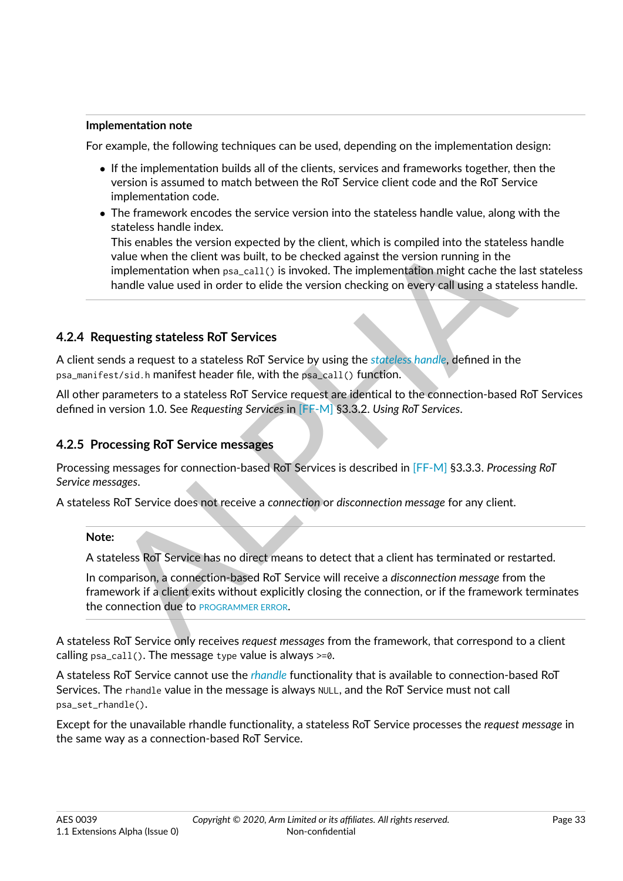**Implementation note**

For example, the following techniques can be used, depending on the implementation design:

- If the implementation builds all of the clients, services and frameworks together, then the version is assumed to match between the RoT Service client code and the RoT Service implementation code.
- The framework encodes the service version into the stateless handle value, along with the stateless handle index.
  This enables the version expected by the client, which is compiled into the stateless handle value when the client was built, to be checked against the version running in the implementation when `psa_call()` is invoked. The implementation might cache the last stateless handle value used in order to elide the version checking on every call using a stateless handle.

### 4.2.4 Requesting stateless RoT Services

A client sends a request to a stateless RoT Service by using the *stateless handle*, defined in the `psa_manifest/sid.h` manifest header file, with the `psa_call()` function.

All other parameters to a stateless RoT Service request are identical to the connection-based RoT Services defined in version 1.0. See *Requesting Services* in [FF-M] §3.3.2. *Using RoT Services*.

### 4.2.5 Processing RoT Service messages

Processing messages for connection-based RoT Services is described in [FF-M] §3.3.3. *Processing RoT Service messages*.

A stateless RoT Service does not receive a *connection* or *disconnection message* for any client.

**Note:**

A stateless RoT Service has no direct means to detect that a client has terminated or restarted.

In comparison, a connection-based RoT Service will receive a *disconnection message* from the framework if a client exits without explicitly closing the connection, or if the framework terminates the connection due to PROGRAMMER ERROR.

A stateless RoT Service only receives *request messages* from the framework, that correspond to a client calling `psa_call()`. The message `type` value is always `>=0`.

A stateless RoT Service cannot use the *rhandle* functionality that is available to connection-based RoT Services. The `rhandle` value in the message is always `NULL`, and the RoT Service must not call `psa_set_rhandle()`.

Except for the unavailable rhandle functionality, a stateless RoT Service processes the *request message* in the same way as a connection-based RoT Service.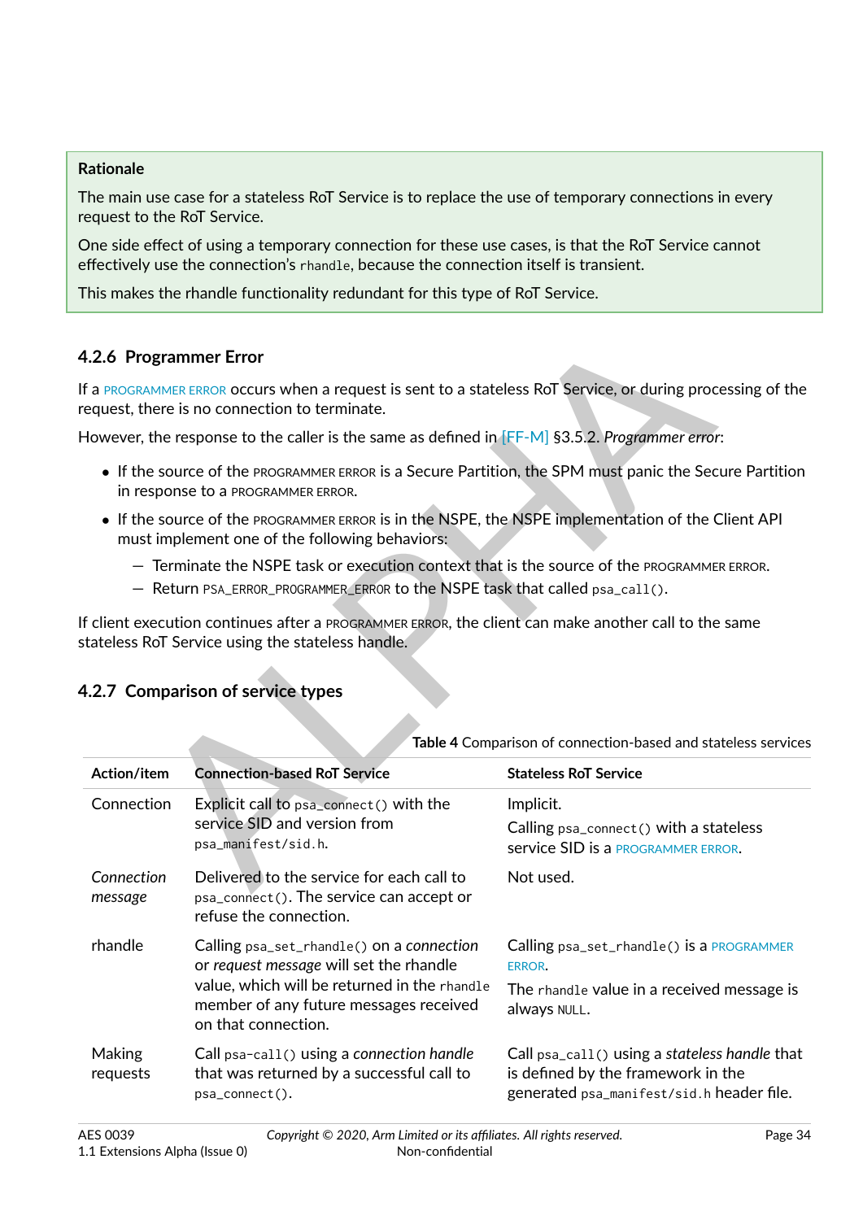**Rationale**

The main use case for a stateless RoT Service is to replace the use of temporary connections in every request to the RoT Service.

One side effect of using a temporary connection for these use cases, is that the RoT Service cannot effectively use the connection's `rhandle`, because the connection itself is transient.

This makes the rhandle functionality redundant for this type of RoT Service.

### 4.2.6 Programmer Error

If a PROGRAMMER ERROR occurs when a request is sent to a stateless RoT Service, or during processing of the request, there is no connection to terminate.

However, the response to the caller is the same as defined in [FF-M] §3.5.2. *Programmer error*:

- If the source of the PROGRAMMER ERROR is a Secure Partition, the SPM must panic the Secure Partition in response to a PROGRAMMER ERROR.
- If the source of the PROGRAMMER ERROR is in the NSPE, the NSPE implementation of the Client API must implement one of the following behaviors:
  - Terminate the NSPE task or execution context that is the source of the PROGRAMMER ERROR.
  - Return `PSA_ERROR_PROGRAMMER_ERROR` to the NSPE task that called `psa_call()`.

If client execution continues after a PROGRAMMER ERROR, the client can make another call to the same stateless RoT Service using the stateless handle.

### 4.2.7 Comparison of service types

**Table 4** Comparison of connection-based and stateless services

| Action/item | Connection-based RoT Service | Stateless RoT Service |
|---|---|---|
| Connection | Explicit call to `psa_connect()` with the service SID and version from `psa_manifest/sid.h`. | Implicit. Calling `psa_connect()` with a stateless service SID is a PROGRAMMER ERROR. |
| *Connection message* | Delivered to the service for each call to `psa_connect()`. The service can accept or refuse the connection. | Not used. |
| rhandle | Calling `psa_set_rhandle()` on a *connection* or *request message* will set the rhandle value, which will be returned in the `rhandle` member of any future messages received on that connection. | Calling `psa_set_rhandle()` is a PROGRAMMER ERROR. The `rhandle` value in a received message is always `NULL`. |
| Making requests | Call `psa-call()` using a *connection handle* that was returned by a successful call to `psa_connect()`. | Call `psa_call()` using a *stateless handle* that is defined by the framework in the generated `psa_manifest/sid.h` header file. |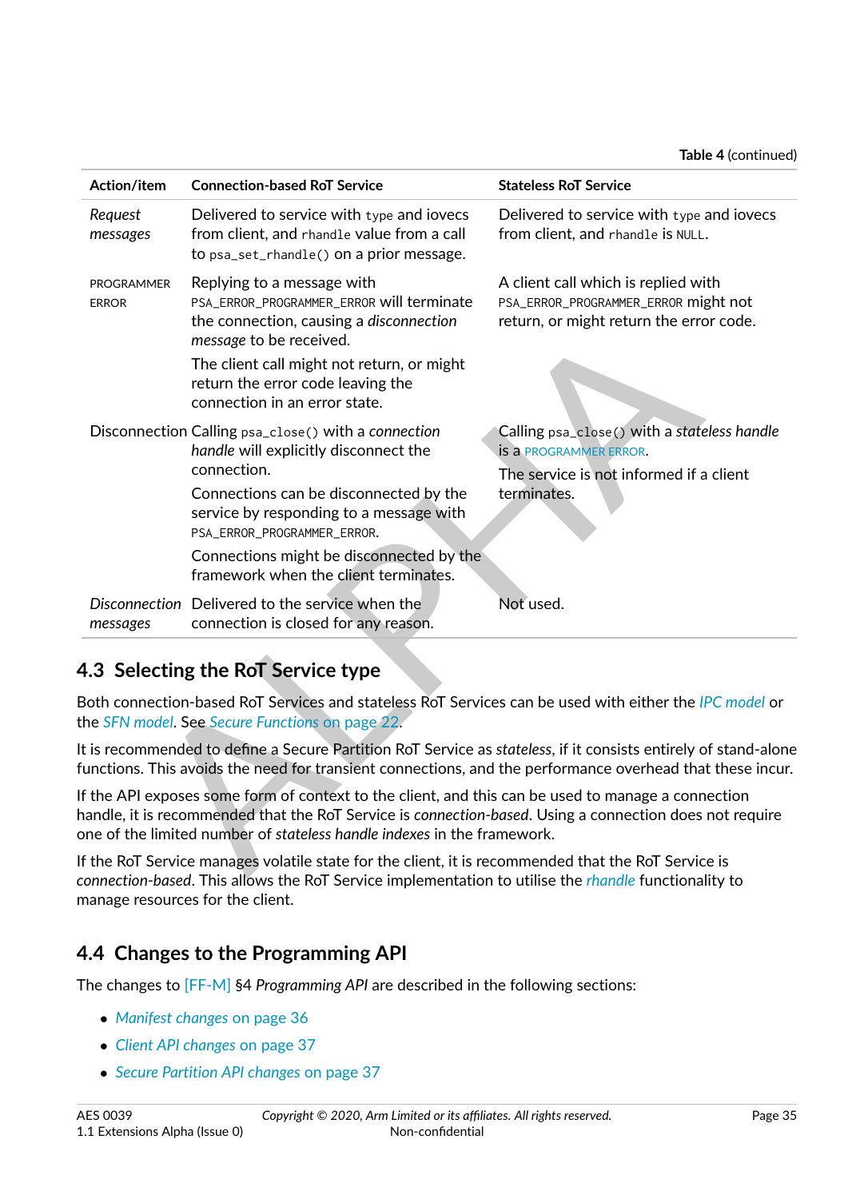**Table 4** (continued)

| Action/item | Connection-based RoT Service | Stateless RoT Service |
| --- | --- | --- |
| *Request messages* | Delivered to service with `type` and iovecs from client, and `rhandle` value from a call to `psa_set_rhandle()` on a prior message. | Delivered to service with `type` and iovecs from client, and `rhandle` is `NULL`. |
| PROGRAMMER ERROR | Replying to a message with `PSA_ERROR_PROGRAMMER_ERROR` will terminate the connection, causing a *disconnection message* to be received. The client call might not return, or might return the error code leaving the connection in an error state. | A client call which is replied with `PSA_ERROR_PROGRAMMER_ERROR` might not return, or might return the error code. |
| Disconnection | Calling `psa_close()` with a *connection handle* will explicitly disconnect the connection. Connections can be disconnected by the service by responding to a message with `PSA_ERROR_PROGRAMMER_ERROR`. Connections might be disconnected by the framework when the client terminates. | Calling `psa_close()` with a *stateless handle* is a PROGRAMMER ERROR. The service is not informed if a client terminates. |
| *Disconnection messages* | Delivered to the service when the connection is closed for any reason. | Not used. |

## 4.3 Selecting the RoT Service type

Both connection-based RoT Services and stateless RoT Services can be used with either the *IPC model* or the *SFN model*. See *Secure Functions* on page 22.

It is recommended to define a Secure Partition RoT Service as *stateless*, if it consists entirely of stand-alone functions. This avoids the need for transient connections, and the performance overhead that these incur.

If the API exposes some form of context to the client, and this can be used to manage a connection handle, it is recommended that the RoT Service is *connection-based*. Using a connection does not require one of the limited number of *stateless handle indexes* in the framework.

If the RoT Service manages volatile state for the client, it is recommended that the RoT Service is *connection-based*. This allows the RoT Service implementation to utilise the *rhandle* functionality to manage resources for the client.

## 4.4 Changes to the Programming API

The changes to [FF-M] §4 *Programming API* are described in the following sections:

- *Manifest changes* on page 36
- *Client API changes* on page 37
- *Secure Partition API changes* on page 37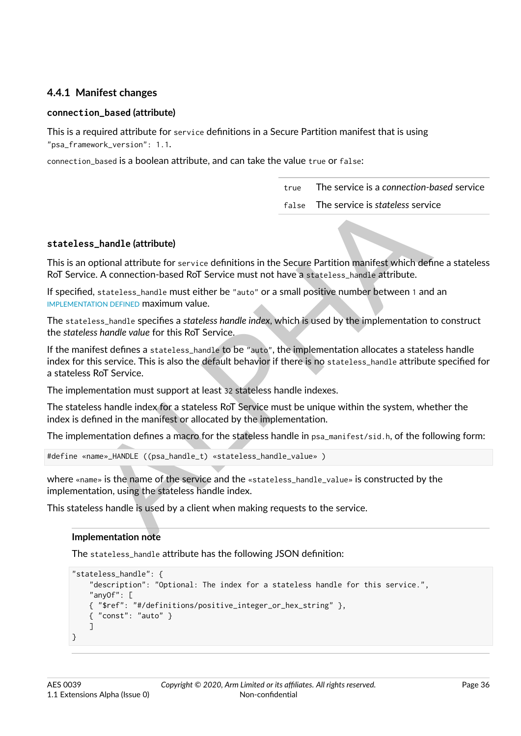### 4.4.1 Manifest changes

#### `connection_based` (attribute)

This is a required attribute for `service` definitions in a Secure Partition manifest that is using `"psa_framework_version": 1.1`.

`connection_based` is a boolean attribute, and can take the value `true` or `false`:

| | |
|---|---|
| `true` | The service is a *connection-based* service |
| `false` | The service is *stateless* service |

#### `stateless_handle` (attribute)

This is an optional attribute for `service` definitions in the Secure Partition manifest which define a stateless RoT Service. A connection-based RoT Service must not have a `stateless_handle` attribute.

If specified, `stateless_handle` must either be `"auto"` or a small positive number between `1` and an IMPLEMENTATION DEFINED maximum value.

The `stateless_handle` specifies a *stateless handle index*, which is used by the implementation to construct the *stateless handle value* for this RoT Service.

If the manifest defines a `stateless_handle` to be `"auto"`, the implementation allocates a stateless handle index for this service. This is also the default behavior if there is no `stateless_handle` attribute specified for a stateless RoT Service.

The implementation must support at least `32` stateless handle indexes.

The stateless handle index for a stateless RoT Service must be unique within the system, whether the index is defined in the manifest or allocated by the implementation.

The implementation defines a macro for the stateless handle in `psa_manifest/sid.h`, of the following form:

```
#define «name»_HANDLE ((psa_handle_t) «stateless_handle_value» )
```

where `«name»` is the name of the service and the `«stateless_handle_value»` is constructed by the implementation, using the stateless handle index.

This stateless handle is used by a client when making requests to the service.

**Implementation note**

The `stateless_handle` attribute has the following JSON definition:

```
"stateless_handle": {
    "description": "Optional: The index for a stateless handle for this service.",
    "anyOf": [
    { "$ref": "#/definitions/positive_integer_or_hex_string" },
    { "const": "auto" }
    ]
}
```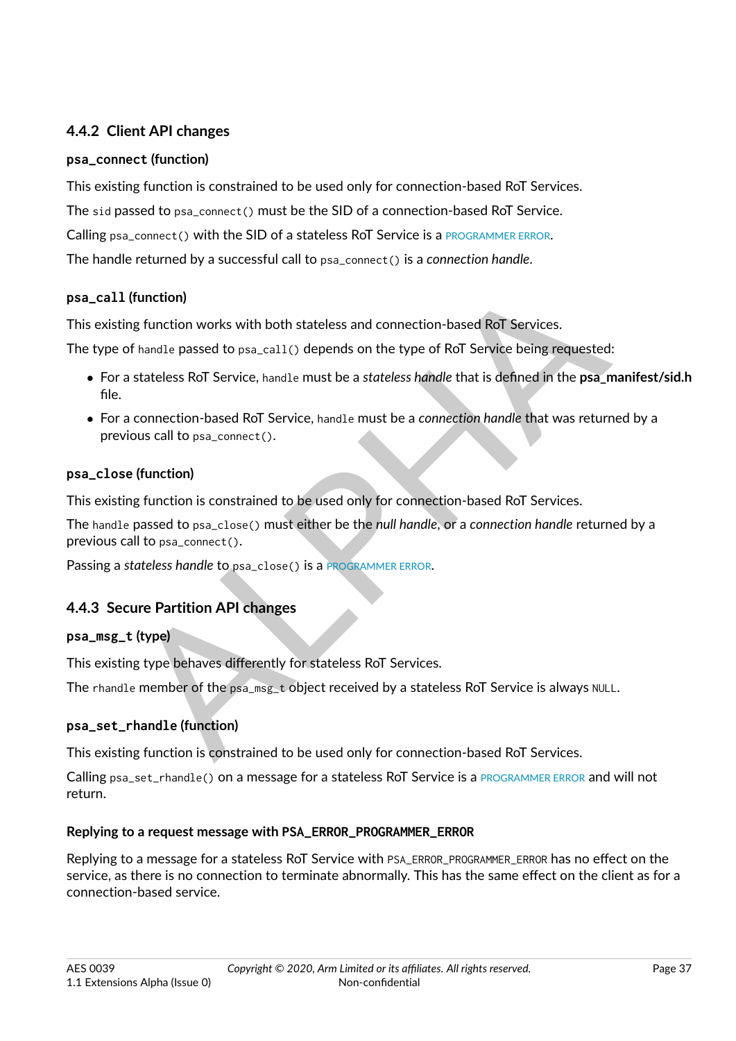### 4.4.2 Client API changes

#### `psa_connect` (function)

This existing function is constrained to be used only for connection-based RoT Services.

The `sid` passed to `psa_connect()` must be the SID of a connection-based RoT Service.

Calling `psa_connect()` with the SID of a stateless RoT Service is a PROGRAMMER ERROR.

The handle returned by a successful call to `psa_connect()` is a *connection handle*.

#### `psa_call` (function)

This existing function works with both stateless and connection-based RoT Services.

The type of `handle` passed to `psa_call()` depends on the type of RoT Service being requested:

- For a stateless RoT Service, `handle` must be a *stateless handle* that is defined in the **psa_manifest/sid.h** file.
- For a connection-based RoT Service, `handle` must be a *connection handle* that was returned by a previous call to `psa_connect()`.

#### `psa_close` (function)

This existing function is constrained to be used only for connection-based RoT Services.

The `handle` passed to `psa_close()` must either be the *null handle*, or a *connection handle* returned by a previous call to `psa_connect()`.

Passing a *stateless handle* to `psa_close()` is a PROGRAMMER ERROR.

### 4.4.3 Secure Partition API changes

#### `psa_msg_t` (type)

This existing type behaves differently for stateless RoT Services.

The `rhandle` member of the `psa_msg_t` object received by a stateless RoT Service is always `NULL`.

#### `psa_set_rhandle` (function)

This existing function is constrained to be used only for connection-based RoT Services.

Calling `psa_set_rhandle()` on a message for a stateless RoT Service is a PROGRAMMER ERROR and will not return.

#### Replying to a request message with PSA_ERROR_PROGRAMMER_ERROR

Replying to a message for a stateless RoT Service with `PSA_ERROR_PROGRAMMER_ERROR` has no effect on the service, as there is no connection to terminate abnormally. This has the same effect on the client as for a connection-based service.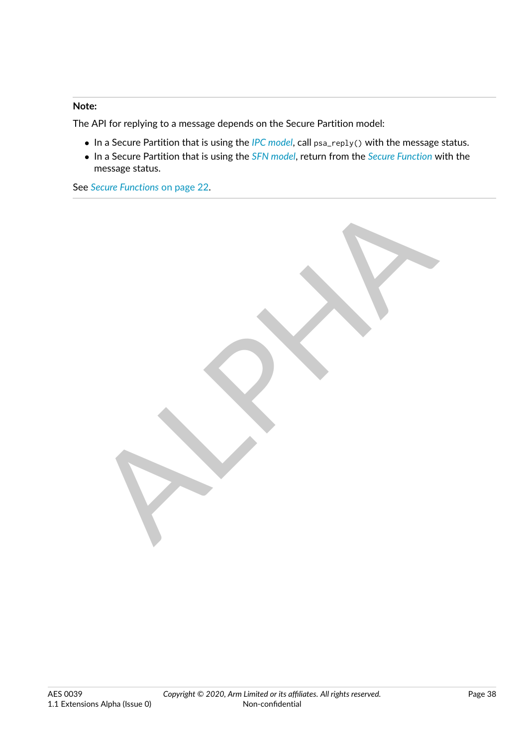**Note:**

The API for replying to a message depends on the Secure Partition model:

- In a Secure Partition that is using the *IPC model*, call `psa_reply()` with the message status.
- In a Secure Partition that is using the *SFN model*, return from the *Secure Function* with the message status.

See *Secure Functions* on page 22.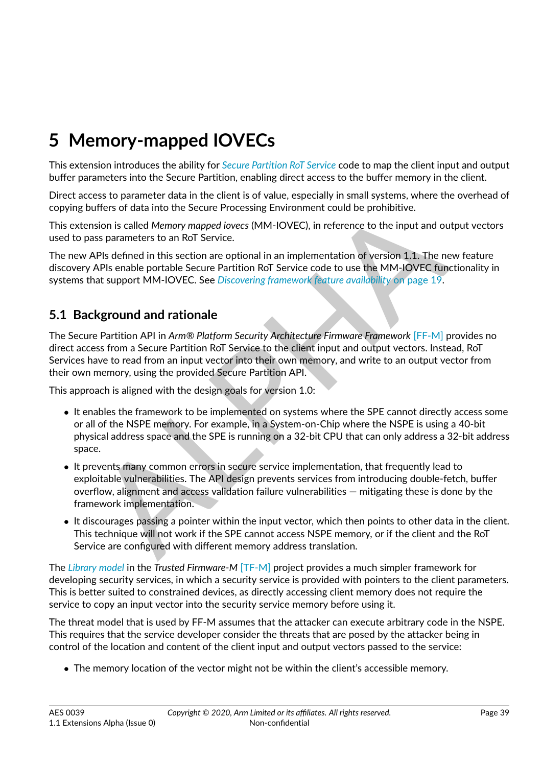# 5 Memory-mapped IOVECs

This extension introduces the ability for *Secure Partition RoT Service* code to map the client input and output buffer parameters into the Secure Partition, enabling direct access to the buffer memory in the client.

Direct access to parameter data in the client is of value, especially in small systems, where the overhead of copying buffers of data into the Secure Processing Environment could be prohibitive.

This extension is called *Memory mapped iovecs* (MM-IOVEC), in reference to the input and output vectors used to pass parameters to an RoT Service.

The new APIs defined in this section are optional in an implementation of version 1.1. The new feature discovery APIs enable portable Secure Partition RoT Service code to use the MM-IOVEC functionality in systems that support MM-IOVEC. See *Discovering framework feature availability* on page 19.

## 5.1 Background and rationale

The Secure Partition API in *Arm® Platform Security Architecture Firmware Framework* [FF-M] provides no direct access from a Secure Partition RoT Service to the client input and output vectors. Instead, RoT Services have to read from an input vector into their own memory, and write to an output vector from their own memory, using the provided Secure Partition API.

This approach is aligned with the design goals for version 1.0:

- It enables the framework to be implemented on systems where the SPE cannot directly access some or all of the NSPE memory. For example, in a System-on-Chip where the NSPE is using a 40-bit physical address space and the SPE is running on a 32-bit CPU that can only address a 32-bit address space.
- It prevents many common errors in secure service implementation, that frequently lead to exploitable vulnerabilities. The API design prevents services from introducing double-fetch, buffer overflow, alignment and access validation failure vulnerabilities — mitigating these is done by the framework implementation.
- It discourages passing a pointer within the input vector, which then points to other data in the client. This technique will not work if the SPE cannot access NSPE memory, or if the client and the RoT Service are configured with different memory address translation.

The *Library model* in the *Trusted Firmware-M* [TF-M] project provides a much simpler framework for developing security services, in which a security service is provided with pointers to the client parameters. This is better suited to constrained devices, as directly accessing client memory does not require the service to copy an input vector into the security service memory before using it.

The threat model that is used by FF-M assumes that the attacker can execute arbitrary code in the NSPE. This requires that the service developer consider the threats that are posed by the attacker being in control of the location and content of the client input and output vectors passed to the service:

- The memory location of the vector might not be within the client's accessible memory.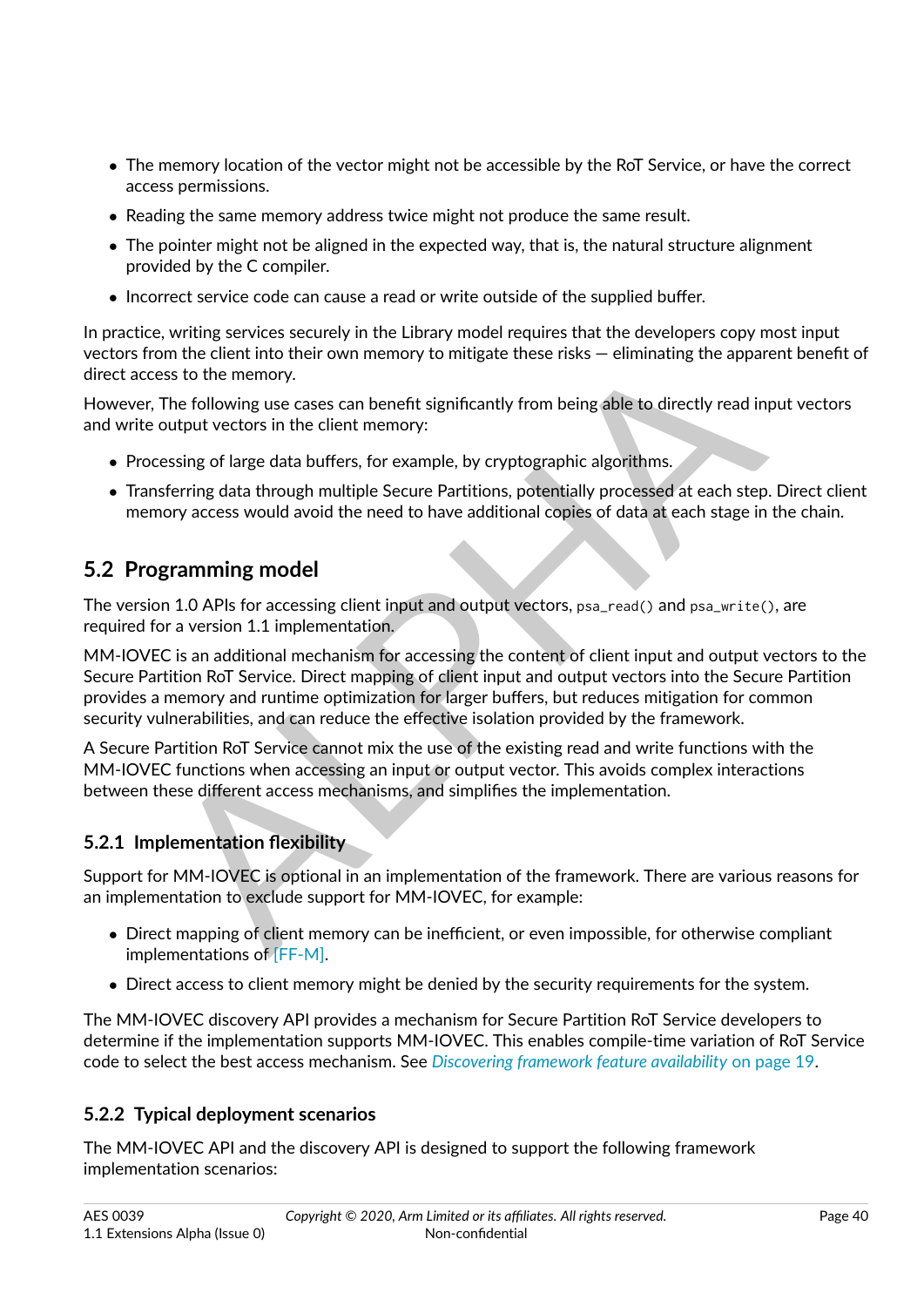- The memory location of the vector might not be accessible by the RoT Service, or have the correct access permissions.
- Reading the same memory address twice might not produce the same result.
- The pointer might not be aligned in the expected way, that is, the natural structure alignment provided by the C compiler.
- Incorrect service code can cause a read or write outside of the supplied buffer.

In practice, writing services securely in the Library model requires that the developers copy most input vectors from the client into their own memory to mitigate these risks — eliminating the apparent benefit of direct access to the memory.

However, The following use cases can benefit significantly from being able to directly read input vectors and write output vectors in the client memory:

- Processing of large data buffers, for example, by cryptographic algorithms.
- Transferring data through multiple Secure Partitions, potentially processed at each step. Direct client memory access would avoid the need to have additional copies of data at each stage in the chain.

## 5.2 Programming model

The version 1.0 APIs for accessing client input and output vectors, `psa_read()` and `psa_write()`, are required for a version 1.1 implementation.

MM-IOVEC is an additional mechanism for accessing the content of client input and output vectors to the Secure Partition RoT Service. Direct mapping of client input and output vectors into the Secure Partition provides a memory and runtime optimization for larger buffers, but reduces mitigation for common security vulnerabilities, and can reduce the effective isolation provided by the framework.

A Secure Partition RoT Service cannot mix the use of the existing read and write functions with the MM-IOVEC functions when accessing an input or output vector. This avoids complex interactions between these different access mechanisms, and simplifies the implementation.

### 5.2.1 Implementation flexibility

Support for MM-IOVEC is optional in an implementation of the framework. There are various reasons for an implementation to exclude support for MM-IOVEC, for example:

- Direct mapping of client memory can be inefficient, or even impossible, for otherwise compliant implementations of [FF-M].
- Direct access to client memory might be denied by the security requirements for the system.

The MM-IOVEC discovery API provides a mechanism for Secure Partition RoT Service developers to determine if the implementation supports MM-IOVEC. This enables compile-time variation of RoT Service code to select the best access mechanism. See *Discovering framework feature availability* on page 19.

### 5.2.2 Typical deployment scenarios

The MM-IOVEC API and the discovery API is designed to support the following framework implementation scenarios: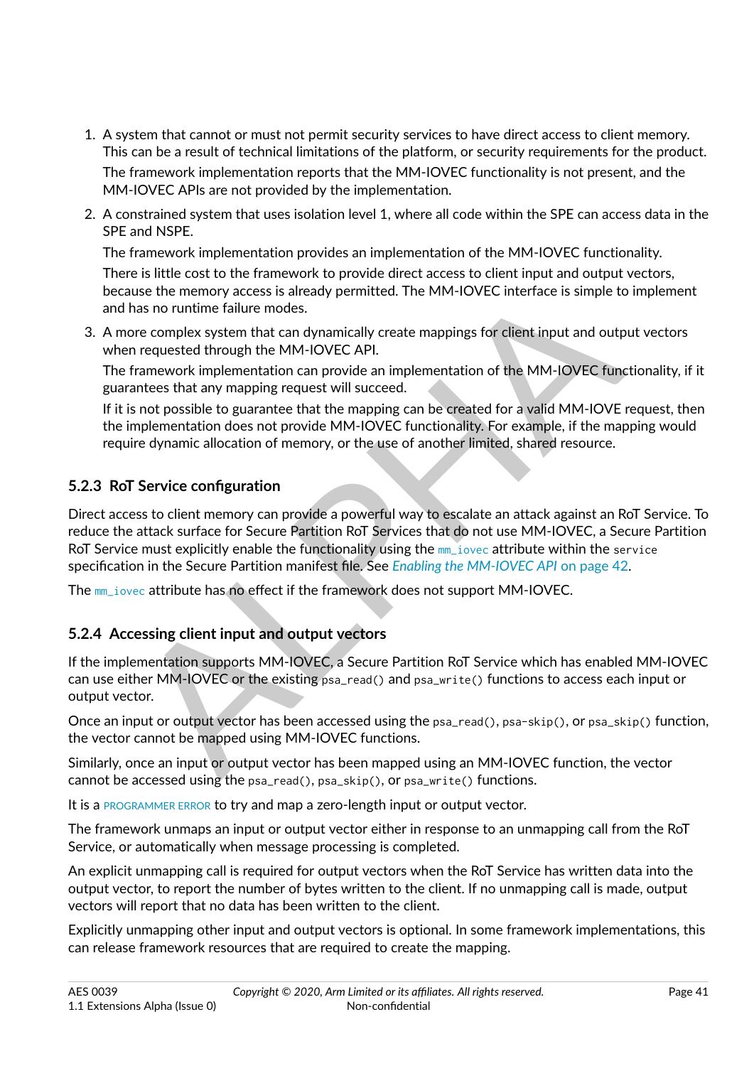1. A system that cannot or must not permit security services to have direct access to client memory. This can be a result of technical limitations of the platform, or security requirements for the product.

   The framework implementation reports that the MM-IOVEC functionality is not present, and the MM-IOVEC APIs are not provided by the implementation.

2. A constrained system that uses isolation level 1, where all code within the SPE can access data in the SPE and NSPE.

   The framework implementation provides an implementation of the MM-IOVEC functionality.

   There is little cost to the framework to provide direct access to client input and output vectors, because the memory access is already permitted. The MM-IOVEC interface is simple to implement and has no runtime failure modes.

3. A more complex system that can dynamically create mappings for client input and output vectors when requested through the MM-IOVEC API.

   The framework implementation can provide an implementation of the MM-IOVEC functionality, if it guarantees that any mapping request will succeed.

   If it is not possible to guarantee that the mapping can be created for a valid MM-IOVE request, then the implementation does not provide MM-IOVEC functionality. For example, if the mapping would require dynamic allocation of memory, or the use of another limited, shared resource.

### 5.2.3 RoT Service configuration

Direct access to client memory can provide a powerful way to escalate an attack against an RoT Service. To reduce the attack surface for Secure Partition RoT Services that do not use MM-IOVEC, a Secure Partition RoT Service must explicitly enable the functionality using the `mm_iovec` attribute within the `service` specification in the Secure Partition manifest file. See *Enabling the MM-IOVEC API* on page 42.

The `mm_iovec` attribute has no effect if the framework does not support MM-IOVEC.

### 5.2.4 Accessing client input and output vectors

If the implementation supports MM-IOVEC, a Secure Partition RoT Service which has enabled MM-IOVEC can use either MM-IOVEC or the existing `psa_read()` and `psa_write()` functions to access each input or output vector.

Once an input or output vector has been accessed using the `psa_read()`, `psa-skip()`, or `psa_skip()` function, the vector cannot be mapped using MM-IOVEC functions.

Similarly, once an input or output vector has been mapped using an MM-IOVEC function, the vector cannot be accessed using the `psa_read()`, `psa_skip()`, or `psa_write()` functions.

It is a PROGRAMMER ERROR to try and map a zero-length input or output vector.

The framework unmaps an input or output vector either in response to an unmapping call from the RoT Service, or automatically when message processing is completed.

An explicit unmapping call is required for output vectors when the RoT Service has written data into the output vector, to report the number of bytes written to the client. If no unmapping call is made, output vectors will report that no data has been written to the client.

Explicitly unmapping other input and output vectors is optional. In some framework implementations, this can release framework resources that are required to create the mapping.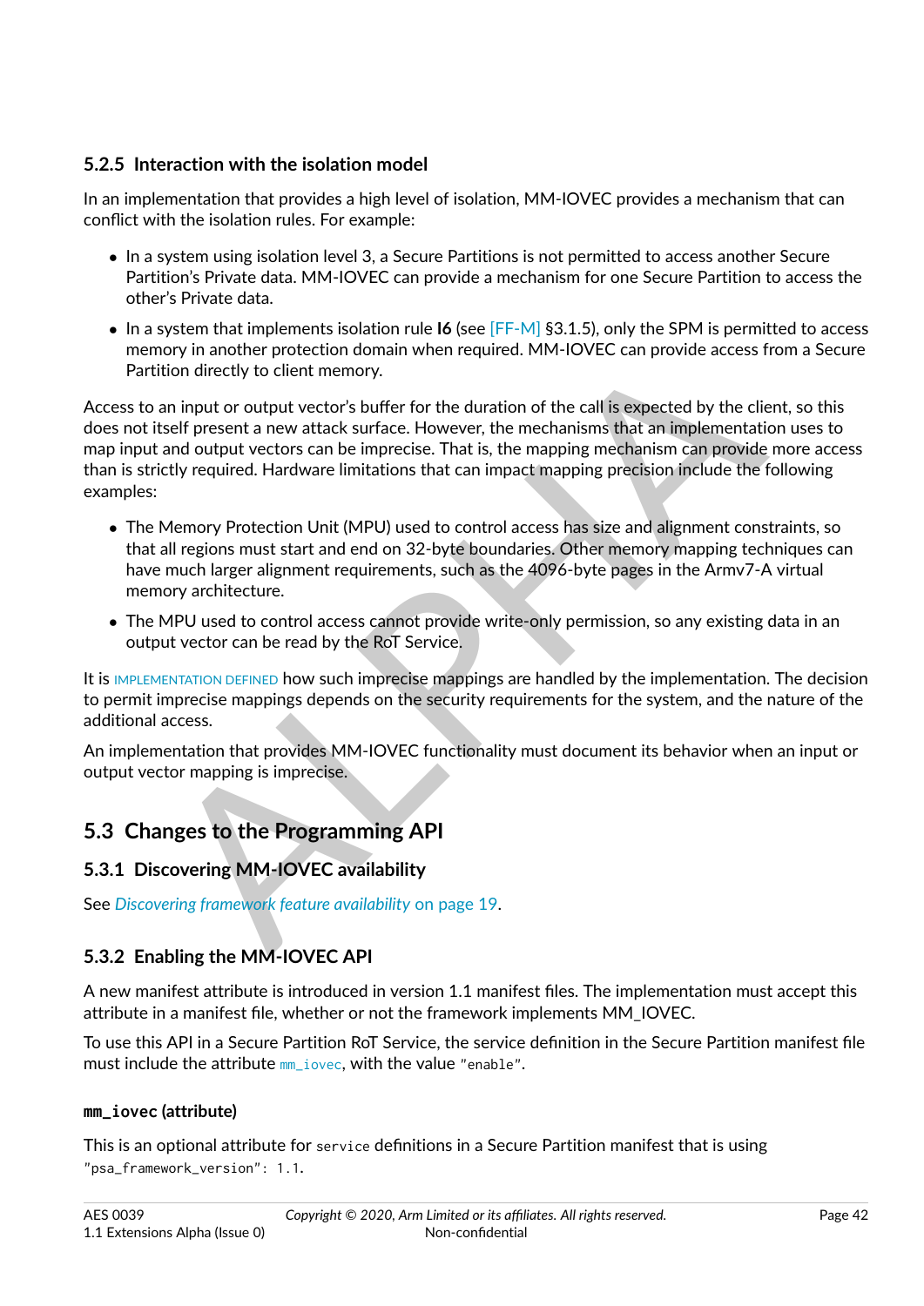### 5.2.5 Interaction with the isolation model

In an implementation that provides a high level of isolation, MM-IOVEC provides a mechanism that can conflict with the isolation rules. For example:

- In a system using isolation level 3, a Secure Partitions is not permitted to access another Secure Partition's Private data. MM-IOVEC can provide a mechanism for one Secure Partition to access the other's Private data.
- In a system that implements isolation rule **I6** (see [FF-M] §3.1.5), only the SPM is permitted to access memory in another protection domain when required. MM-IOVEC can provide access from a Secure Partition directly to client memory.

Access to an input or output vector's buffer for the duration of the call is expected by the client, so this does not itself present a new attack surface. However, the mechanisms that an implementation uses to map input and output vectors can be imprecise. That is, the mapping mechanism can provide more access than is strictly required. Hardware limitations that can impact mapping precision include the following examples:

- The Memory Protection Unit (MPU) used to control access has size and alignment constraints, so that all regions must start and end on 32-byte boundaries. Other memory mapping techniques can have much larger alignment requirements, such as the 4096-byte pages in the Armv7-A virtual memory architecture.
- The MPU used to control access cannot provide write-only permission, so any existing data in an output vector can be read by the RoT Service.

It is IMPLEMENTATION DEFINED how such imprecise mappings are handled by the implementation. The decision to permit imprecise mappings depends on the security requirements for the system, and the nature of the additional access.

An implementation that provides MM-IOVEC functionality must document its behavior when an input or output vector mapping is imprecise.

## 5.3 Changes to the Programming API

### 5.3.1 Discovering MM-IOVEC availability

See *Discovering framework feature availability* on page 19.

### 5.3.2 Enabling the MM-IOVEC API

A new manifest attribute is introduced in version 1.1 manifest files. The implementation must accept this attribute in a manifest file, whether or not the framework implements MM_IOVEC.

To use this API in a Secure Partition RoT Service, the service definition in the Secure Partition manifest file must include the attribute `mm_iovec`, with the value `"enable"`.

#### `mm_iovec` (attribute)

This is an optional attribute for `service` definitions in a Secure Partition manifest that is using `"psa_framework_version": 1.1`.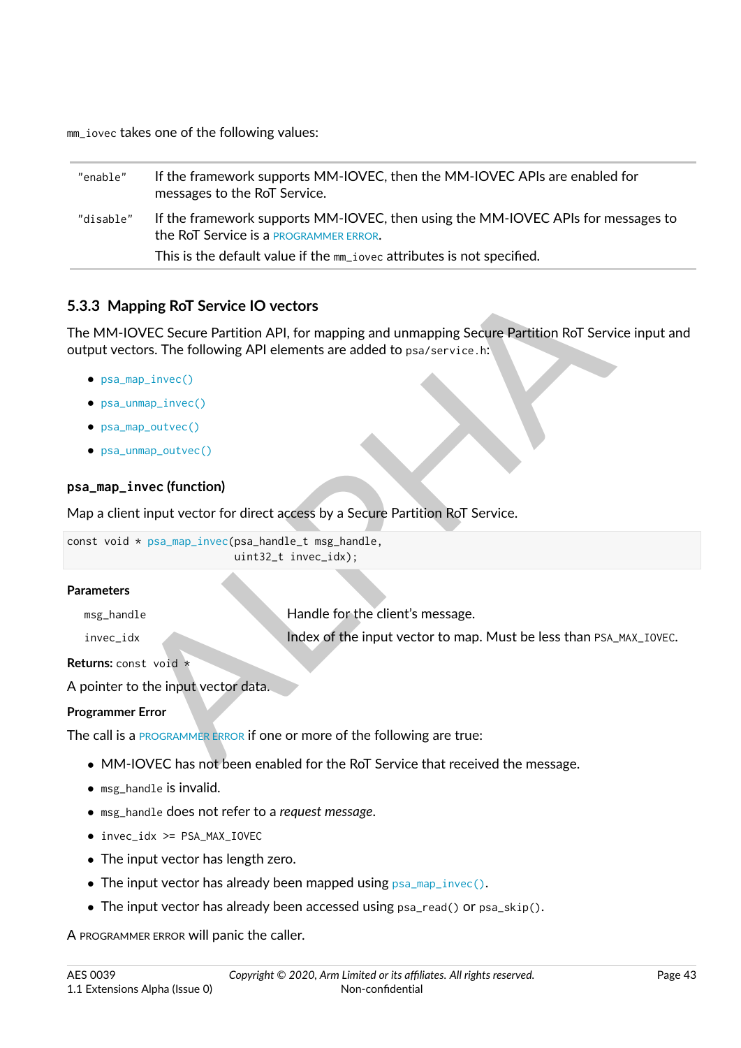`mm_iovec` takes one of the following values:

| | |
|---|---|
| `"enable"` | If the framework supports MM-IOVEC, then the MM-IOVEC APIs are enabled for messages to the RoT Service. |
| `"disable"` | If the framework supports MM-IOVEC, then using the MM-IOVEC APIs for messages to the RoT Service is a PROGRAMMER ERROR. This is the default value if the `mm_iovec` attributes is not specified. |

### 5.3.3 Mapping RoT Service IO vectors

The MM-IOVEC Secure Partition API, for mapping and unmapping Secure Partition RoT Service input and output vectors. The following API elements are added to `psa/service.h`:

- `psa_map_invec()`
- `psa_unmap_invec()`
- `psa_map_outvec()`
- `psa_unmap_outvec()`

#### `psa_map_invec` (function)

Map a client input vector for direct access by a Secure Partition RoT Service.

```
const void * psa_map_invec(psa_handle_t msg_handle,
                           uint32_t invec_idx);
```

**Parameters**

| | |
|---|---|
| `msg_handle` | Handle for the client's message. |
| `invec_idx` | Index of the input vector to map. Must be less than `PSA_MAX_IOVEC`. |

**Returns:** `const void *`

A pointer to the input vector data.

**Programmer Error**

The call is a PROGRAMMER ERROR if one or more of the following are true:

- MM-IOVEC has not been enabled for the RoT Service that received the message.
- `msg_handle` is invalid.
- `msg_handle` does not refer to a *request message*.
- `invec_idx >= PSA_MAX_IOVEC`
- The input vector has length zero.
- The input vector has already been mapped using `psa_map_invec()`.
- The input vector has already been accessed using `psa_read()` or `psa_skip()`.

A PROGRAMMER ERROR will panic the caller.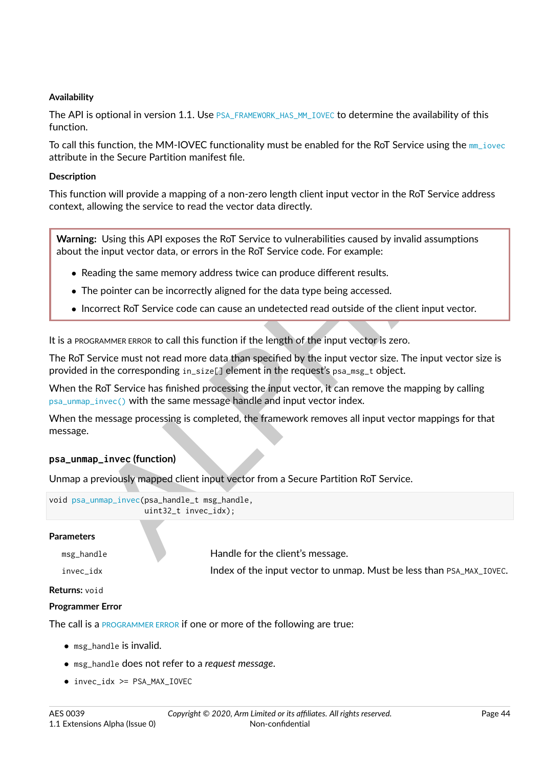#### Availability

The API is optional in version 1.1. Use `PSA_FRAMEWORK_HAS_MM_IOVEC` to determine the availability of this function.

To call this function, the MM-IOVEC functionality must be enabled for the RoT Service using the `mm_iovec` attribute in the Secure Partition manifest file.

#### Description

This function will provide a mapping of a non-zero length client input vector in the RoT Service address context, allowing the service to read the vector data directly.

> **Warning:** Using this API exposes the RoT Service to vulnerabilities caused by invalid assumptions about the input vector data, or errors in the RoT Service code. For example:
>
> - Reading the same memory address twice can produce different results.
> - The pointer can be incorrectly aligned for the data type being accessed.
> - Incorrect RoT Service code can cause an undetected read outside of the client input vector.

It is a PROGRAMMER ERROR to call this function if the length of the input vector is zero.

The RoT Service must not read more data than specified by the input vector size. The input vector size is provided in the corresponding `in_size[]` element in the request's `psa_msg_t` object.

When the RoT Service has finished processing the input vector, it can remove the mapping by calling `psa_unmap_invec()` with the same message handle and input vector index.

When the message processing is completed, the framework removes all input vector mappings for that message.

### psa_unmap_invec (function)

Unmap a previously mapped client input vector from a Secure Partition RoT Service.

```
void psa_unmap_invec(psa_handle_t msg_handle,
                     uint32_t invec_idx);
```

#### Parameters

| | |
|---|---|
| `msg_handle` | Handle for the client's message. |
| `invec_idx` | Index of the input vector to unmap. Must be less than `PSA_MAX_IOVEC`. |

**Returns:** `void`

#### Programmer Error

The call is a PROGRAMMER ERROR if one or more of the following are true:

- `msg_handle` is invalid.
- `msg_handle` does not refer to a *request message*.
- `invec_idx >= PSA_MAX_IOVEC`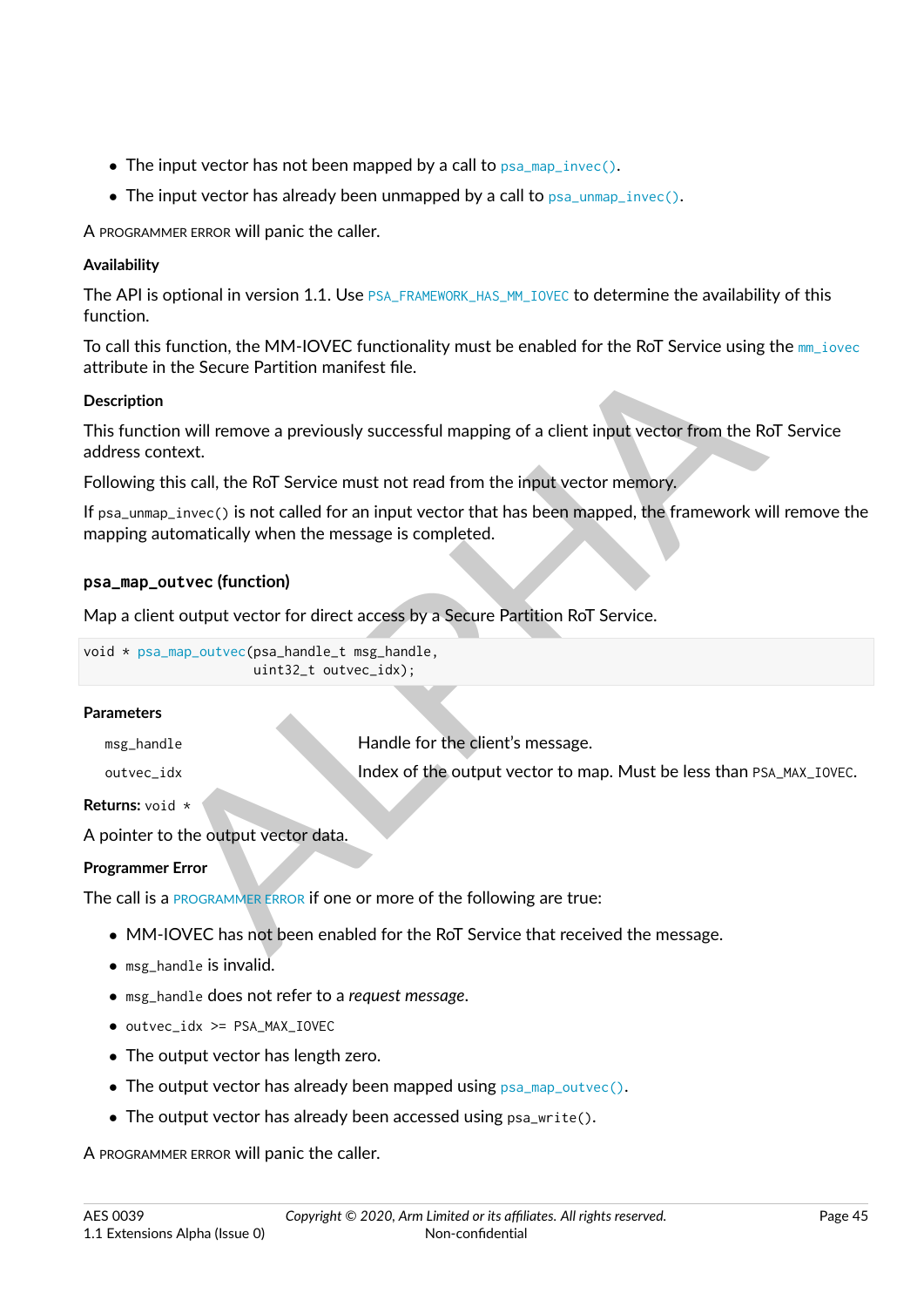- The input vector has not been mapped by a call to `psa_map_invec()`.
- The input vector has already been unmapped by a call to `psa_unmap_invec()`.

A PROGRAMMER ERROR will panic the caller.

**Availability**

The API is optional in version 1.1. Use `PSA_FRAMEWORK_HAS_MM_IOVEC` to determine the availability of this function.

To call this function, the MM-IOVEC functionality must be enabled for the RoT Service using the `mm_iovec` attribute in the Secure Partition manifest file.

**Description**

This function will remove a previously successful mapping of a client input vector from the RoT Service address context.

Following this call, the RoT Service must not read from the input vector memory.

If `psa_unmap_invec()` is not called for an input vector that has been mapped, the framework will remove the mapping automatically when the message is completed.

### `psa_map_outvec` (function)

Map a client output vector for direct access by a Secure Partition RoT Service.

```
void * psa_map_outvec(psa_handle_t msg_handle,
                      uint32_t outvec_idx);
```

**Parameters**

| | |
|---|---|
| `msg_handle` | Handle for the client's message. |
| `outvec_idx` | Index of the output vector to map. Must be less than `PSA_MAX_IOVEC`. |

**Returns:** `void *`

A pointer to the output vector data.

**Programmer Error**

The call is a PROGRAMMER ERROR if one or more of the following are true:

- MM-IOVEC has not been enabled for the RoT Service that received the message.
- `msg_handle` is invalid.
- `msg_handle` does not refer to a *request message*.
- `outvec_idx >= PSA_MAX_IOVEC`
- The output vector has length zero.
- The output vector has already been mapped using `psa_map_outvec()`.
- The output vector has already been accessed using `psa_write()`.

A PROGRAMMER ERROR will panic the caller.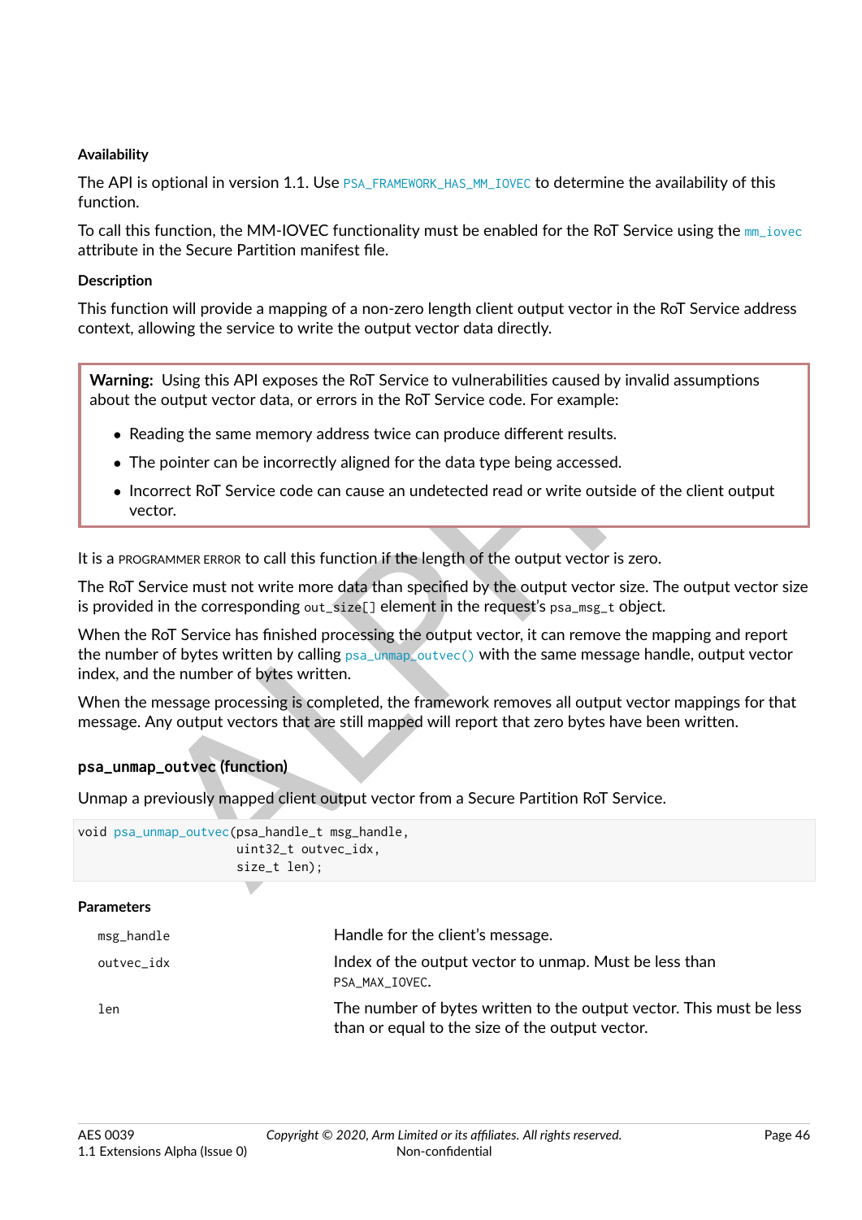**Availability**

The API is optional in version 1.1. Use PSA_FRAMEWORK_HAS_MM_IOVEC to determine the availability of this function.

To call this function, the MM-IOVEC functionality must be enabled for the RoT Service using the mm_iovec attribute in the Secure Partition manifest file.

**Description**

This function will provide a mapping of a non-zero length client output vector in the RoT Service address context, allowing the service to write the output vector data directly.

> **Warning:** Using this API exposes the RoT Service to vulnerabilities caused by invalid assumptions about the output vector data, or errors in the RoT Service code. For example:
>
> - Reading the same memory address twice can produce different results.
> - The pointer can be incorrectly aligned for the data type being accessed.
> - Incorrect RoT Service code can cause an undetected read or write outside of the client output vector.

It is a PROGRAMMER ERROR to call this function if the length of the output vector is zero.

The RoT Service must not write more data than specified by the output vector size. The output vector size is provided in the corresponding out_size[] element in the request's psa_msg_t object.

When the RoT Service has finished processing the output vector, it can remove the mapping and report the number of bytes written by calling psa_unmap_outvec() with the same message handle, output vector index, and the number of bytes written.

When the message processing is completed, the framework removes all output vector mappings for that message. Any output vectors that are still mapped will report that zero bytes have been written.

### psa_unmap_outvec (function)

Unmap a previously mapped client output vector from a Secure Partition RoT Service.

```
void psa_unmap_outvec(psa_handle_t msg_handle,
                      uint32_t outvec_idx,
                      size_t len);
```

**Parameters**

| | |
|---|---|
| msg_handle | Handle for the client's message. |
| outvec_idx | Index of the output vector to unmap. Must be less than PSA_MAX_IOVEC. |
| len | The number of bytes written to the output vector. This must be less than or equal to the size of the output vector. |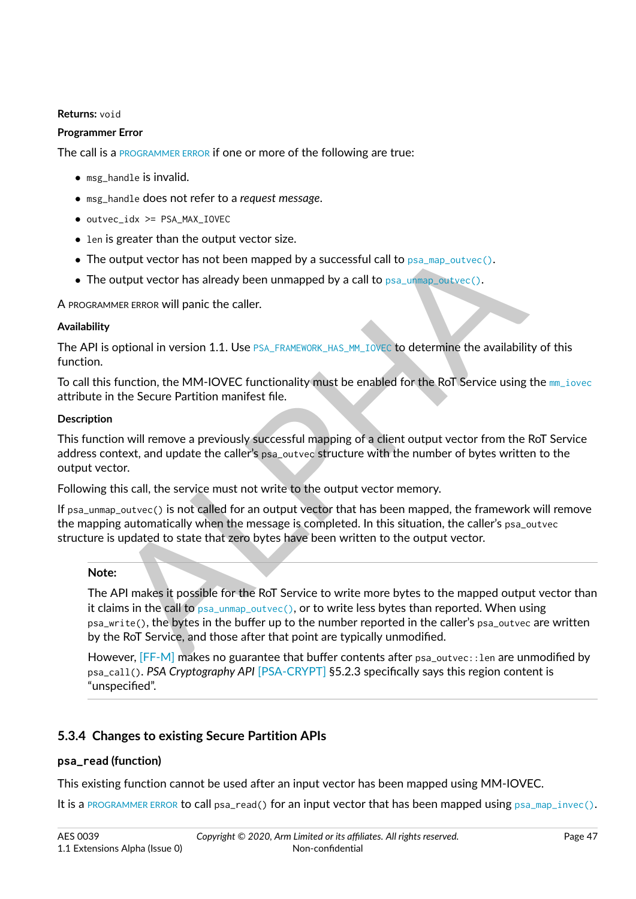**Returns:** `void`

**Programmer Error**

The call is a PROGRAMMER ERROR if one or more of the following are true:

- `msg_handle` is invalid.
- `msg_handle` does not refer to a *request message*.
- `outvec_idx >= PSA_MAX_IOVEC`
- `len` is greater than the output vector size.
- The output vector has not been mapped by a successful call to `psa_map_outvec()`.
- The output vector has already been unmapped by a call to `psa_unmap_outvec()`.

A PROGRAMMER ERROR will panic the caller.

**Availability**

The API is optional in version 1.1. Use `PSA_FRAMEWORK_HAS_MM_IOVEC` to determine the availability of this function.

To call this function, the MM-IOVEC functionality must be enabled for the RoT Service using the `mm_iovec` attribute in the Secure Partition manifest file.

**Description**

This function will remove a previously successful mapping of a client output vector from the RoT Service address context, and update the caller's `psa_outvec` structure with the number of bytes written to the output vector.

Following this call, the service must not write to the output vector memory.

If `psa_unmap_outvec()` is not called for an output vector that has been mapped, the framework will remove the mapping automatically when the message is completed. In this situation, the caller's `psa_outvec` structure is updated to state that zero bytes have been written to the output vector.

> **Note:**
>
> The API makes it possible for the RoT Service to write more bytes to the mapped output vector than it claims in the call to `psa_unmap_outvec()`, or to write less bytes than reported. When using `psa_write()`, the bytes in the buffer up to the number reported in the caller's `psa_outvec` are written by the RoT Service, and those after that point are typically unmodified.
>
> However, [FF-M] makes no guarantee that buffer contents after `psa_outvec::len` are unmodified by `psa_call()`. *PSA Cryptography API* [PSA-CRYPT] §5.2.3 specifically says this region content is "unspecified".

### 5.3.4 Changes to existing Secure Partition APIs

#### psa_read (function)

This existing function cannot be used after an input vector has been mapped using MM-IOVEC.

It is a PROGRAMMER ERROR to call `psa_read()` for an input vector that has been mapped using `psa_map_invec()`.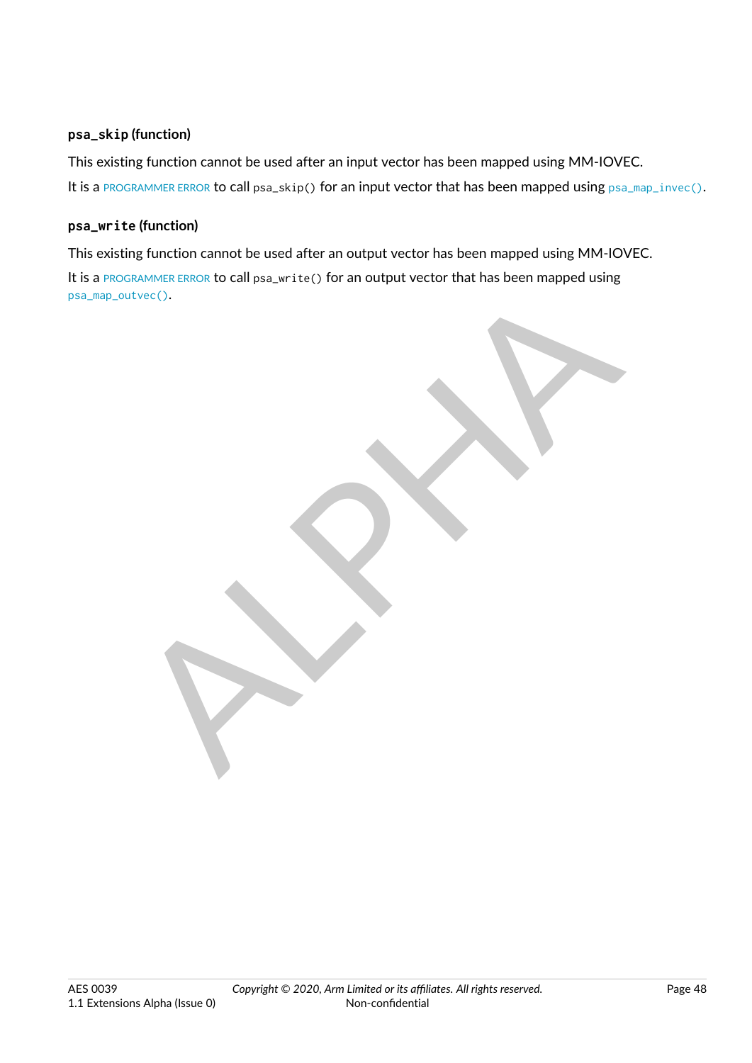#### `psa_skip` (function)

This existing function cannot be used after an input vector has been mapped using MM-IOVEC.

It is a PROGRAMMER ERROR to call `psa_skip()` for an input vector that has been mapped using `psa_map_invec()`.

#### `psa_write` (function)

This existing function cannot be used after an output vector has been mapped using MM-IOVEC.

It is a PROGRAMMER ERROR to call `psa_write()` for an output vector that has been mapped using `psa_map_outvec()`.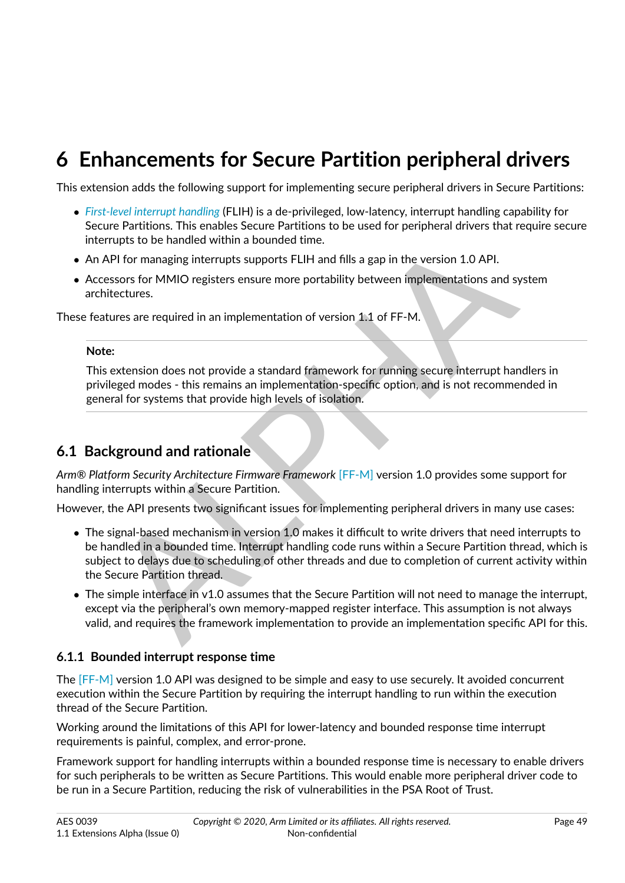# 6 Enhancements for Secure Partition peripheral drivers

This extension adds the following support for implementing secure peripheral drivers in Secure Partitions:

- *First-level interrupt handling* (FLIH) is a de-privileged, low-latency, interrupt handling capability for Secure Partitions. This enables Secure Partitions to be used for peripheral drivers that require secure interrupts to be handled within a bounded time.
- An API for managing interrupts supports FLIH and fills a gap in the version 1.0 API.
- Accessors for MMIO registers ensure more portability between implementations and system architectures.

These features are required in an implementation of version 1.1 of FF-M.

> **Note:**
>
> This extension does not provide a standard framework for running secure interrupt handlers in privileged modes - this remains an implementation-specific option, and is not recommended in general for systems that provide high levels of isolation.

## 6.1 Background and rationale

*Arm® Platform Security Architecture Firmware Framework* [FF-M] version 1.0 provides some support for handling interrupts within a Secure Partition.

However, the API presents two significant issues for implementing peripheral drivers in many use cases:

- The signal-based mechanism in version 1.0 makes it difficult to write drivers that need interrupts to be handled in a bounded time. Interrupt handling code runs within a Secure Partition thread, which is subject to delays due to scheduling of other threads and due to completion of current activity within the Secure Partition thread.
- The simple interface in v1.0 assumes that the Secure Partition will not need to manage the interrupt, except via the peripheral's own memory-mapped register interface. This assumption is not always valid, and requires the framework implementation to provide an implementation specific API for this.

### 6.1.1 Bounded interrupt response time

The [FF-M] version 1.0 API was designed to be simple and easy to use securely. It avoided concurrent execution within the Secure Partition by requiring the interrupt handling to run within the execution thread of the Secure Partition.

Working around the limitations of this API for lower-latency and bounded response time interrupt requirements is painful, complex, and error-prone.

Framework support for handling interrupts within a bounded response time is necessary to enable drivers for such peripherals to be written as Secure Partitions. This would enable more peripheral driver code to be run in a Secure Partition, reducing the risk of vulnerabilities in the PSA Root of Trust.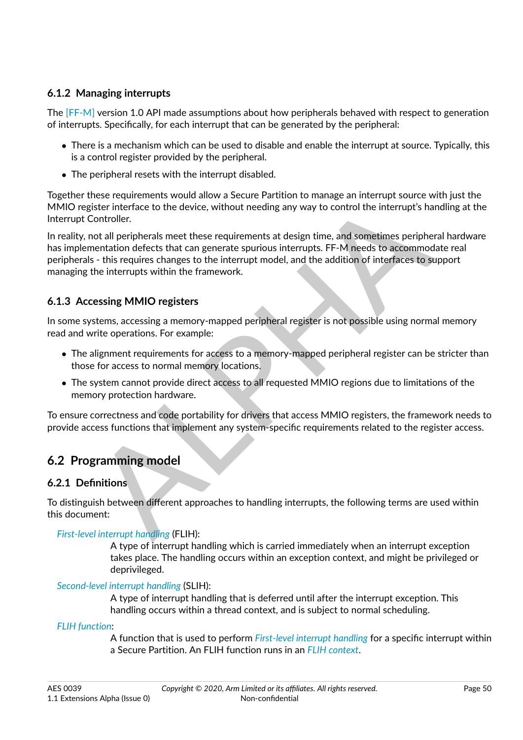### 6.1.2 Managing interrupts

The [FF-M] version 1.0 API made assumptions about how peripherals behaved with respect to generation of interrupts. Specifically, for each interrupt that can be generated by the peripheral:

- There is a mechanism which can be used to disable and enable the interrupt at source. Typically, this is a control register provided by the peripheral.
- The peripheral resets with the interrupt disabled.

Together these requirements would allow a Secure Partition to manage an interrupt source with just the MMIO register interface to the device, without needing any way to control the interrupt's handling at the Interrupt Controller.

In reality, not all peripherals meet these requirements at design time, and sometimes peripheral hardware has implementation defects that can generate spurious interrupts. FF-M needs to accommodate real peripherals - this requires changes to the interrupt model, and the addition of interfaces to support managing the interrupts within the framework.

### 6.1.3 Accessing MMIO registers

In some systems, accessing a memory-mapped peripheral register is not possible using normal memory read and write operations. For example:

- The alignment requirements for access to a memory-mapped peripheral register can be stricter than those for access to normal memory locations.
- The system cannot provide direct access to all requested MMIO regions due to limitations of the memory protection hardware.

To ensure correctness and code portability for drivers that access MMIO registers, the framework needs to provide access functions that implement any system-specific requirements related to the register access.

## 6.2 Programming model

### 6.2.1 Definitions

To distinguish between different approaches to handling interrupts, the following terms are used within this document:

*First-level interrupt handling* (FLIH):
: A type of interrupt handling which is carried immediately when an interrupt exception takes place. The handling occurs within an exception context, and might be privileged or deprivileged.

*Second-level interrupt handling* (SLIH):
: A type of interrupt handling that is deferred until after the interrupt exception. This handling occurs within a thread context, and is subject to normal scheduling.

*FLIH function*:
: A function that is used to perform *First-level interrupt handling* for a specific interrupt within a Secure Partition. An FLIH function runs in an *FLIH context*.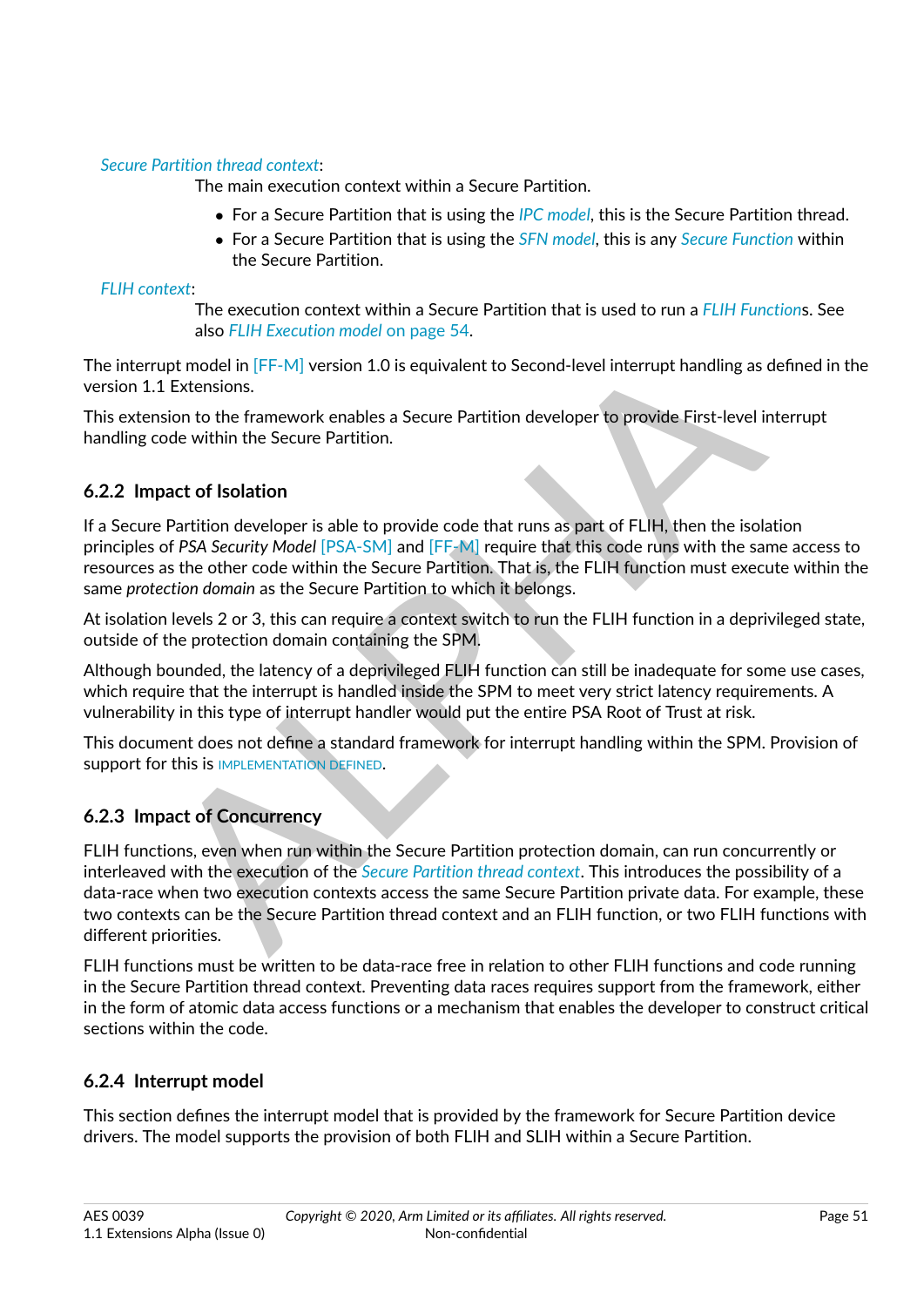*Secure Partition thread context*:

The main execution context within a Secure Partition.

- For a Secure Partition that is using the *IPC model*, this is the Secure Partition thread.
- For a Secure Partition that is using the *SFN model*, this is any *Secure Function* within the Secure Partition.

*FLIH context*:

The execution context within a Secure Partition that is used to run a *FLIH Function*s. See also *FLIH Execution model* on page 54.

The interrupt model in [FF-M] version 1.0 is equivalent to Second-level interrupt handling as defined in the version 1.1 Extensions.

This extension to the framework enables a Secure Partition developer to provide First-level interrupt handling code within the Secure Partition.

### 6.2.2 Impact of Isolation

If a Secure Partition developer is able to provide code that runs as part of FLIH, then the isolation principles of *PSA Security Model* [PSA-SM] and [FF-M] require that this code runs with the same access to resources as the other code within the Secure Partition. That is, the FLIH function must execute within the same *protection domain* as the Secure Partition to which it belongs.

At isolation levels 2 or 3, this can require a context switch to run the FLIH function in a deprivileged state, outside of the protection domain containing the SPM.

Although bounded, the latency of a deprivileged FLIH function can still be inadequate for some use cases, which require that the interrupt is handled inside the SPM to meet very strict latency requirements. A vulnerability in this type of interrupt handler would put the entire PSA Root of Trust at risk.

This document does not define a standard framework for interrupt handling within the SPM. Provision of support for this is IMPLEMENTATION DEFINED.

### 6.2.3 Impact of Concurrency

FLIH functions, even when run within the Secure Partition protection domain, can run concurrently or interleaved with the execution of the *Secure Partition thread context*. This introduces the possibility of a data-race when two execution contexts access the same Secure Partition private data. For example, these two contexts can be the Secure Partition thread context and an FLIH function, or two FLIH functions with different priorities.

FLIH functions must be written to be data-race free in relation to other FLIH functions and code running in the Secure Partition thread context. Preventing data races requires support from the framework, either in the form of atomic data access functions or a mechanism that enables the developer to construct critical sections within the code.

### 6.2.4 Interrupt model

This section defines the interrupt model that is provided by the framework for Secure Partition device drivers. The model supports the provision of both FLIH and SLIH within a Secure Partition.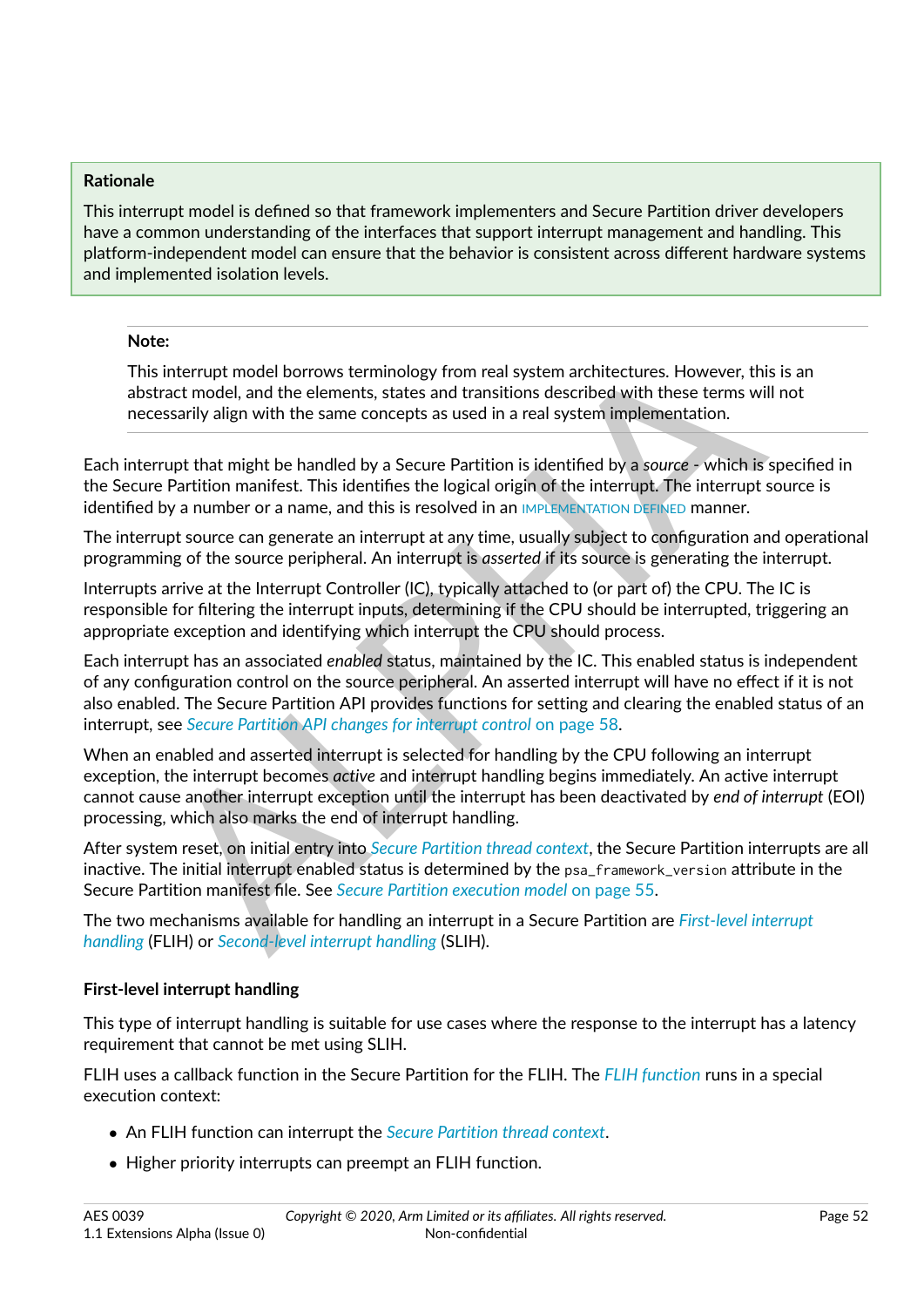**Rationale**

This interrupt model is defined so that framework implementers and Secure Partition driver developers have a common understanding of the interfaces that support interrupt management and handling. This platform-independent model can ensure that the behavior is consistent across different hardware systems and implemented isolation levels.

**Note:**

This interrupt model borrows terminology from real system architectures. However, this is an abstract model, and the elements, states and transitions described with these terms will not necessarily align with the same concepts as used in a real system implementation.

Each interrupt that might be handled by a Secure Partition is identified by a *source* - which is specified in the Secure Partition manifest. This identifies the logical origin of the interrupt. The interrupt source is identified by a number or a name, and this is resolved in an IMPLEMENTATION DEFINED manner.

The interrupt source can generate an interrupt at any time, usually subject to configuration and operational programming of the source peripheral. An interrupt is *asserted* if its source is generating the interrupt.

Interrupts arrive at the Interrupt Controller (IC), typically attached to (or part of) the CPU. The IC is responsible for filtering the interrupt inputs, determining if the CPU should be interrupted, triggering an appropriate exception and identifying which interrupt the CPU should process.

Each interrupt has an associated *enabled* status, maintained by the IC. This enabled status is independent of any configuration control on the source peripheral. An asserted interrupt will have no effect if it is not also enabled. The Secure Partition API provides functions for setting and clearing the enabled status of an interrupt, see *Secure Partition API changes for interrupt control* on page 58.

When an enabled and asserted interrupt is selected for handling by the CPU following an interrupt exception, the interrupt becomes *active* and interrupt handling begins immediately. An active interrupt cannot cause another interrupt exception until the interrupt has been deactivated by *end of interrupt* (EOI) processing, which also marks the end of interrupt handling.

After system reset, on initial entry into *Secure Partition thread context*, the Secure Partition interrupts are all inactive. The initial interrupt enabled status is determined by the `psa_framework_version` attribute in the Secure Partition manifest file. See *Secure Partition execution model* on page 55.

The two mechanisms available for handling an interrupt in a Secure Partition are *First-level interrupt handling* (FLIH) or *Second-level interrupt handling* (SLIH).

#### First-level interrupt handling

This type of interrupt handling is suitable for use cases where the response to the interrupt has a latency requirement that cannot be met using SLIH.

FLIH uses a callback function in the Secure Partition for the FLIH. The *FLIH function* runs in a special execution context:

- An FLIH function can interrupt the *Secure Partition thread context*.
- Higher priority interrupts can preempt an FLIH function.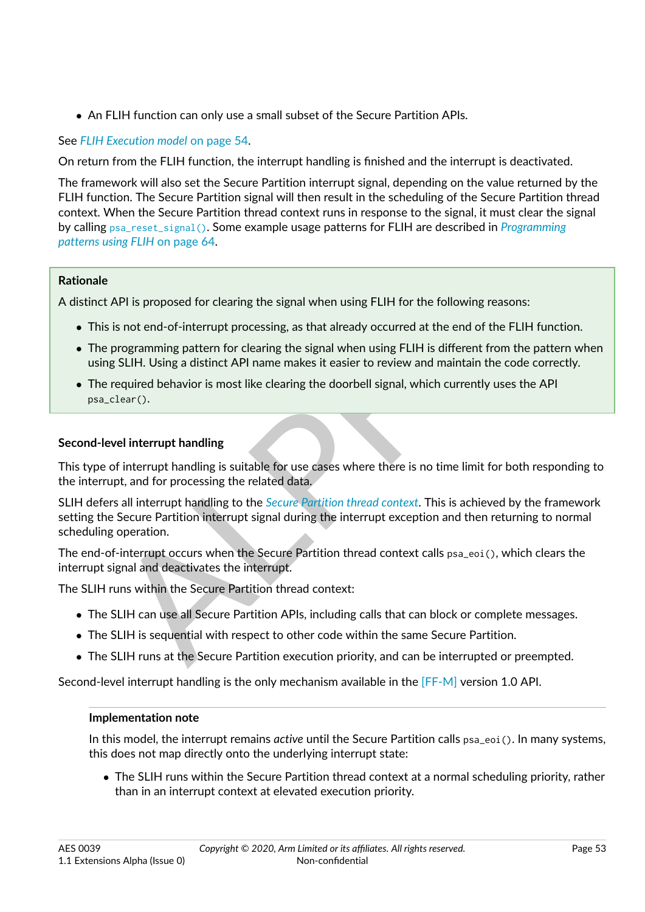- An FLIH function can only use a small subset of the Secure Partition APIs.

See *FLIH Execution model* on page 54.

On return from the FLIH function, the interrupt handling is finished and the interrupt is deactivated.

The framework will also set the Secure Partition interrupt signal, depending on the value returned by the FLIH function. The Secure Partition signal will then result in the scheduling of the Secure Partition thread context. When the Secure Partition thread context runs in response to the signal, it must clear the signal by calling `psa_reset_signal()`. Some example usage patterns for FLIH are described in *Programming patterns using FLIH* on page 64.

> **Rationale**
>
> A distinct API is proposed for clearing the signal when using FLIH for the following reasons:
>
> - This is not end-of-interrupt processing, as that already occurred at the end of the FLIH function.
> - The programming pattern for clearing the signal when using FLIH is different from the pattern when using SLIH. Using a distinct API name makes it easier to review and maintain the code correctly.
> - The required behavior is most like clearing the doorbell signal, which currently uses the API `psa_clear()`.

#### Second-level interrupt handling

This type of interrupt handling is suitable for use cases where there is no time limit for both responding to the interrupt, and for processing the related data.

SLIH defers all interrupt handling to the *Secure Partition thread context*. This is achieved by the framework setting the Secure Partition interrupt signal during the interrupt exception and then returning to normal scheduling operation.

The end-of-interrupt occurs when the Secure Partition thread context calls `psa_eoi()`, which clears the interrupt signal and deactivates the interrupt.

The SLIH runs within the Secure Partition thread context:

- The SLIH can use all Secure Partition APIs, including calls that can block or complete messages.
- The SLIH is sequential with respect to other code within the same Secure Partition.
- The SLIH runs at the Secure Partition execution priority, and can be interrupted or preempted.

Second-level interrupt handling is the only mechanism available in the [FF-M] version 1.0 API.

> **Implementation note**
>
> In this model, the interrupt remains *active* until the Secure Partition calls `psa_eoi()`. In many systems, this does not map directly onto the underlying interrupt state:
>
> - The SLIH runs within the Secure Partition thread context at a normal scheduling priority, rather than in an interrupt context at elevated execution priority.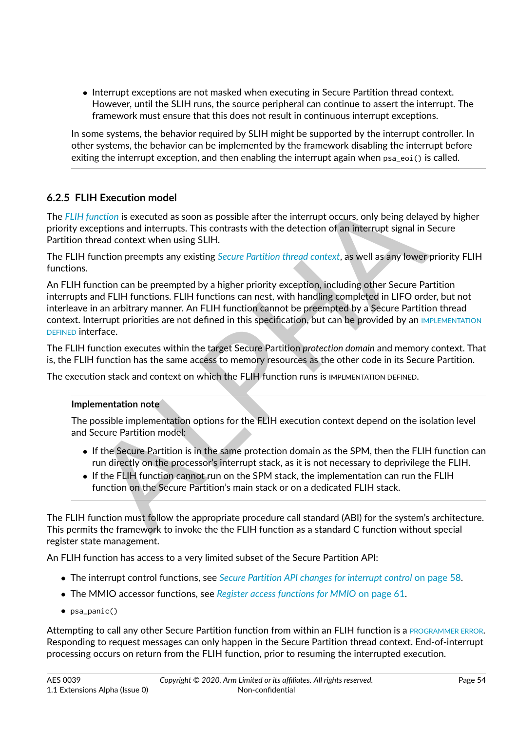- Interrupt exceptions are not masked when executing in Secure Partition thread context. However, until the SLIH runs, the source peripheral can continue to assert the interrupt. The framework must ensure that this does not result in continuous interrupt exceptions.

In some systems, the behavior required by SLIH might be supported by the interrupt controller. In other systems, the behavior can be implemented by the framework disabling the interrupt before exiting the interrupt exception, and then enabling the interrupt again when `psa_eoi()` is called.

### 6.2.5 FLIH Execution model

The *FLIH function* is executed as soon as possible after the interrupt occurs, only being delayed by higher priority exceptions and interrupts. This contrasts with the detection of an interrupt signal in Secure Partition thread context when using SLIH.

The FLIH function preempts any existing *Secure Partition thread context*, as well as any lower priority FLIH functions.

An FLIH function can be preempted by a higher priority exception, including other Secure Partition interrupts and FLIH functions. FLIH functions can nest, with handling completed in LIFO order, but not interleave in an arbitrary manner. An FLIH function cannot be preempted by a Secure Partition thread context. Interrupt priorities are not defined in this specification, but can be provided by an IMPLEMENTATION DEFINED interface.

The FLIH function executes within the target Secure Partition *protection domain* and memory context. That is, the FLIH function has the same access to memory resources as the other code in its Secure Partition.

The execution stack and context on which the FLIH function runs is IMPLMENTATION DEFINED.

**Implementation note**

The possible implementation options for the FLIH execution context depend on the isolation level and Secure Partition model:

- If the Secure Partition is in the same protection domain as the SPM, then the FLIH function can run directly on the processor's interrupt stack, as it is not necessary to deprivilege the FLIH.
- If the FLIH function cannot run on the SPM stack, the implementation can run the FLIH function on the Secure Partition's main stack or on a dedicated FLIH stack.

The FLIH function must follow the appropriate procedure call standard (ABI) for the system's architecture. This permits the framework to invoke the the FLIH function as a standard C function without special register state management.

An FLIH function has access to a very limited subset of the Secure Partition API:

- The interrupt control functions, see *Secure Partition API changes for interrupt control* on page 58.
- The MMIO accessor functions, see *Register access functions for MMIO* on page 61.
- `psa_panic()`

Attempting to call any other Secure Partition function from within an FLIH function is a PROGRAMMER ERROR. Responding to request messages can only happen in the Secure Partition thread context. End-of-interrupt processing occurs on return from the FLIH function, prior to resuming the interrupted execution.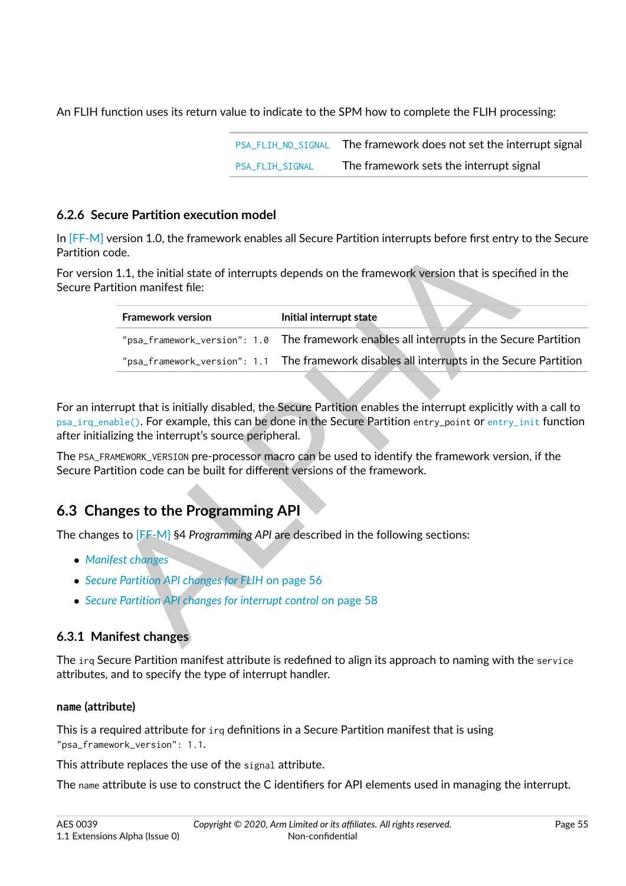An FLIH function uses its return value to indicate to the SPM how to complete the FLIH processing:

| | |
|---|---|
| PSA_FLIH_NO_SIGNAL | The framework does not set the interrupt signal |
| PSA_FLIH_SIGNAL | The framework sets the interrupt signal |

### 6.2.6 Secure Partition execution model

In [FF-M] version 1.0, the framework enables all Secure Partition interrupts before first entry to the Secure Partition code.

For version 1.1, the initial state of interrupts depends on the framework version that is specified in the Secure Partition manifest file:

| Framework version | Initial interrupt state |
|---|---|
| "psa_framework_version": 1.0 | The framework enables all interrupts in the Secure Partition |
| "psa_framework_version": 1.1 | The framework disables all interrupts in the Secure Partition |

For an interrupt that is initially disabled, the Secure Partition enables the interrupt explicitly with a call to psa_irq_enable(). For example, this can be done in the Secure Partition entry_point or entry_init function after initializing the interrupt's source peripheral.

The PSA_FRAMEWORK_VERSION pre-processor macro can be used to identify the framework version, if the Secure Partition code can be built for different versions of the framework.

## 6.3 Changes to the Programming API

The changes to [FF-M] §4 *Programming API* are described in the following sections:

- *Manifest changes*
- *Secure Partition API changes for FLIH* on page 56
- *Secure Partition API changes for interrupt control* on page 58

### 6.3.1 Manifest changes

The irq Secure Partition manifest attribute is redefined to align its approach to naming with the service attributes, and to specify the type of interrupt handler.

#### name (attribute)

This is a required attribute for irq definitions in a Secure Partition manifest that is using "psa_framework_version": 1.1.

This attribute replaces the use of the signal attribute.

The name attribute is use to construct the C identifiers for API elements used in managing the interrupt.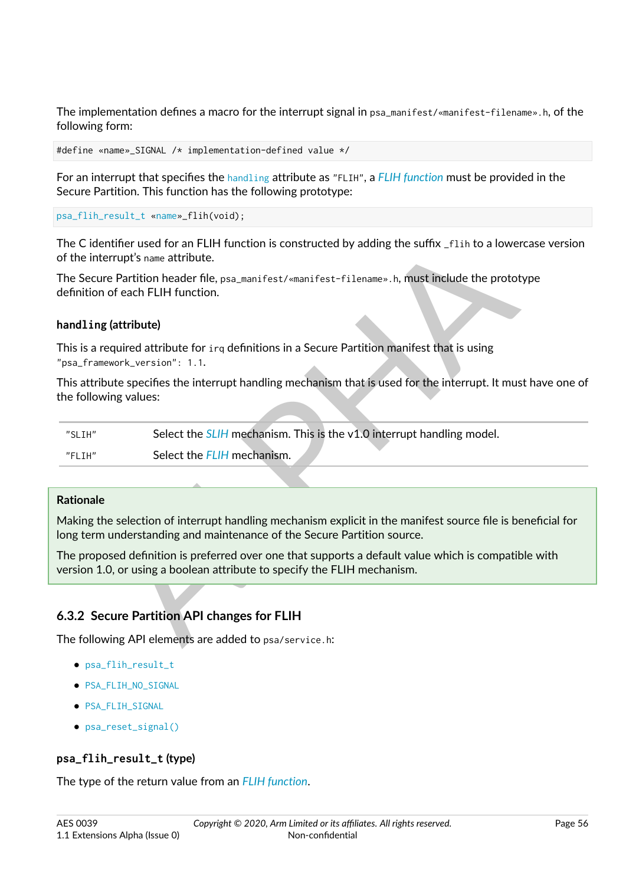The implementation defines a macro for the interrupt signal in `psa_manifest/«manifest-filename».h`, of the following form:

```
#define «name»_SIGNAL /* implementation-defined value */
```

For an interrupt that specifies the `handling` attribute as `"FLIH"`, a *FLIH function* must be provided in the Secure Partition. This function has the following prototype:

```
psa_flih_result_t «name»_flih(void);
```

The C identifier used for an FLIH function is constructed by adding the suffix `_flih` to a lowercase version of the interrupt's `name` attribute.

The Secure Partition header file, `psa_manifest/«manifest-filename».h`, must include the prototype definition of each FLIH function.

#### `handling` (attribute)

This is a required attribute for `irq` definitions in a Secure Partition manifest that is using `"psa_framework_version": 1.1`.

This attribute specifies the interrupt handling mechanism that is used for the interrupt. It must have one of the following values:

| | |
|---|---|
| `"SLIH"` | Select the *SLIH* mechanism. This is the v1.0 interrupt handling model. |
| `"FLIH"` | Select the *FLIH* mechanism. |

> **Rationale**
>
> Making the selection of interrupt handling mechanism explicit in the manifest source file is beneficial for long term understanding and maintenance of the Secure Partition source.
>
> The proposed definition is preferred over one that supports a default value which is compatible with version 1.0, or using a boolean attribute to specify the FLIH mechanism.

### 6.3.2 Secure Partition API changes for FLIH

The following API elements are added to `psa/service.h`:

- `psa_flih_result_t`
- `PSA_FLIH_NO_SIGNAL`
- `PSA_FLIH_SIGNAL`
- `psa_reset_signal()`

#### `psa_flih_result_t` (type)

The type of the return value from an *FLIH function*.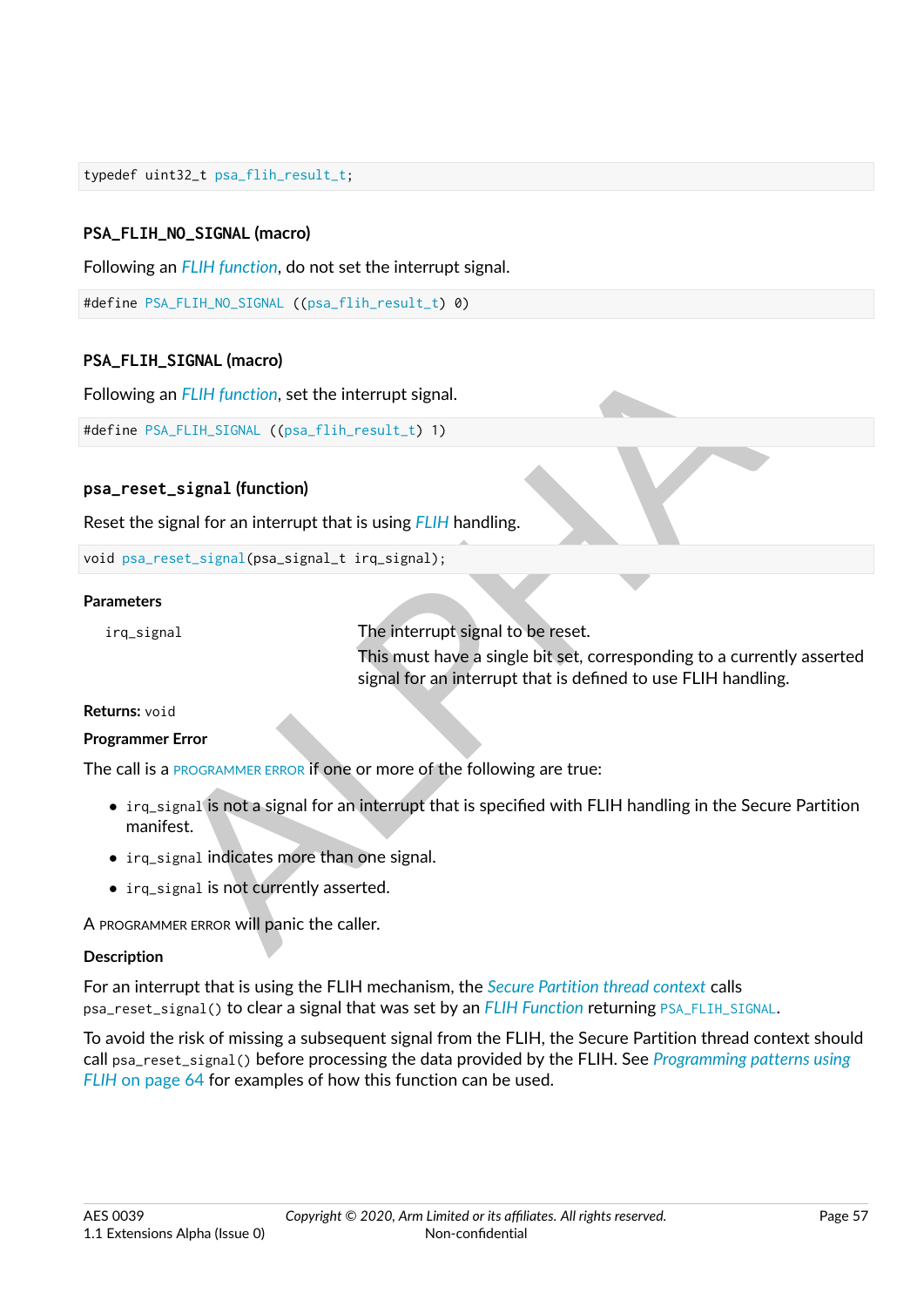```
typedef uint32_t psa_flih_result_t;
```

### PSA_FLIH_NO_SIGNAL (macro)

Following an *FLIH function*, do not set the interrupt signal.

```
#define PSA_FLIH_NO_SIGNAL ((psa_flih_result_t) 0)
```

### PSA_FLIH_SIGNAL (macro)

Following an *FLIH function*, set the interrupt signal.

```
#define PSA_FLIH_SIGNAL ((psa_flih_result_t) 1)
```

### psa_reset_signal (function)

Reset the signal for an interrupt that is using *FLIH* handling.

```
void psa_reset_signal(psa_signal_t irq_signal);
```

**Parameters**

| | |
|---|---|
| `irq_signal` | The interrupt signal to be reset.<br>This must have a single bit set, corresponding to a currently asserted signal for an interrupt that is defined to use FLIH handling. |

**Returns:** `void`

**Programmer Error**

The call is a PROGRAMMER ERROR if one or more of the following are true:

- `irq_signal` is not a signal for an interrupt that is specified with FLIH handling in the Secure Partition manifest.
- `irq_signal` indicates more than one signal.
- `irq_signal` is not currently asserted.

A PROGRAMMER ERROR will panic the caller.

**Description**

For an interrupt that is using the FLIH mechanism, the *Secure Partition thread context* calls `psa_reset_signal()` to clear a signal that was set by an *FLIH Function* returning `PSA_FLIH_SIGNAL`.

To avoid the risk of missing a subsequent signal from the FLIH, the Secure Partition thread context should call `psa_reset_signal()` before processing the data provided by the FLIH. See *Programming patterns using FLIH* on page 64 for examples of how this function can be used.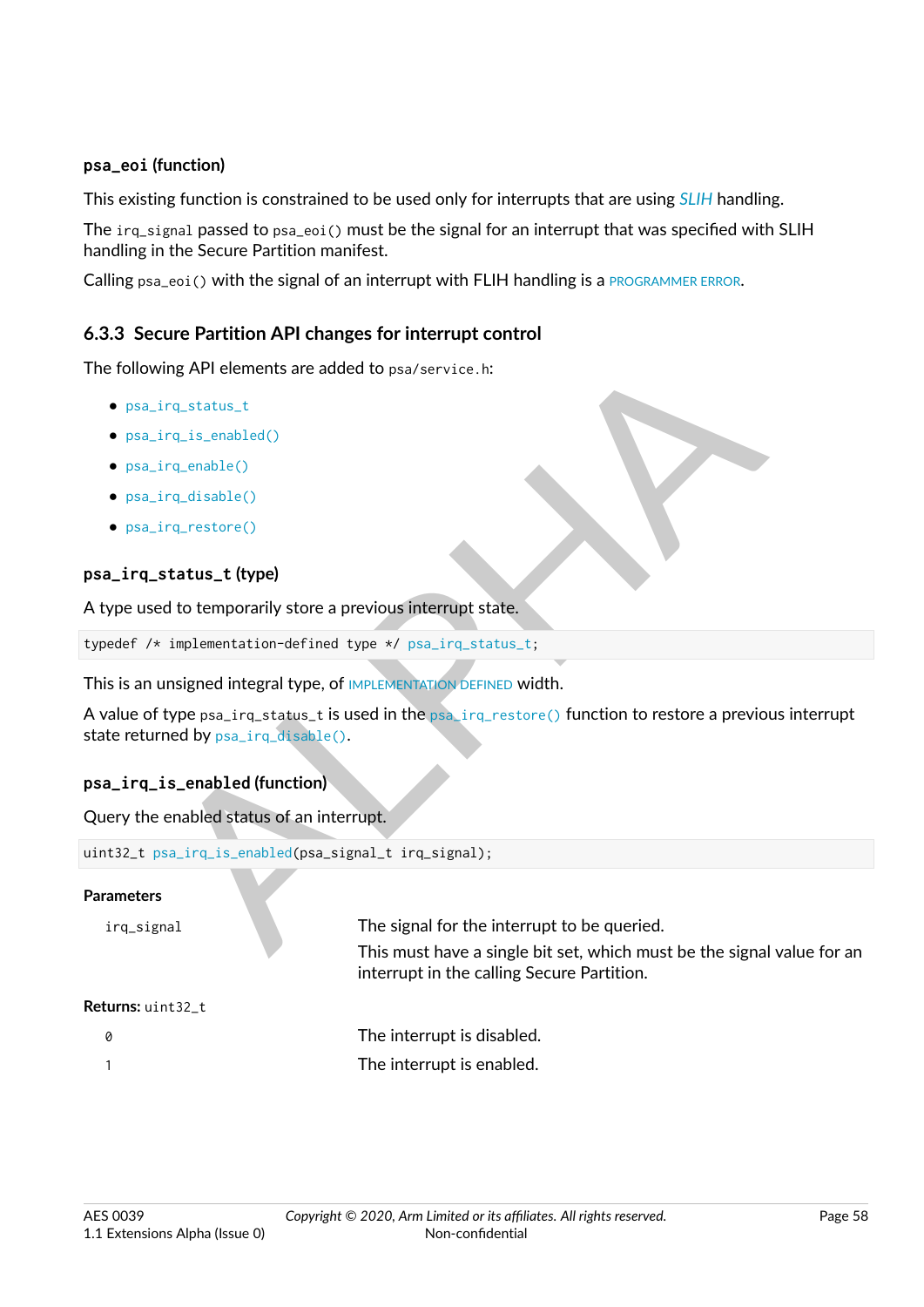#### `psa_eoi` (function)

This existing function is constrained to be used only for interrupts that are using *SLIH* handling.

The `irq_signal` passed to `psa_eoi()` must be the signal for an interrupt that was specified with SLIH handling in the Secure Partition manifest.

Calling `psa_eoi()` with the signal of an interrupt with FLIH handling is a PROGRAMMER ERROR.

### 6.3.3 Secure Partition API changes for interrupt control

The following API elements are added to `psa/service.h`:

- `psa_irq_status_t`
- `psa_irq_is_enabled()`
- `psa_irq_enable()`
- `psa_irq_disable()`
- `psa_irq_restore()`

#### `psa_irq_status_t` (type)

A type used to temporarily store a previous interrupt state.

```
typedef /* implementation-defined type */ psa_irq_status_t;
```

This is an unsigned integral type, of IMPLEMENTATION DEFINED width.

A value of type `psa_irq_status_t` is used in the `psa_irq_restore()` function to restore a previous interrupt state returned by `psa_irq_disable()`.

#### `psa_irq_is_enabled` (function)

Query the enabled status of an interrupt.

```
uint32_t psa_irq_is_enabled(psa_signal_t irq_signal);
```

**Parameters**

| | |
|---|---|
| `irq_signal` | The signal for the interrupt to be queried. This must have a single bit set, which must be the signal value for an interrupt in the calling Secure Partition. |

**Returns:** `uint32_t`

| | |
|---|---|
| `0` | The interrupt is disabled. |
| `1` | The interrupt is enabled. |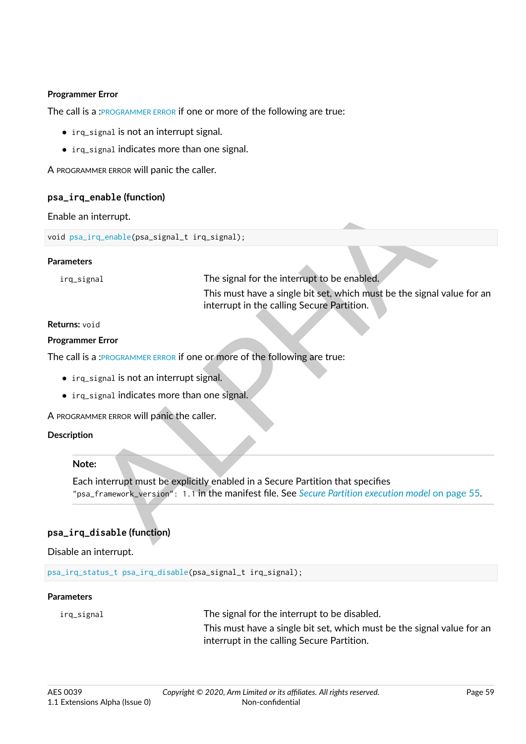**Programmer Error**

The call is a :PROGRAMMER ERROR if one or more of the following are true:

- `irq_signal` is not an interrupt signal.
- `irq_signal` indicates more than one signal.

A PROGRAMMER ERROR will panic the caller.

### `psa_irq_enable` (function)

Enable an interrupt.

```
void psa_irq_enable(psa_signal_t irq_signal);
```

**Parameters**

| | |
|---|---|
| `irq_signal` | The signal for the interrupt to be enabled. This must have a single bit set, which must be the signal value for an interrupt in the calling Secure Partition. |

**Returns:** `void`

**Programmer Error**

The call is a :PROGRAMMER ERROR if one or more of the following are true:

- `irq_signal` is not an interrupt signal.
- `irq_signal` indicates more than one signal.

A PROGRAMMER ERROR will panic the caller.

**Description**

> **Note:**
>
> Each interrupt must be explicitly enabled in a Secure Partition that specifies `"psa_framework_version": 1.1` in the manifest file. See *Secure Partition execution model* on page 55.

### `psa_irq_disable` (function)

Disable an interrupt.

```
psa_irq_status_t psa_irq_disable(psa_signal_t irq_signal);
```

**Parameters**

| | |
|---|---|
| `irq_signal` | The signal for the interrupt to be disabled. This must have a single bit set, which must be the signal value for an interrupt in the calling Secure Partition. |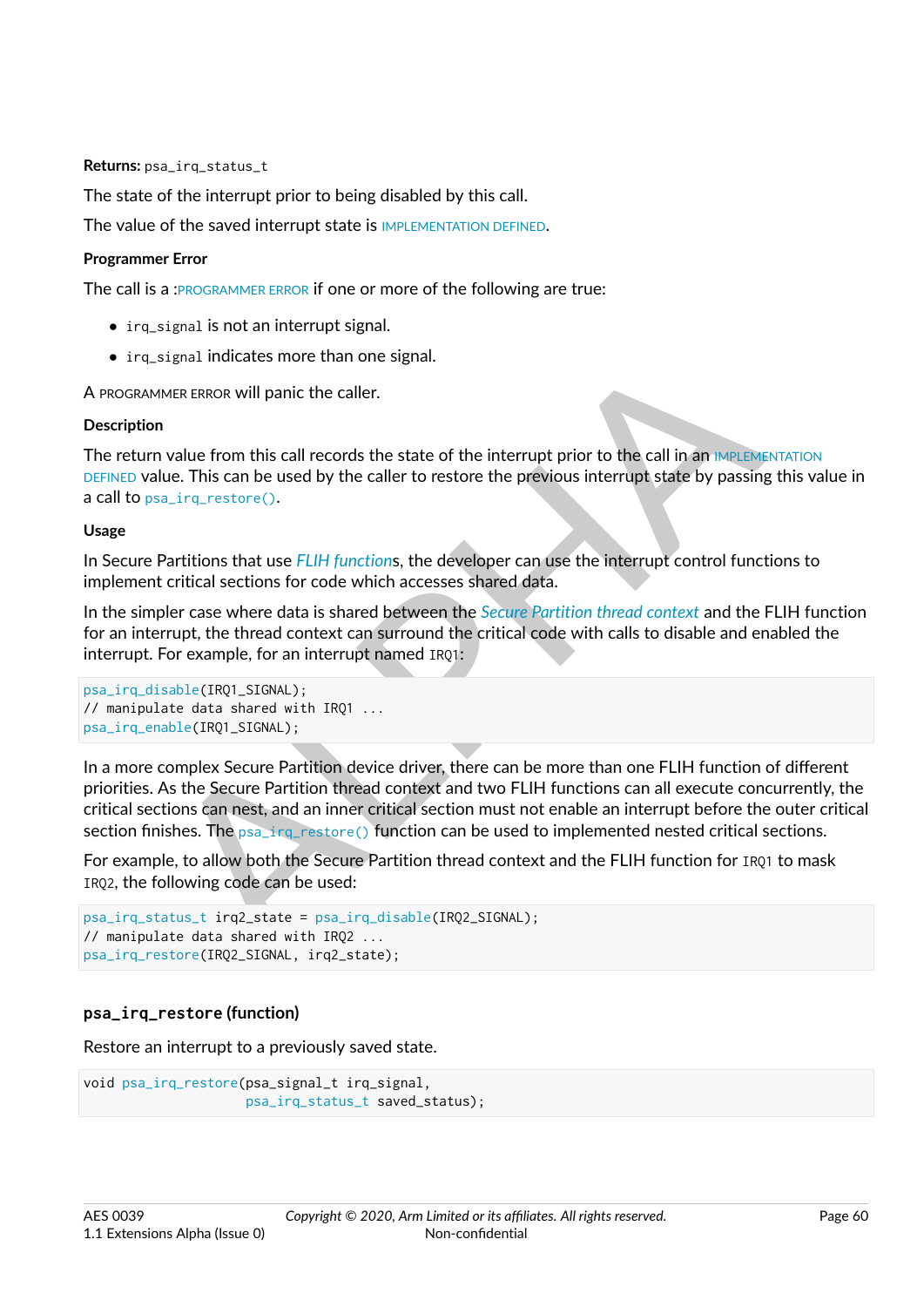**Returns:** `psa_irq_status_t`

The state of the interrupt prior to being disabled by this call.

The value of the saved interrupt state is IMPLEMENTATION DEFINED.

**Programmer Error**

The call is a :PROGRAMMER ERROR if one or more of the following are true:

- `irq_signal` is not an interrupt signal.
- `irq_signal` indicates more than one signal.

A PROGRAMMER ERROR will panic the caller.

**Description**

The return value from this call records the state of the interrupt prior to the call in an IMPLEMENTATION DEFINED value. This can be used by the caller to restore the previous interrupt state by passing this value in a call to `psa_irq_restore()`.

**Usage**

In Secure Partitions that use *FLIH functions*, the developer can use the interrupt control functions to implement critical sections for code which accesses shared data.

In the simpler case where data is shared between the *Secure Partition thread context* and the FLIH function for an interrupt, the thread context can surround the critical code with calls to disable and enabled the interrupt. For example, for an interrupt named `IRQ1`:

```
psa_irq_disable(IRQ1_SIGNAL);
// manipulate data shared with IRQ1 ...
psa_irq_enable(IRQ1_SIGNAL);
```

In a more complex Secure Partition device driver, there can be more than one FLIH function of different priorities. As the Secure Partition thread context and two FLIH functions can all execute concurrently, the critical sections can nest, and an inner critical section must not enable an interrupt before the outer critical section finishes. The `psa_irq_restore()` function can be used to implemented nested critical sections.

For example, to allow both the Secure Partition thread context and the FLIH function for `IRQ1` to mask `IRQ2`, the following code can be used:

```
psa_irq_status_t irq2_state = psa_irq_disable(IRQ2_SIGNAL);
// manipulate data shared with IRQ2 ...
psa_irq_restore(IRQ2_SIGNAL, irq2_state);
```

### `psa_irq_restore` (function)

Restore an interrupt to a previously saved state.

```
void psa_irq_restore(psa_signal_t irq_signal,
                     psa_irq_status_t saved_status);
```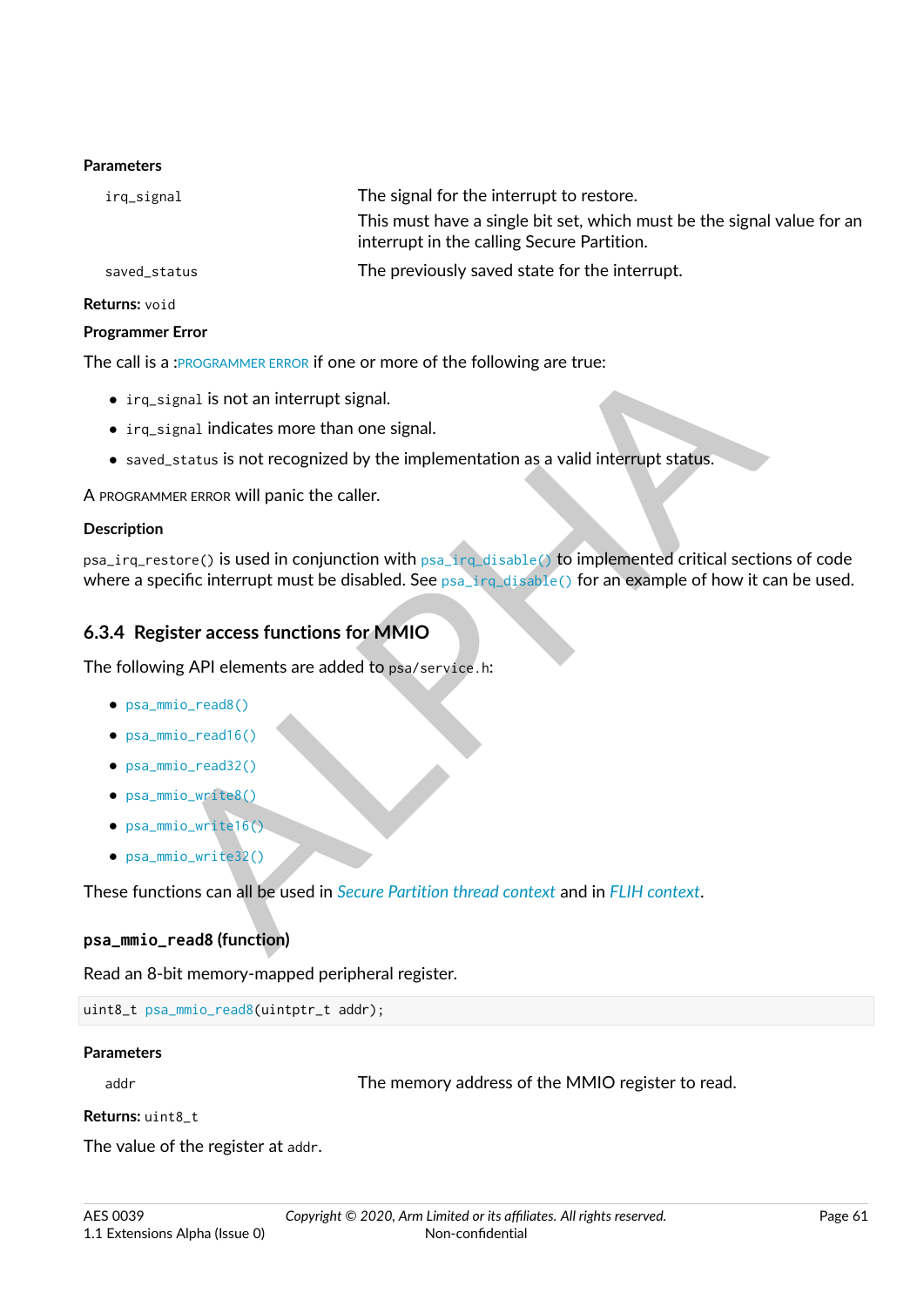**Parameters**

| | |
|---|---|
| `irq_signal` | The signal for the interrupt to restore.<br>This must have a single bit set, which must be the signal value for an interrupt in the calling Secure Partition. |
| `saved_status` | The previously saved state for the interrupt. |

**Returns:** `void`

**Programmer Error**

The call is a :PROGRAMMER ERROR if one or more of the following are true:

- `irq_signal` is not an interrupt signal.
- `irq_signal` indicates more than one signal.
- `saved_status` is not recognized by the implementation as a valid interrupt status.

A PROGRAMMER ERROR will panic the caller.

**Description**

`psa_irq_restore()` is used in conjunction with `psa_irq_disable()` to implemented critical sections of code where a specific interrupt must be disabled. See `psa_irq_disable()` for an example of how it can be used.

## 6.3.4 Register access functions for MMIO

The following API elements are added to `psa/service.h`:

- `psa_mmio_read8()`
- `psa_mmio_read16()`
- `psa_mmio_read32()`
- `psa_mmio_write8()`
- `psa_mmio_write16()`
- `psa_mmio_write32()`

These functions can all be used in *Secure Partition thread context* and in *FLIH context*.

### `psa_mmio_read8` (function)

Read an 8-bit memory-mapped peripheral register.

```
uint8_t psa_mmio_read8(uintptr_t addr);
```

**Parameters**

| | |
|---|---|
| `addr` | The memory address of the MMIO register to read. |

**Returns:** `uint8_t`

The value of the register at `addr`.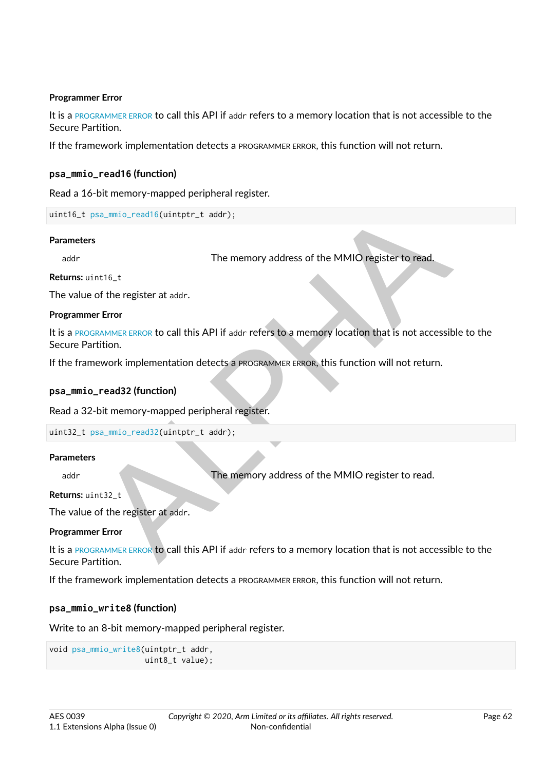#### Programmer Error

It is a PROGRAMMER ERROR to call this API if `addr` refers to a memory location that is not accessible to the Secure Partition.

If the framework implementation detects a PROGRAMMER ERROR, this function will not return.

### `psa_mmio_read16` (function)

Read a 16-bit memory-mapped peripheral register.

```
uint16_t psa_mmio_read16(uintptr_t addr);
```

#### Parameters

`addr` The memory address of the MMIO register to read.

**Returns:** `uint16_t`

The value of the register at `addr`.

#### Programmer Error

It is a PROGRAMMER ERROR to call this API if `addr` refers to a memory location that is not accessible to the Secure Partition.

If the framework implementation detects a PROGRAMMER ERROR, this function will not return.

### `psa_mmio_read32` (function)

Read a 32-bit memory-mapped peripheral register.

```
uint32_t psa_mmio_read32(uintptr_t addr);
```

#### Parameters

`addr` The memory address of the MMIO register to read.

**Returns:** `uint32_t`

The value of the register at `addr`.

#### Programmer Error

It is a PROGRAMMER ERROR to call this API if `addr` refers to a memory location that is not accessible to the Secure Partition.

If the framework implementation detects a PROGRAMMER ERROR, this function will not return.

### `psa_mmio_write8` (function)

Write to an 8-bit memory-mapped peripheral register.

```
void psa_mmio_write8(uintptr_t addr,
                     uint8_t value);
```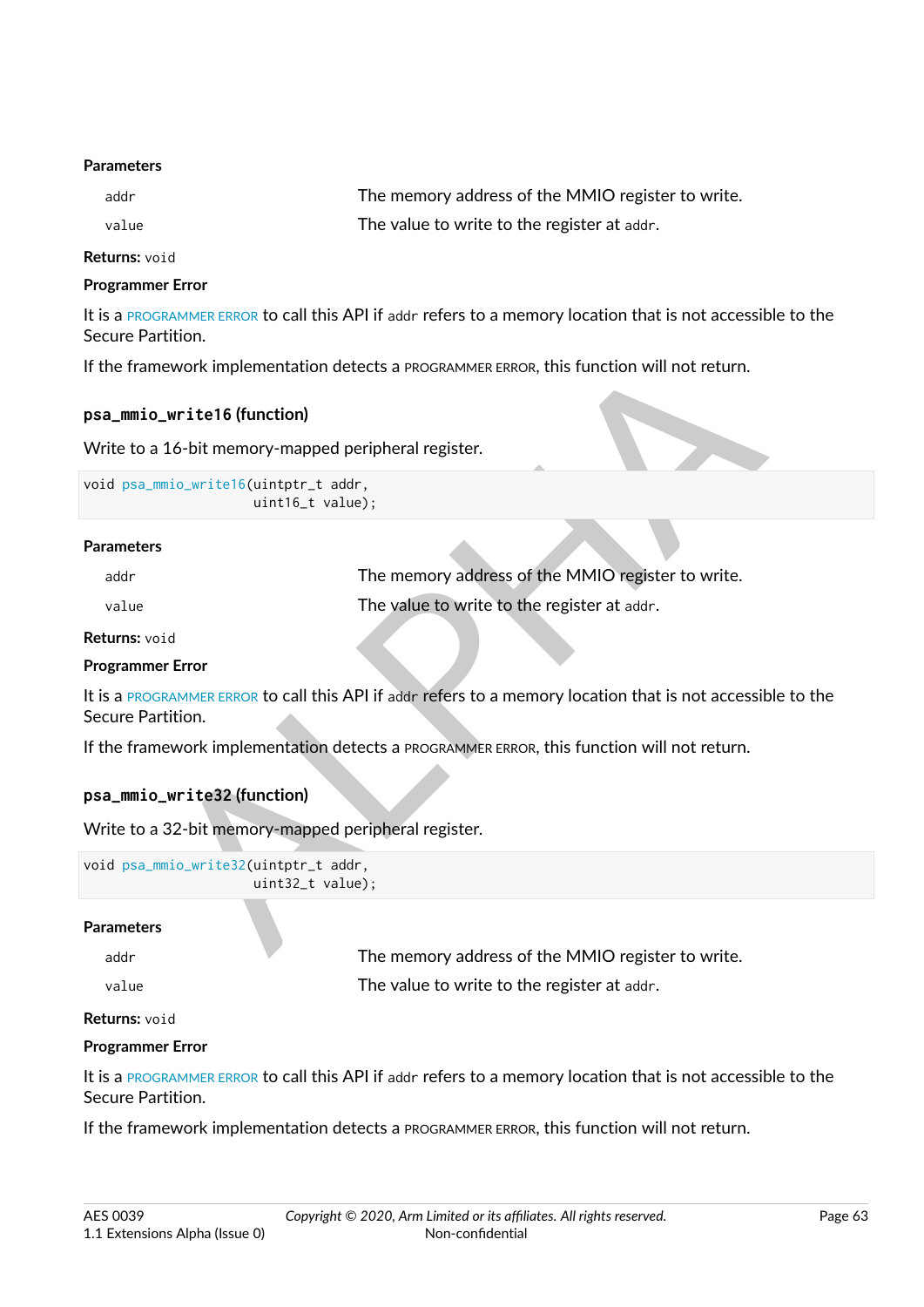**Parameters**

| | |
|---|---|
| `addr` | The memory address of the MMIO register to write. |
| `value` | The value to write to the register at `addr`. |

**Returns:** `void`

**Programmer Error**

It is a PROGRAMMER ERROR to call this API if `addr` refers to a memory location that is not accessible to the Secure Partition.

If the framework implementation detects a PROGRAMMER ERROR, this function will not return.

### `psa_mmio_write16` (function)

Write to a 16-bit memory-mapped peripheral register.

```
void psa_mmio_write16(uintptr_t addr,
                      uint16_t value);
```

**Parameters**

| | |
|---|---|
| `addr` | The memory address of the MMIO register to write. |
| `value` | The value to write to the register at `addr`. |

**Returns:** `void`

**Programmer Error**

It is a PROGRAMMER ERROR to call this API if `addr` refers to a memory location that is not accessible to the Secure Partition.

If the framework implementation detects a PROGRAMMER ERROR, this function will not return.

### `psa_mmio_write32` (function)

Write to a 32-bit memory-mapped peripheral register.

```
void psa_mmio_write32(uintptr_t addr,
                      uint32_t value);
```

**Parameters**

| | |
|---|---|
| `addr` | The memory address of the MMIO register to write. |
| `value` | The value to write to the register at `addr`. |

**Returns:** `void`

**Programmer Error**

It is a PROGRAMMER ERROR to call this API if `addr` refers to a memory location that is not accessible to the Secure Partition.

If the framework implementation detects a PROGRAMMER ERROR, this function will not return.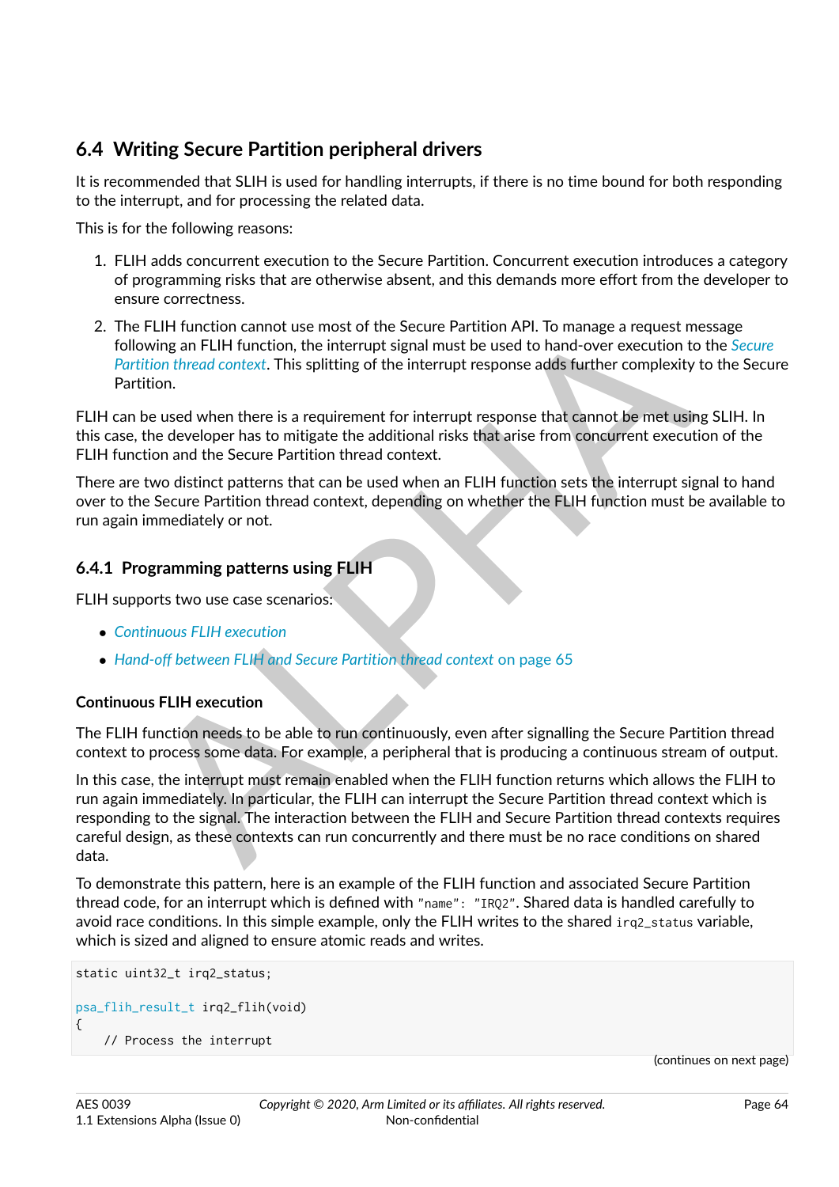## 6.4 Writing Secure Partition peripheral drivers

It is recommended that SLIH is used for handling interrupts, if there is no time bound for both responding to the interrupt, and for processing the related data.

This is for the following reasons:

1. FLIH adds concurrent execution to the Secure Partition. Concurrent execution introduces a category of programming risks that are otherwise absent, and this demands more effort from the developer to ensure correctness.
2. The FLIH function cannot use most of the Secure Partition API. To manage a request message following an FLIH function, the interrupt signal must be used to hand-over execution to the *Secure Partition thread context*. This splitting of the interrupt response adds further complexity to the Secure Partition.

FLIH can be used when there is a requirement for interrupt response that cannot be met using SLIH. In this case, the developer has to mitigate the additional risks that arise from concurrent execution of the FLIH function and the Secure Partition thread context.

There are two distinct patterns that can be used when an FLIH function sets the interrupt signal to hand over to the Secure Partition thread context, depending on whether the FLIH function must be available to run again immediately or not.

### 6.4.1 Programming patterns using FLIH

FLIH supports two use case scenarios:

- *Continuous FLIH execution*
- *Hand-off between FLIH and Secure Partition thread context* on page 65

#### Continuous FLIH execution

The FLIH function needs to be able to run continuously, even after signalling the Secure Partition thread context to process some data. For example, a peripheral that is producing a continuous stream of output.

In this case, the interrupt must remain enabled when the FLIH function returns which allows the FLIH to run again immediately. In particular, the FLIH can interrupt the Secure Partition thread context which is responding to the signal. The interaction between the FLIH and Secure Partition thread contexts requires careful design, as these contexts can run concurrently and there must be no race conditions on shared data.

To demonstrate this pattern, here is an example of the FLIH function and associated Secure Partition thread code, for an interrupt which is defined with `"name": "IRQ2"`. Shared data is handled carefully to avoid race conditions. In this simple example, only the FLIH writes to the shared `irq2_status` variable, which is sized and aligned to ensure atomic reads and writes.

```
static uint32_t irq2_status;

psa_flih_result_t irq2_flih(void)
{
    // Process the interrupt
```

(continues on next page)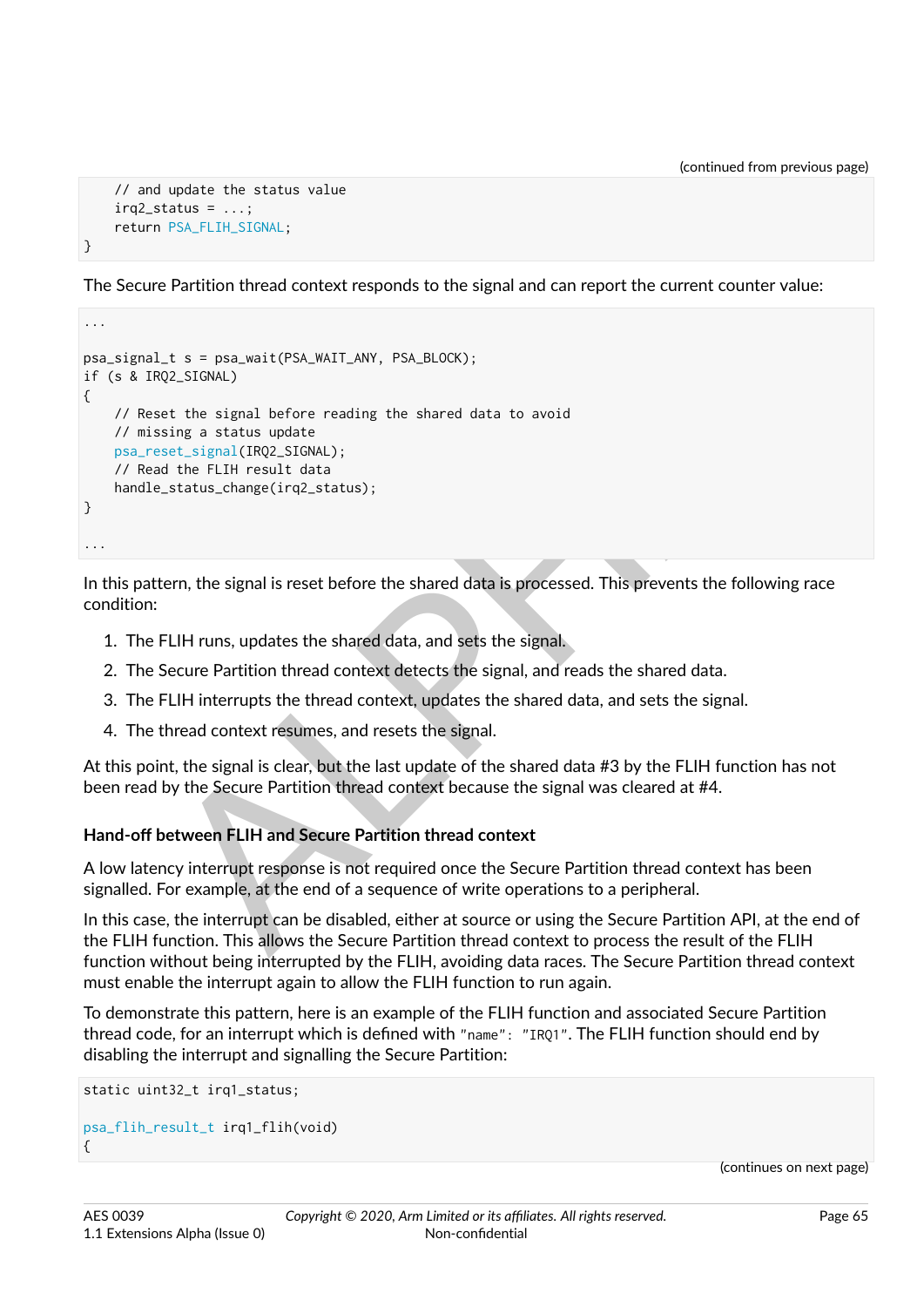```
    // and update the status value
    irq2_status = ...;
    return PSA_FLIH_SIGNAL;
}
```

The Secure Partition thread context responds to the signal and can report the current counter value:

```
...

psa_signal_t s = psa_wait(PSA_WAIT_ANY, PSA_BLOCK);
if (s & IRQ2_SIGNAL)
{
    // Reset the signal before reading the shared data to avoid
    // missing a status update
    psa_reset_signal(IRQ2_SIGNAL);
    // Read the FLIH result data
    handle_status_change(irq2_status);
}

...
```

In this pattern, the signal is reset before the shared data is processed. This prevents the following race condition:

1. The FLIH runs, updates the shared data, and sets the signal.
2. The Secure Partition thread context detects the signal, and reads the shared data.
3. The FLIH interrupts the thread context, updates the shared data, and sets the signal.
4. The thread context resumes, and resets the signal.

At this point, the signal is clear, but the last update of the shared data #3 by the FLIH function has not been read by the Secure Partition thread context because the signal was cleared at #4.

#### Hand-off between FLIH and Secure Partition thread context

A low latency interrupt response is not required once the Secure Partition thread context has been signalled. For example, at the end of a sequence of write operations to a peripheral.

In this case, the interrupt can be disabled, either at source or using the Secure Partition API, at the end of the FLIH function. This allows the Secure Partition thread context to process the result of the FLIH function without being interrupted by the FLIH, avoiding data races. The Secure Partition thread context must enable the interrupt again to allow the FLIH function to run again.

To demonstrate this pattern, here is an example of the FLIH function and associated Secure Partition thread code, for an interrupt which is defined with `"name": "IRQ1"`. The FLIH function should end by disabling the interrupt and signalling the Secure Partition:

```
static uint32_t irq1_status;

psa_flih_result_t irq1_flih(void)
{
```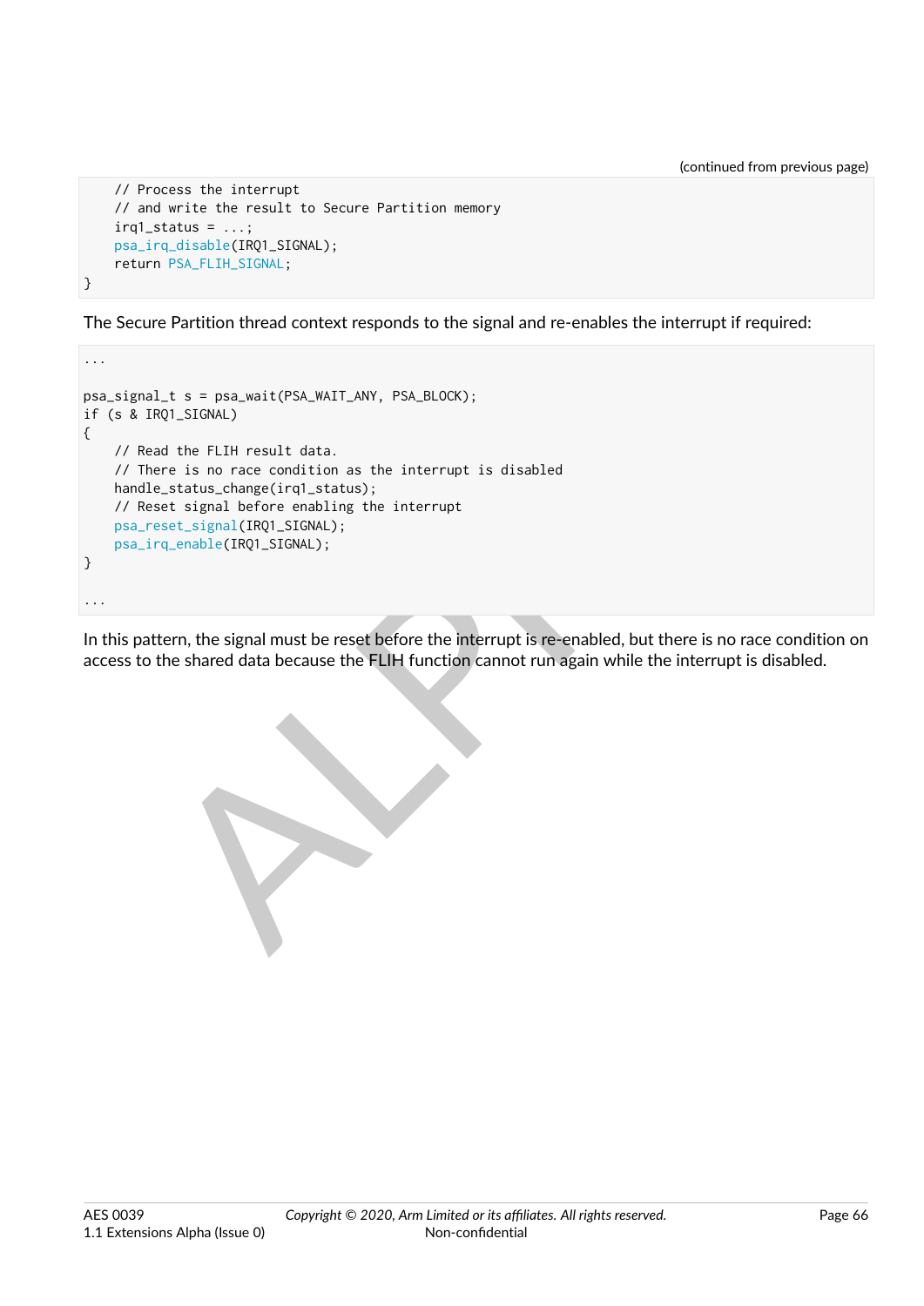(continued from previous page)

```
    // Process the interrupt
    // and write the result to Secure Partition memory
    irq1_status = ...;
    psa_irq_disable(IRQ1_SIGNAL);
    return PSA_FLIH_SIGNAL;
}
```

The Secure Partition thread context responds to the signal and re-enables the interrupt if required:

```
...

psa_signal_t s = psa_wait(PSA_WAIT_ANY, PSA_BLOCK);
if (s & IRQ1_SIGNAL)
{
    // Read the FLIH result data.
    // There is no race condition as the interrupt is disabled
    handle_status_change(irq1_status);
    // Reset signal before enabling the interrupt
    psa_reset_signal(IRQ1_SIGNAL);
    psa_irq_enable(IRQ1_SIGNAL);
}

...
```

In this pattern, the signal must be reset before the interrupt is re-enabled, but there is no race condition on access to the shared data because the FLIH function cannot run again while the interrupt is disabled.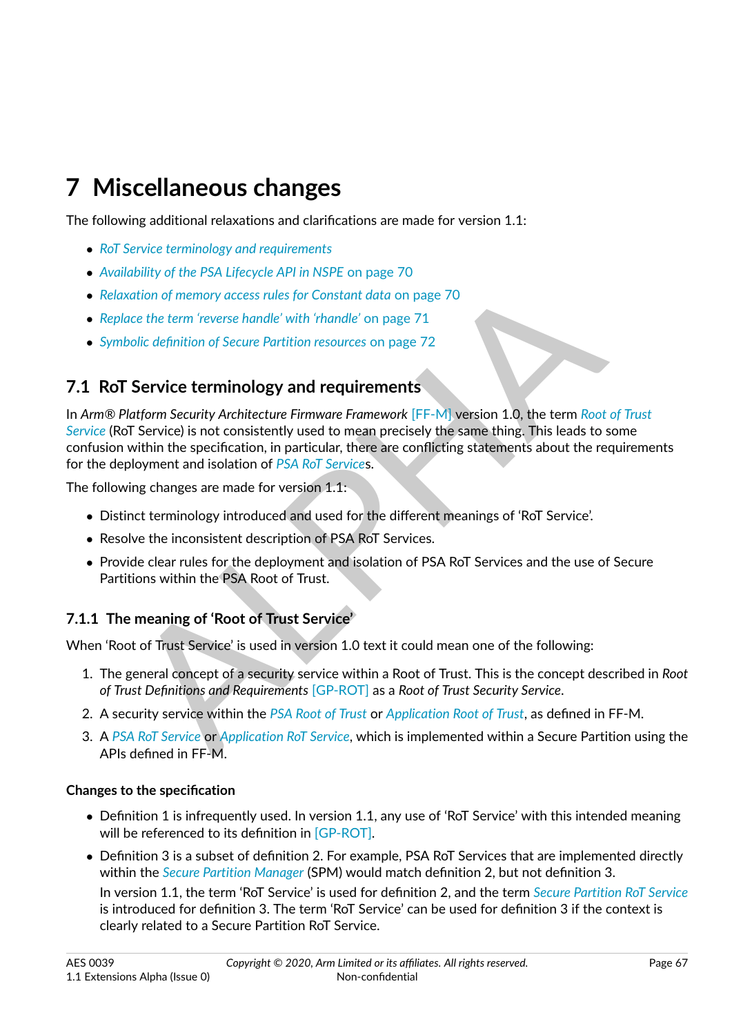# 7 Miscellaneous changes

The following additional relaxations and clarifications are made for version 1.1:

- *RoT Service terminology and requirements*
- *Availability of the PSA Lifecycle API in NSPE* on page 70
- *Relaxation of memory access rules for Constant data* on page 70
- *Replace the term 'reverse handle' with 'rhandle'* on page 71
- *Symbolic definition of Secure Partition resources* on page 72

## 7.1 RoT Service terminology and requirements

In *Arm® Platform Security Architecture Firmware Framework* [FF-M] version 1.0, the term *Root of Trust Service* (RoT Service) is not consistently used to mean precisely the same thing. This leads to some confusion within the specification, in particular, there are conflicting statements about the requirements for the deployment and isolation of *PSA RoT Service*s.

The following changes are made for version 1.1:

- Distinct terminology introduced and used for the different meanings of 'RoT Service'.
- Resolve the inconsistent description of PSA RoT Services.
- Provide clear rules for the deployment and isolation of PSA RoT Services and the use of Secure Partitions within the PSA Root of Trust.

### 7.1.1 The meaning of 'Root of Trust Service'

When 'Root of Trust Service' is used in version 1.0 text it could mean one of the following:

1. The general concept of a security service within a Root of Trust. This is the concept described in *Root of Trust Definitions and Requirements* [GP-ROT] as a *Root of Trust Security Service*.
2. A security service within the *PSA Root of Trust* or *Application Root of Trust*, as defined in FF-M.
3. A *PSA RoT Service* or *Application RoT Service*, which is implemented within a Secure Partition using the APIs defined in FF-M.

#### Changes to the specification

- Definition 1 is infrequently used. In version 1.1, any use of 'RoT Service' with this intended meaning will be referenced to its definition in [GP-ROT].
- Definition 3 is a subset of definition 2. For example, PSA RoT Services that are implemented directly within the *Secure Partition Manager* (SPM) would match definition 2, but not definition 3.

  In version 1.1, the term 'RoT Service' is used for definition 2, and the term *Secure Partition RoT Service* is introduced for definition 3. The term 'RoT Service' can be used for definition 3 if the context is clearly related to a Secure Partition RoT Service.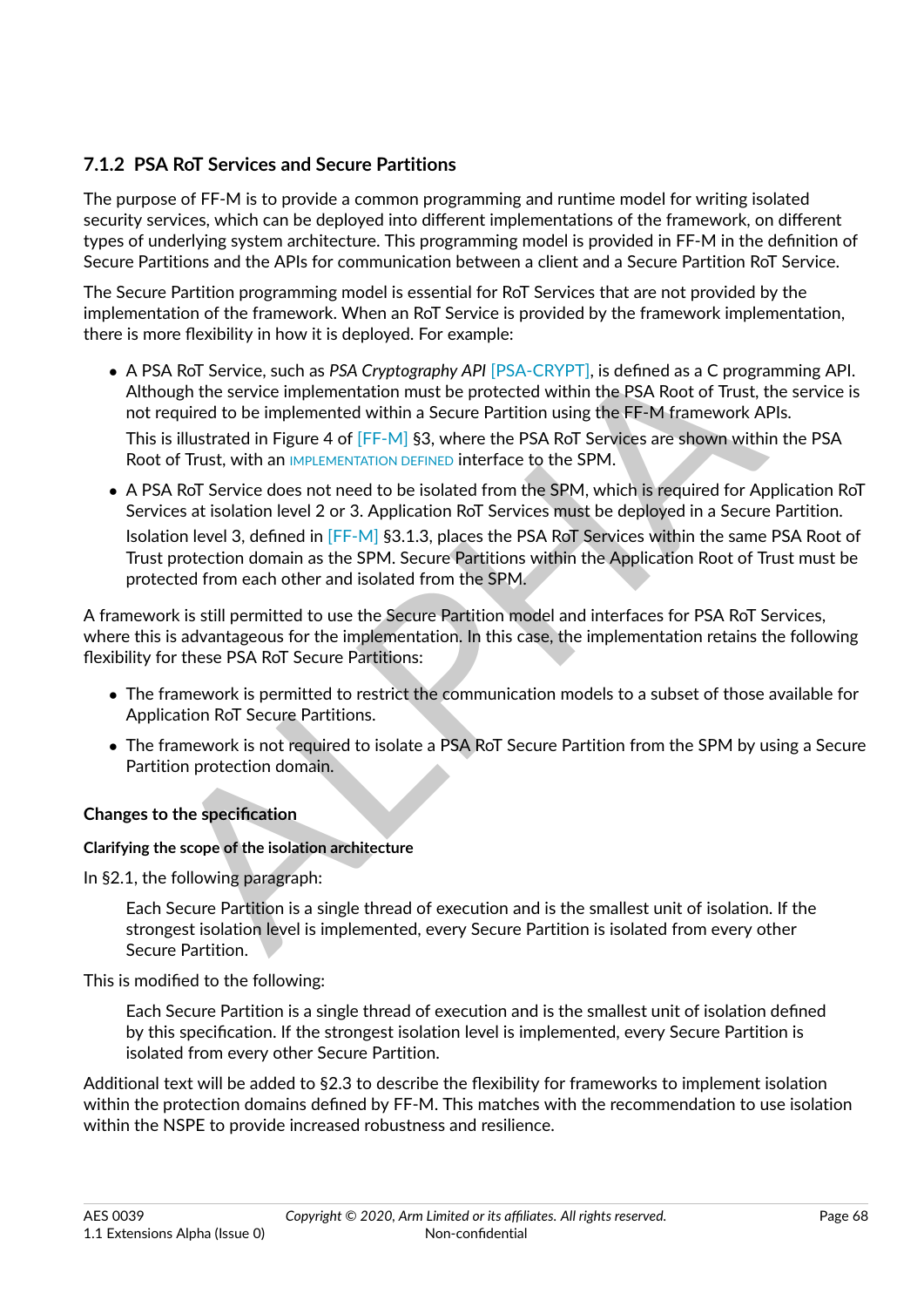### 7.1.2 PSA RoT Services and Secure Partitions

The purpose of FF-M is to provide a common programming and runtime model for writing isolated security services, which can be deployed into different implementations of the framework, on different types of underlying system architecture. This programming model is provided in FF-M in the definition of Secure Partitions and the APIs for communication between a client and a Secure Partition RoT Service.

The Secure Partition programming model is essential for RoT Services that are not provided by the implementation of the framework. When an RoT Service is provided by the framework implementation, there is more flexibility in how it is deployed. For example:

- A PSA RoT Service, such as *PSA Cryptography API* [PSA-CRYPT], is defined as a C programming API. Although the service implementation must be protected within the PSA Root of Trust, the service is not required to be implemented within a Secure Partition using the FF-M framework APIs.

  This is illustrated in Figure 4 of [FF-M] §3, where the PSA RoT Services are shown within the PSA Root of Trust, with an IMPLEMENTATION DEFINED interface to the SPM.

- A PSA RoT Service does not need to be isolated from the SPM, which is required for Application RoT Services at isolation level 2 or 3. Application RoT Services must be deployed in a Secure Partition.

  Isolation level 3, defined in [FF-M] §3.1.3, places the PSA RoT Services within the same PSA Root of Trust protection domain as the SPM. Secure Partitions within the Application Root of Trust must be protected from each other and isolated from the SPM.

A framework is still permitted to use the Secure Partition model and interfaces for PSA RoT Services, where this is advantageous for the implementation. In this case, the implementation retains the following flexibility for these PSA RoT Secure Partitions:

- The framework is permitted to restrict the communication models to a subset of those available for Application RoT Secure Partitions.
- The framework is not required to isolate a PSA RoT Secure Partition from the SPM by using a Secure Partition protection domain.

#### Changes to the specification

##### Clarifying the scope of the isolation architecture

In §2.1, the following paragraph:

> Each Secure Partition is a single thread of execution and is the smallest unit of isolation. If the strongest isolation level is implemented, every Secure Partition is isolated from every other Secure Partition.

This is modified to the following:

> Each Secure Partition is a single thread of execution and is the smallest unit of isolation defined by this specification. If the strongest isolation level is implemented, every Secure Partition is isolated from every other Secure Partition.

Additional text will be added to §2.3 to describe the flexibility for frameworks to implement isolation within the protection domains defined by FF-M. This matches with the recommendation to use isolation within the NSPE to provide increased robustness and resilience.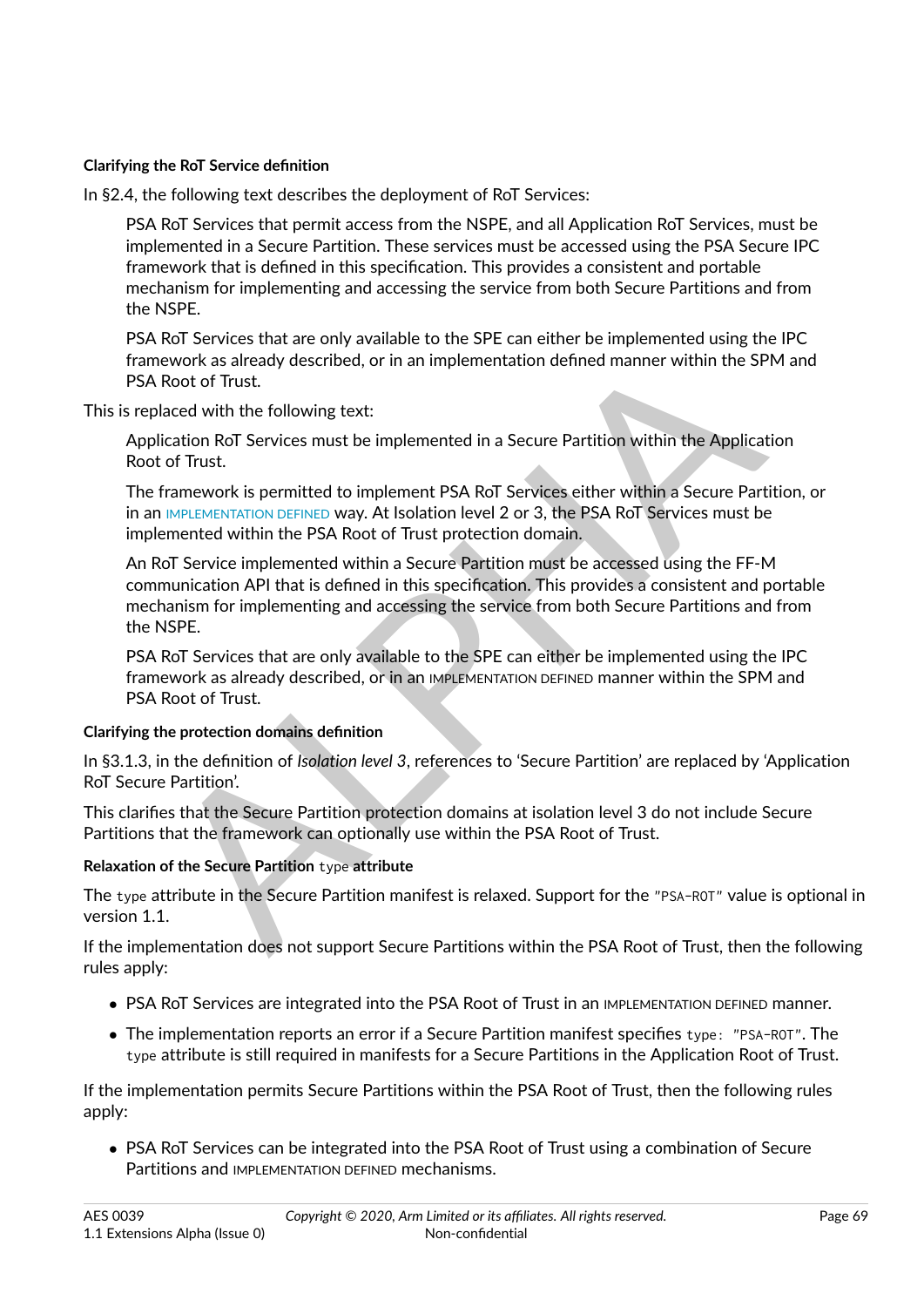#### Clarifying the RoT Service definition

In §2.4, the following text describes the deployment of RoT Services:

> PSA RoT Services that permit access from the NSPE, and all Application RoT Services, must be implemented in a Secure Partition. These services must be accessed using the PSA Secure IPC framework that is defined in this specification. This provides a consistent and portable mechanism for implementing and accessing the service from both Secure Partitions and from the NSPE.
>
> PSA RoT Services that are only available to the SPE can either be implemented using the IPC framework as already described, or in an implementation defined manner within the SPM and PSA Root of Trust.

This is replaced with the following text:

> Application RoT Services must be implemented in a Secure Partition within the Application Root of Trust.
>
> The framework is permitted to implement PSA RoT Services either within a Secure Partition, or in an IMPLEMENTATION DEFINED way. At Isolation level 2 or 3, the PSA RoT Services must be implemented within the PSA Root of Trust protection domain.
>
> An RoT Service implemented within a Secure Partition must be accessed using the FF-M communication API that is defined in this specification. This provides a consistent and portable mechanism for implementing and accessing the service from both Secure Partitions and from the NSPE.
>
> PSA RoT Services that are only available to the SPE can either be implemented using the IPC framework as already described, or in an IMPLEMENTATION DEFINED manner within the SPM and PSA Root of Trust.

#### Clarifying the protection domains definition

In §3.1.3, in the definition of *Isolation level 3*, references to 'Secure Partition' are replaced by 'Application RoT Secure Partition'.

This clarifies that the Secure Partition protection domains at isolation level 3 do not include Secure Partitions that the framework can optionally use within the PSA Root of Trust.

#### Relaxation of the Secure Partition `type` attribute

The `type` attribute in the Secure Partition manifest is relaxed. Support for the `"PSA-ROT"` value is optional in version 1.1.

If the implementation does not support Secure Partitions within the PSA Root of Trust, then the following rules apply:

- PSA RoT Services are integrated into the PSA Root of Trust in an IMPLEMENTATION DEFINED manner.
- The implementation reports an error if a Secure Partition manifest specifies `type: "PSA-ROT"`. The `type` attribute is still required in manifests for a Secure Partitions in the Application Root of Trust.

If the implementation permits Secure Partitions within the PSA Root of Trust, then the following rules apply:

- PSA RoT Services can be integrated into the PSA Root of Trust using a combination of Secure Partitions and IMPLEMENTATION DEFINED mechanisms.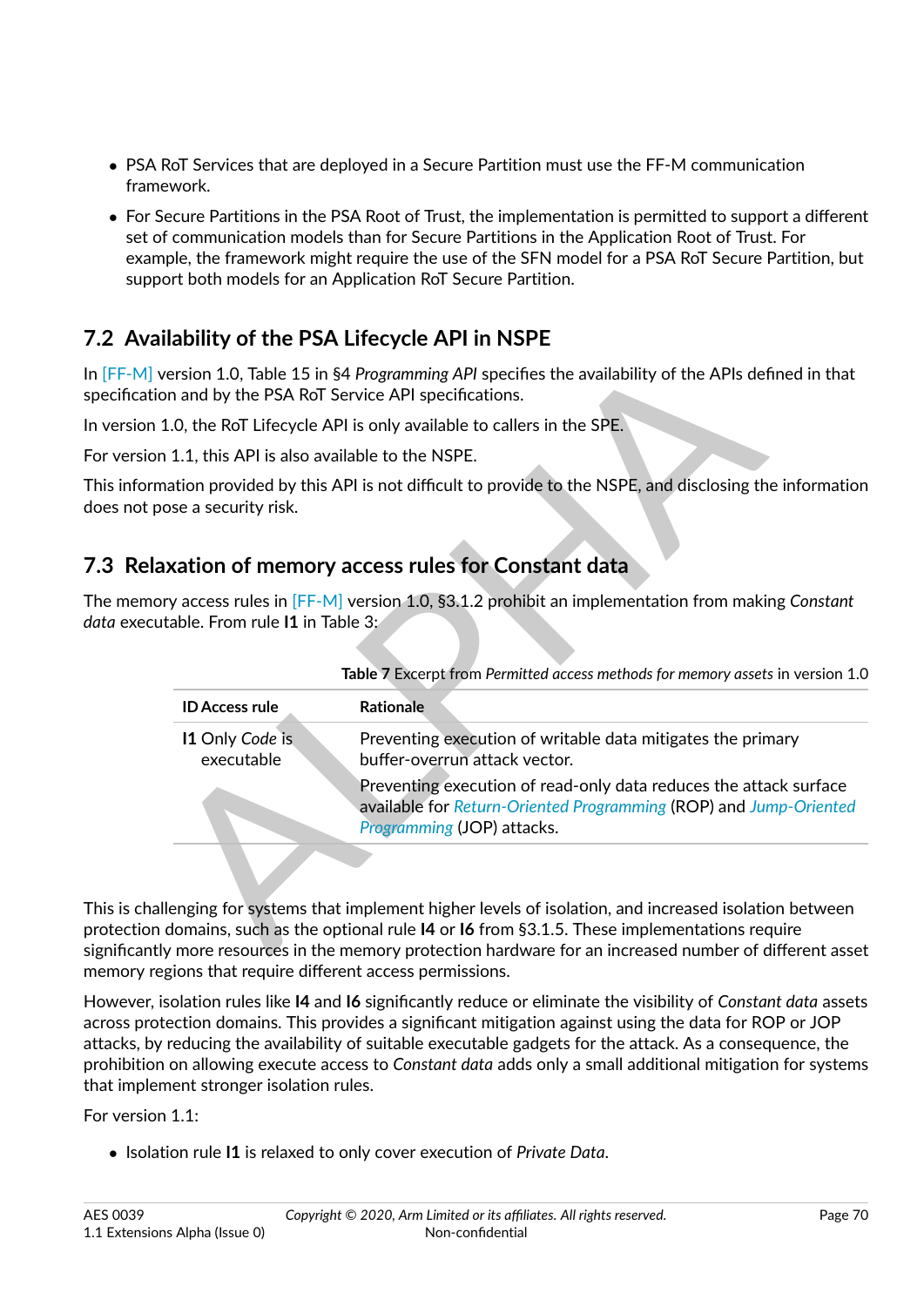- PSA RoT Services that are deployed in a Secure Partition must use the FF-M communication framework.
- For Secure Partitions in the PSA Root of Trust, the implementation is permitted to support a different set of communication models than for Secure Partitions in the Application Root of Trust. For example, the framework might require the use of the SFN model for a PSA RoT Secure Partition, but support both models for an Application RoT Secure Partition.

## 7.2 Availability of the PSA Lifecycle API in NSPE

In [FF-M] version 1.0, Table 15 in §4 *Programming API* specifies the availability of the APIs defined in that specification and by the PSA RoT Service API specifications.

In version 1.0, the RoT Lifecycle API is only available to callers in the SPE.

For version 1.1, this API is also available to the NSPE.

This information provided by this API is not difficult to provide to the NSPE, and disclosing the information does not pose a security risk.

## 7.3 Relaxation of memory access rules for Constant data

The memory access rules in [FF-M] version 1.0, §3.1.2 prohibit an implementation from making *Constant data* executable. From rule **I1** in Table 3:

**Table 7** Excerpt from *Permitted access methods for memory assets* in version 1.0

| ID | Access rule | Rationale |
|---|---|---|
| **I1** | Only *Code* is executable | Preventing execution of writable data mitigates the primary buffer-overrun attack vector.<br><br>Preventing execution of read-only data reduces the attack surface available for *Return-Oriented Programming* (ROP) and *Jump-Oriented Programming* (JOP) attacks. |

This is challenging for systems that implement higher levels of isolation, and increased isolation between protection domains, such as the optional rule **I4** or **I6** from §3.1.5. These implementations require significantly more resources in the memory protection hardware for an increased number of different asset memory regions that require different access permissions.

However, isolation rules like **I4** and **I6** significantly reduce or eliminate the visibility of *Constant data* assets across protection domains. This provides a significant mitigation against using the data for ROP or JOP attacks, by reducing the availability of suitable executable gadgets for the attack. As a consequence, the prohibition on allowing execute access to *Constant data* adds only a small additional mitigation for systems that implement stronger isolation rules.

For version 1.1:

- Isolation rule **I1** is relaxed to only cover execution of *Private Data*.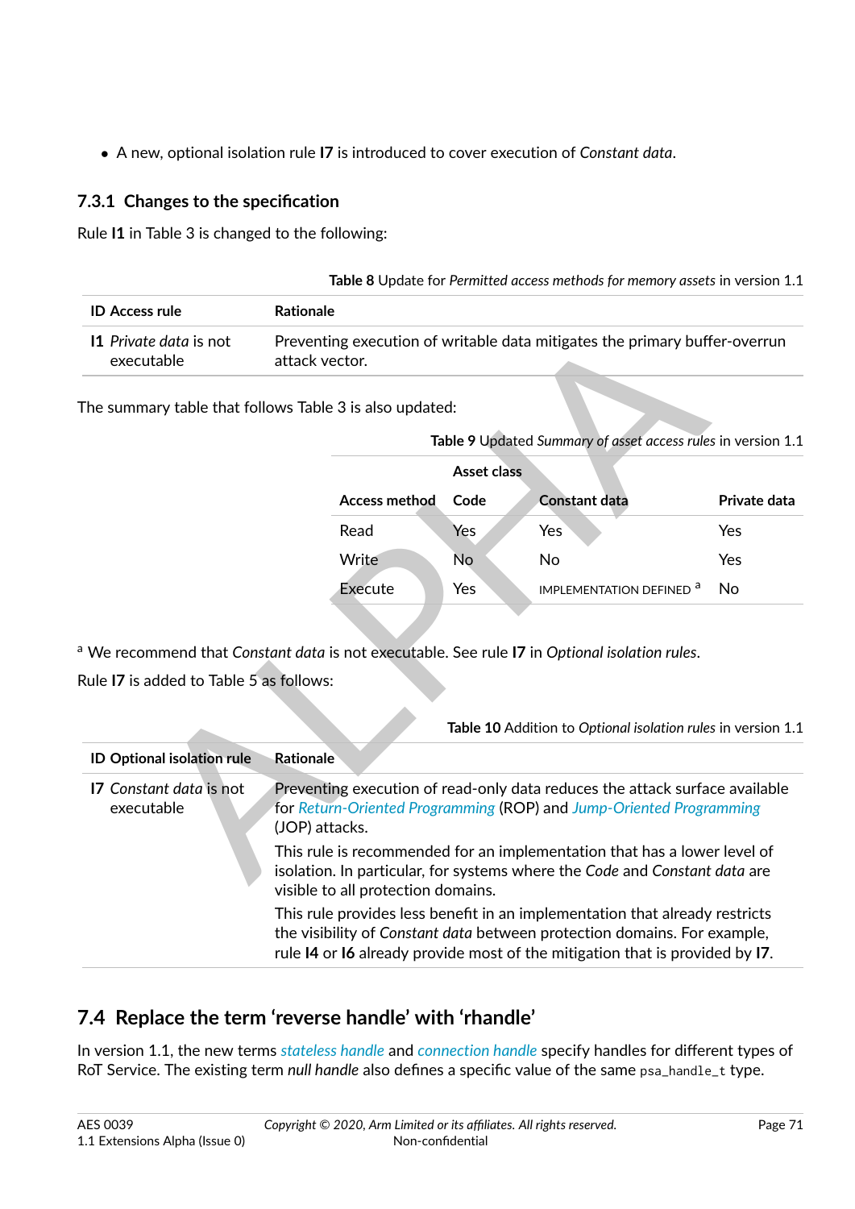- A new, optional isolation rule **I7** is introduced to cover execution of *Constant data*.

### 7.3.1 Changes to the specification

Rule **I1** in Table 3 is changed to the following:

**Table 8** Update for *Permitted access methods for memory assets* in version 1.1

| ID | Access rule | Rationale |
|---|---|---|
| **I1** | *Private data* is not executable | Preventing execution of writable data mitigates the primary buffer-overrun attack vector. |

The summary table that follows Table 3 is also updated:

**Table 9** Updated *Summary of asset access rules* in version 1.1

| | Asset class | | |
|---|---|---|---|
| **Access method** | **Code** | **Constant data** | **Private data** |
| Read | Yes | Yes | Yes |
| Write | No | No | Yes |
| Execute | Yes | IMPLEMENTATION DEFINED [a] | No |

[a] We recommend that *Constant data* is not executable. See rule **I7** in *Optional isolation rules*.

Rule **I7** is added to Table 5 as follows:

**Table 10** Addition to *Optional isolation rules* in version 1.1

| ID | Optional isolation rule | Rationale |
|---|---|---|
| **I7** | *Constant data* is not executable | Preventing execution of read-only data reduces the attack surface available for *Return-Oriented Programming* (ROP) and *Jump-Oriented Programming* (JOP) attacks.<br><br>This rule is recommended for an implementation that has a lower level of isolation. In particular, for systems where the *Code* and *Constant data* are visible to all protection domains.<br><br>This rule provides less benefit in an implementation that already restricts the visibility of *Constant data* between protection domains. For example, rule **I4** or **I6** already provide most of the mitigation that is provided by **I7**. |

## 7.4 Replace the term 'reverse handle' with 'rhandle'

In version 1.1, the new terms *stateless handle* and *connection handle* specify handles for different types of RoT Service. The existing term *null handle* also defines a specific value of the same `psa_handle_t` type.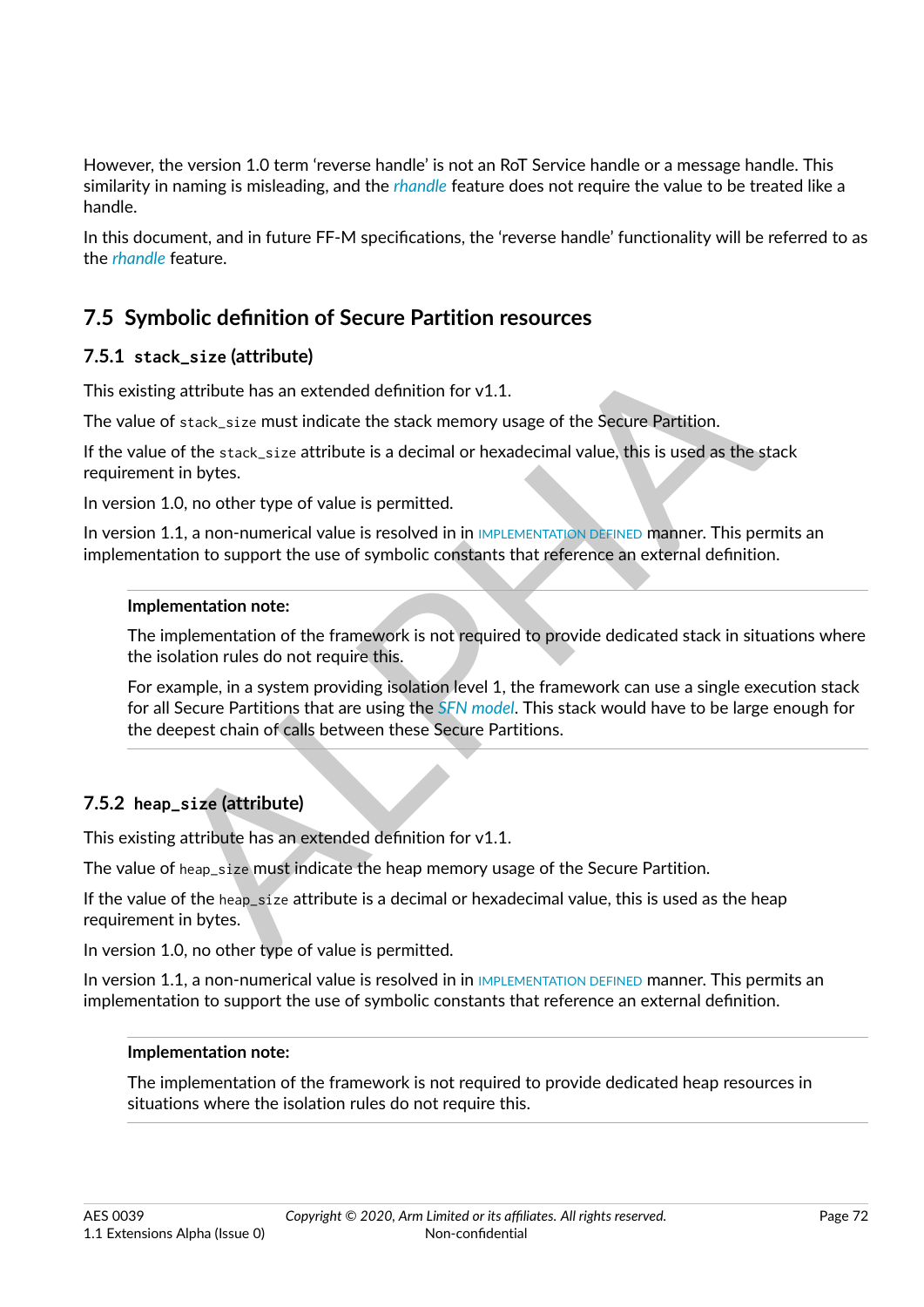However, the version 1.0 term 'reverse handle' is not an RoT Service handle or a message handle. This similarity in naming is misleading, and the *rhandle* feature does not require the value to be treated like a handle.

In this document, and in future FF-M specifications, the 'reverse handle' functionality will be referred to as the *rhandle* feature.

## 7.5 Symbolic definition of Secure Partition resources

### 7.5.1 `stack_size` (attribute)

This existing attribute has an extended definition for v1.1.

The value of `stack_size` must indicate the stack memory usage of the Secure Partition.

If the value of the `stack_size` attribute is a decimal or hexadecimal value, this is used as the stack requirement in bytes.

In version 1.0, no other type of value is permitted.

In version 1.1, a non-numerical value is resolved in in IMPLEMENTATION DEFINED manner. This permits an implementation to support the use of symbolic constants that reference an external definition.

> **Implementation note:**
>
> The implementation of the framework is not required to provide dedicated stack in situations where the isolation rules do not require this.
>
> For example, in a system providing isolation level 1, the framework can use a single execution stack for all Secure Partitions that are using the *SFN model*. This stack would have to be large enough for the deepest chain of calls between these Secure Partitions.

### 7.5.2 `heap_size` (attribute)

This existing attribute has an extended definition for v1.1.

The value of `heap_size` must indicate the heap memory usage of the Secure Partition.

If the value of the `heap_size` attribute is a decimal or hexadecimal value, this is used as the heap requirement in bytes.

In version 1.0, no other type of value is permitted.

In version 1.1, a non-numerical value is resolved in in IMPLEMENTATION DEFINED manner. This permits an implementation to support the use of symbolic constants that reference an external definition.

> **Implementation note:**
>
> The implementation of the framework is not required to provide dedicated heap resources in situations where the isolation rules do not require this.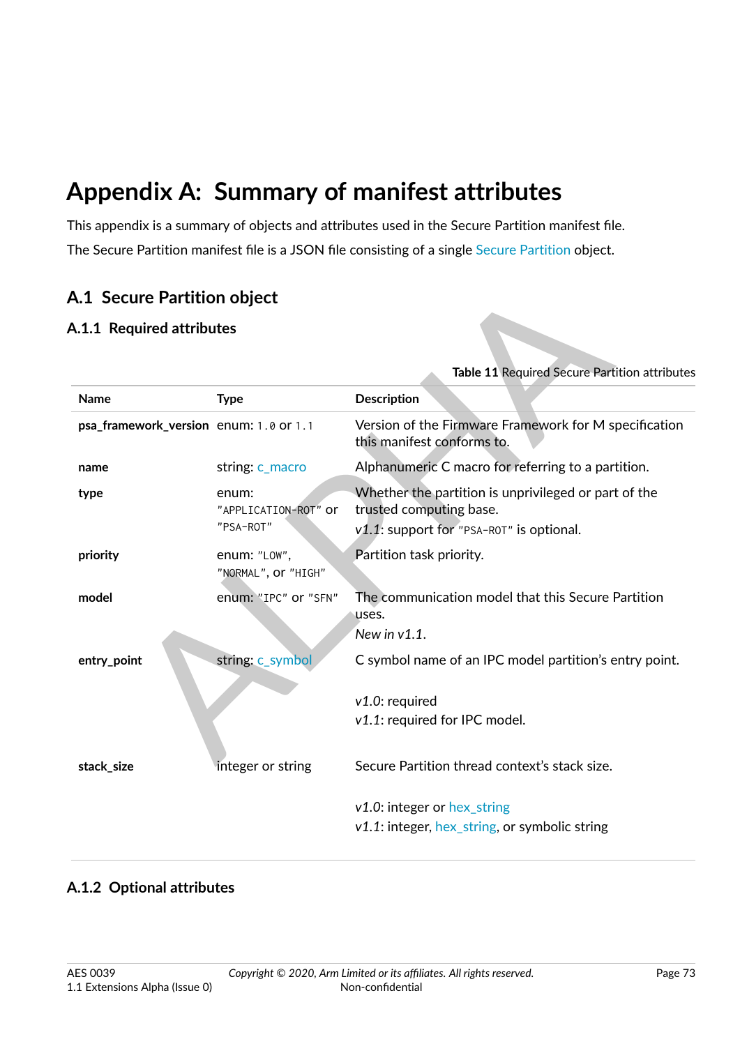# Appendix A: Summary of manifest attributes

This appendix is a summary of objects and attributes used in the Secure Partition manifest file.

The Secure Partition manifest file is a JSON file consisting of a single Secure Partition object.

## A.1 Secure Partition object

### A.1.1 Required attributes

**Table 11** Required Secure Partition attributes

| Name | Type | Description |
|---|---|---|
| **psa_framework_version** | enum: `1.0` or `1.1` | Version of the Firmware Framework for M specification this manifest conforms to. |
| **name** | string: c_macro | Alphanumeric C macro for referring to a partition. |
| **type** | enum: `"APPLICATION-ROT"` or `"PSA-ROT"` | Whether the partition is unprivileged or part of the trusted computing base.<br>*v1.1*: support for `"PSA-ROT"` is optional. |
| **priority** | enum: `"LOW"`, `"NORMAL"`, or `"HIGH"` | Partition task priority. |
| **model** | enum: `"IPC"` or `"SFN"` | The communication model that this Secure Partition uses.<br>*New in v1.1.* |
| **entry_point** | string: c_symbol | C symbol name of an IPC model partition's entry point.<br>*v1.0*: required<br>*v1.1*: required for IPC model. |
| **stack_size** | integer or string | Secure Partition thread context's stack size.<br>*v1.0*: integer or hex_string<br>*v1.1*: integer, hex_string, or symbolic string |

### A.1.2 Optional attributes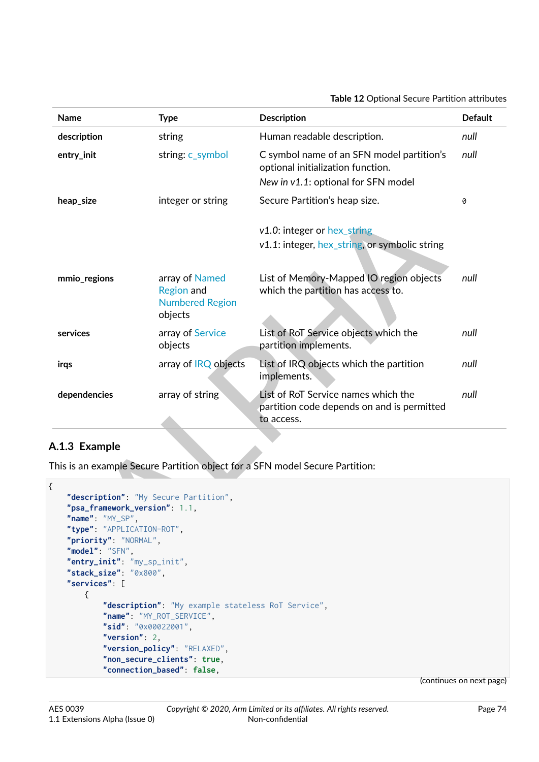**Table 12** Optional Secure Partition attributes

| Name | Type | Description | Default |
|---|---|---|---|
| **description** | string | Human readable description. | *null* |
| **entry_init** | string: c_symbol | C symbol name of an SFN model partition's optional initialization function.<br>*New in v1.1*: optional for SFN model | *null* |
| **heap_size** | integer or string | Secure Partition's heap size.<br><br>*v1.0*: integer or hex_string<br>*v1.1*: integer, hex_string, or symbolic string | `0` |
| **mmio_regions** | array of Named Region and Numbered Region objects | List of Memory-Mapped IO region objects which the partition has access to. | *null* |
| **services** | array of Service objects | List of RoT Service objects which the partition implements. | *null* |
| **irqs** | array of IRQ objects | List of IRQ objects which the partition implements. | *null* |
| **dependencies** | array of string | List of RoT Service names which the partition code depends on and is permitted to access. | *null* |

### A.1.3 Example

This is an example Secure Partition object for a SFN model Secure Partition:

```
{
    "description": "My Secure Partition",
    "psa_framework_version": 1.1,
    "name": "MY_SP",
    "type": "APPLICATION-ROT",
    "priority": "NORMAL",
    "model": "SFN",
    "entry_init": "my_sp_init",
    "stack_size": "0x800",
    "services": [
        {
            "description": "My example stateless RoT Service",
            "name": "MY_ROT_SERVICE",
            "sid": "0x00022001",
            "version": 2,
            "version_policy": "RELAXED",
            "non_secure_clients": true,
            "connection_based": false,
```

(continues on next page)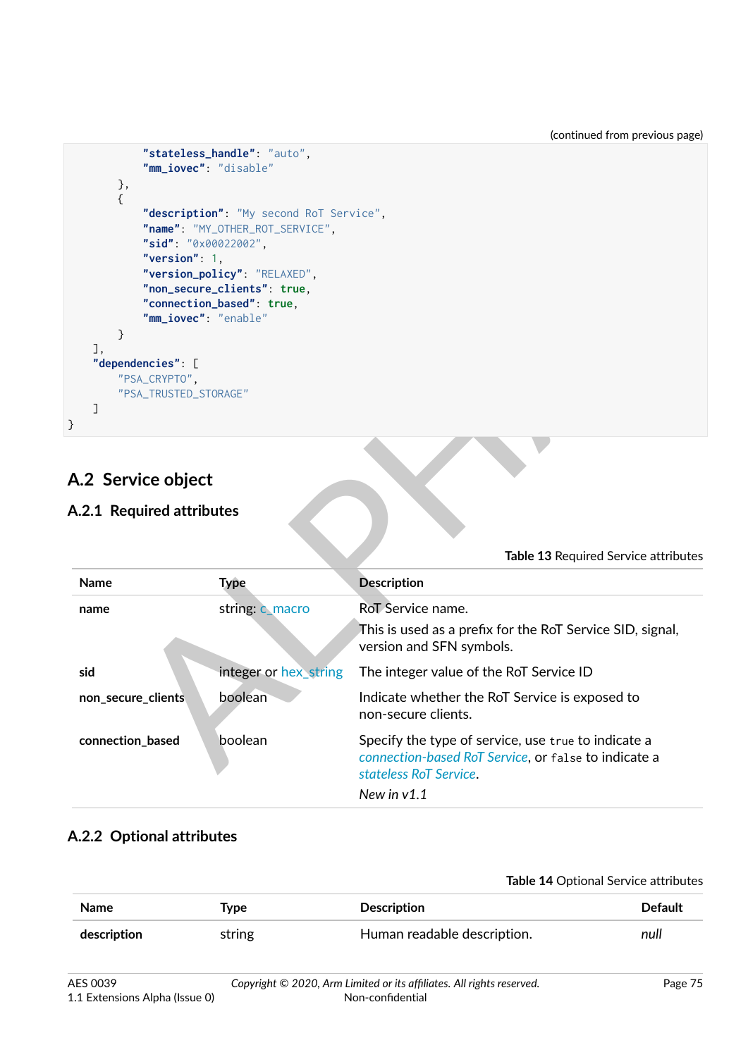(continued from previous page)

```
            "stateless_handle": "auto",
            "mm_iovec": "disable"
        },
        {
            "description": "My second RoT Service",
            "name": "MY_OTHER_ROT_SERVICE",
            "sid": "0x00022002",
            "version": 1,
            "version_policy": "RELAXED",
            "non_secure_clients": true,
            "connection_based": true,
            "mm_iovec": "enable"
        }
    ],
    "dependencies": [
        "PSA_CRYPTO",
        "PSA_TRUSTED_STORAGE"
    ]
}
```

## A.2 Service object

### A.2.1 Required attributes

**Table 13** Required Service attributes

| Name | Type | Description |
|---|---|---|
| **name** | string: c_macro | RoT Service name.<br>This is used as a prefix for the RoT Service SID, signal, version and SFN symbols. |
| **sid** | integer or hex_string | The integer value of the RoT Service ID |
| **non_secure_clients** | boolean | Indicate whether the RoT Service is exposed to non-secure clients. |
| **connection_based** | boolean | Specify the type of service, use `true` to indicate a *connection-based RoT Service*, or `false` to indicate a *stateless RoT Service*.<br>*New in v1.1* |

### A.2.2 Optional attributes

**Table 14** Optional Service attributes

| Name | Type | Description | Default |
|---|---|---|---|
| **description** | string | Human readable description. | *null* |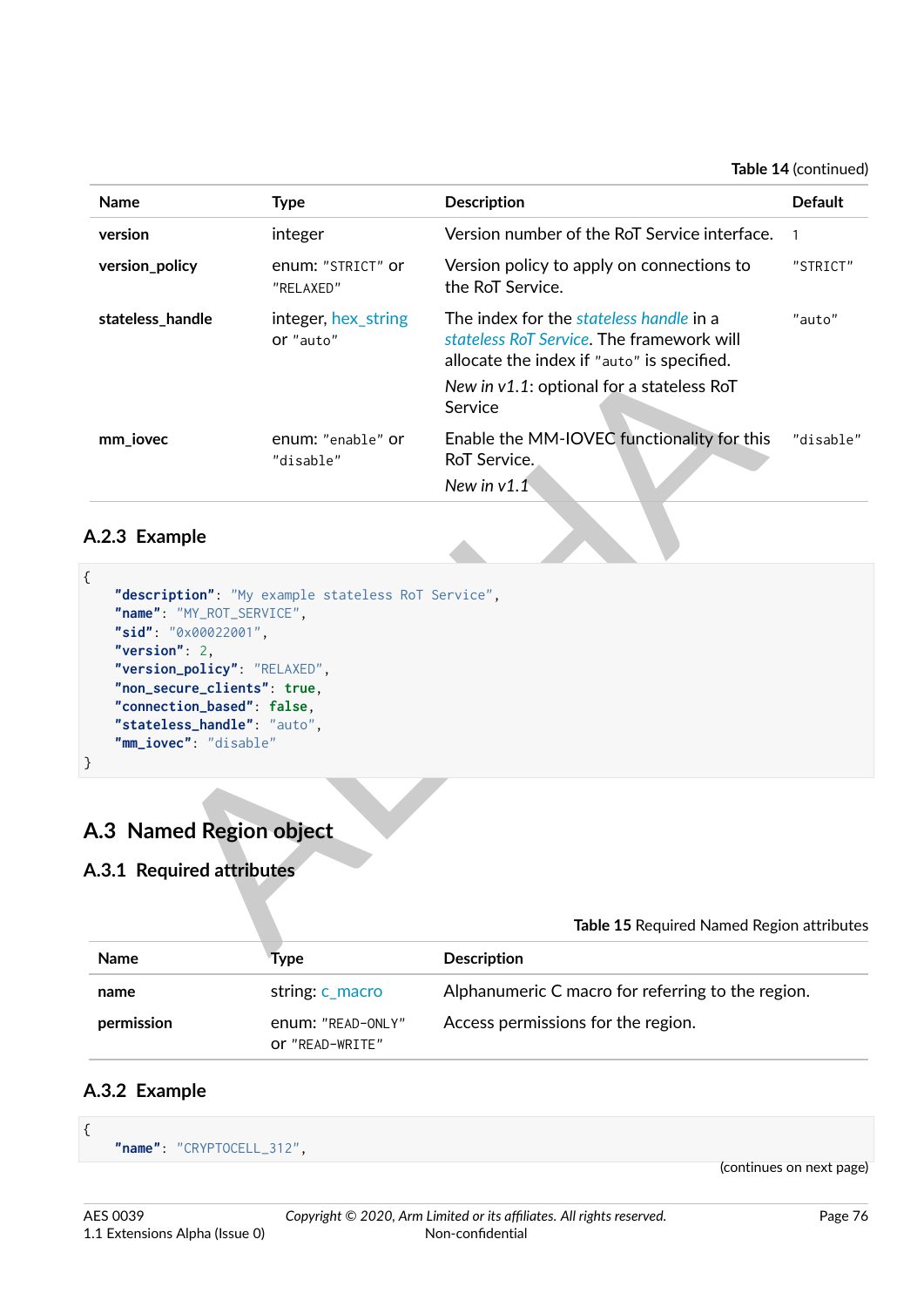Table 14 (continued)

| Name | Type | Description | Default |
| --- | --- | --- | --- |
| **version** | integer | Version number of the RoT Service interface. | 1 |
| **version_policy** | enum: "STRICT" or "RELAXED" | Version policy to apply on connections to the RoT Service. | "STRICT" |
| **stateless_handle** | integer, hex_string or "auto" | The index for the *stateless handle* in a *stateless RoT Service*. The framework will allocate the index if "auto" is specified. *New in v1.1*: optional for a stateless RoT Service | "auto" |
| **mm_iovec** | enum: "enable" or "disable" | Enable the MM-IOVEC functionality for this RoT Service. *New in v1.1* | "disable" |

### A.2.3 Example

```
{
    "description": "My example stateless RoT Service",
    "name": "MY_ROT_SERVICE",
    "sid": "0x00022001",
    "version": 2,
    "version_policy": "RELAXED",
    "non_secure_clients": true,
    "connection_based": false,
    "stateless_handle": "auto",
    "mm_iovec": "disable"
}
```

## A.3 Named Region object

### A.3.1 Required attributes

Table 15 Required Named Region attributes

| Name | Type | Description |
| --- | --- | --- |
| **name** | string: c_macro | Alphanumeric C macro for referring to the region. |
| **permission** | enum: "READ-ONLY" or "READ-WRITE" | Access permissions for the region. |

### A.3.2 Example

```
{
    "name": "CRYPTOCELL_312",
```

(continues on next page)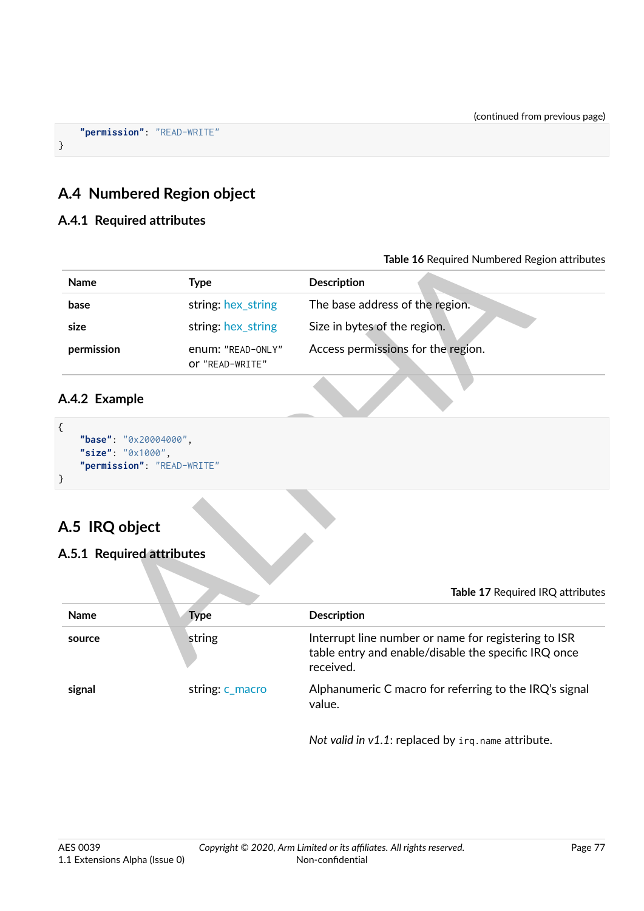```
    "permission": "READ-WRITE"
}
```

## A.4 Numbered Region object

### A.4.1 Required attributes

**Table 16** Required Numbered Region attributes

| Name | Type | Description |
|---|---|---|
| **base** | string: hex_string | The base address of the region. |
| **size** | string: hex_string | Size in bytes of the region. |
| **permission** | enum: "READ-ONLY" or "READ-WRITE" | Access permissions for the region. |

### A.4.2 Example

```
{
    "base": "0x20004000",
    "size": "0x1000",
    "permission": "READ-WRITE"
}
```

## A.5 IRQ object

### A.5.1 Required attributes

**Table 17** Required IRQ attributes

| Name | Type | Description |
|---|---|---|
| **source** | string | Interrupt line number or name for registering to ISR table entry and enable/disable the specific IRQ once received. |
| **signal** | string: c_macro | Alphanumeric C macro for referring to the IRQ's signal value.<br><br>*Not valid in v1.1*: replaced by `irq.name` attribute. |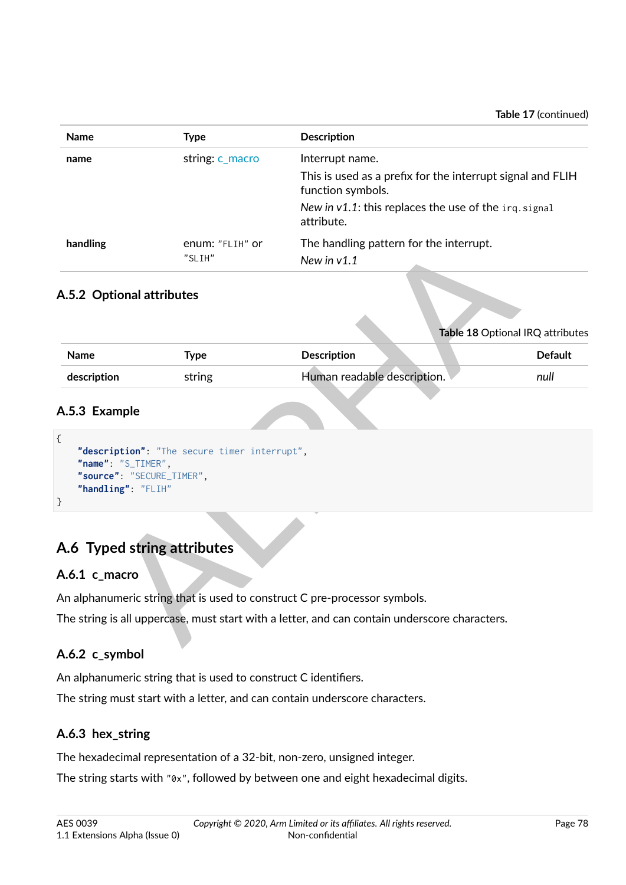Table 17 (continued)

| Name | Type | Description |
|---|---|---|
| **name** | string: c_macro | Interrupt name. This is used as a prefix for the interrupt signal and FLIH function symbols. *New in v1.1*: this replaces the use of the `irq.signal` attribute. |
| **handling** | enum: `"FLIH"` or `"SLIH"` | The handling pattern for the interrupt. *New in v1.1* |

### A.5.2 Optional attributes

**Table 18** Optional IRQ attributes

| Name | Type | Description | Default |
|---|---|---|---|
| **description** | string | Human readable description. | *null* |

### A.5.3 Example

```
{
    "description": "The secure timer interrupt",
    "name": "S_TIMER",
    "source": "SECURE_TIMER",
    "handling": "FLIH"
}
```

## A.6 Typed string attributes

### A.6.1 c_macro

An alphanumeric string that is used to construct C pre-processor symbols.

The string is all uppercase, must start with a letter, and can contain underscore characters.

### A.6.2 c_symbol

An alphanumeric string that is used to construct C identifiers.

The string must start with a letter, and can contain underscore characters.

### A.6.3 hex_string

The hexadecimal representation of a 32-bit, non-zero, unsigned integer.

The string starts with `"0x"`, followed by between one and eight hexadecimal digits.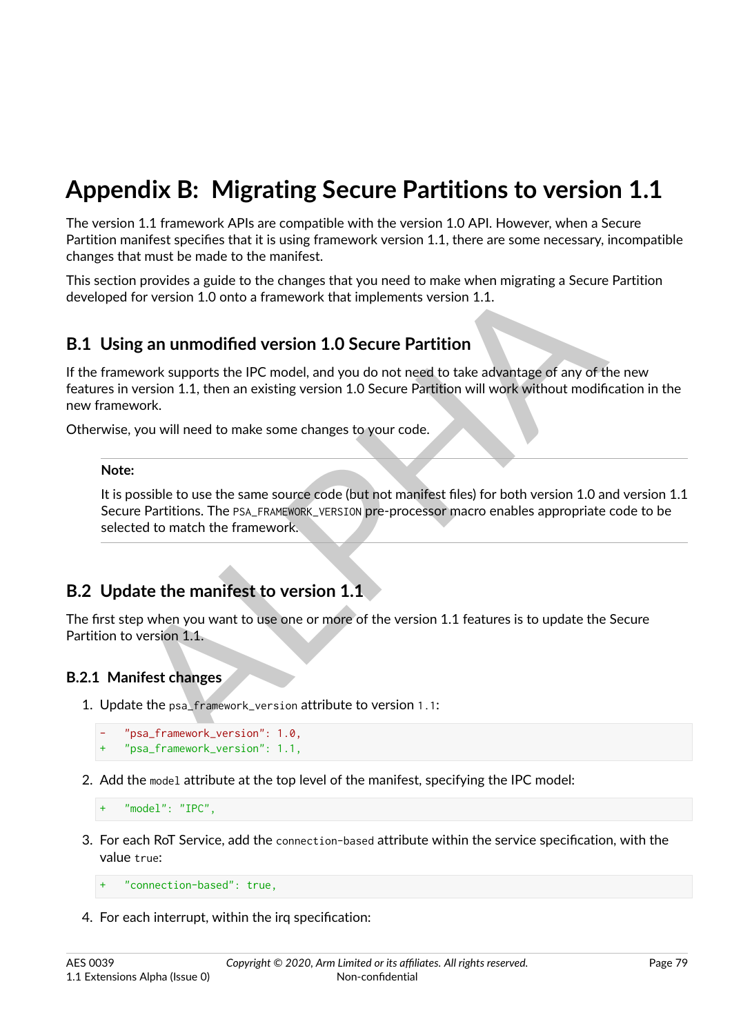# Appendix B: Migrating Secure Partitions to version 1.1

The version 1.1 framework APIs are compatible with the version 1.0 API. However, when a Secure Partition manifest specifies that it is using framework version 1.1, there are some necessary, incompatible changes that must be made to the manifest.

This section provides a guide to the changes that you need to make when migrating a Secure Partition developed for version 1.0 onto a framework that implements version 1.1.

## B.1 Using an unmodified version 1.0 Secure Partition

If the framework supports the IPC model, and you do not need to take advantage of any of the new features in version 1.1, then an existing version 1.0 Secure Partition will work without modification in the new framework.

Otherwise, you will need to make some changes to your code.

> **Note:**
>
> It is possible to use the same source code (but not manifest files) for both version 1.0 and version 1.1 Secure Partitions. The `PSA_FRAMEWORK_VERSION` pre-processor macro enables appropriate code to be selected to match the framework.

## B.2 Update the manifest to version 1.1

The first step when you want to use one or more of the version 1.1 features is to update the Secure Partition to version 1.1.

### B.2.1 Manifest changes

1. Update the `psa_framework_version` attribute to version `1.1`:

```
-   "psa_framework_version": 1.0,
+   "psa_framework_version": 1.1,
```

2. Add the `model` attribute at the top level of the manifest, specifying the IPC model:

```
+   "model": "IPC",
```

3. For each RoT Service, add the `connection-based` attribute within the service specification, with the value `true`:

```
+   "connection-based": true,
```

4. For each interrupt, within the irq specification: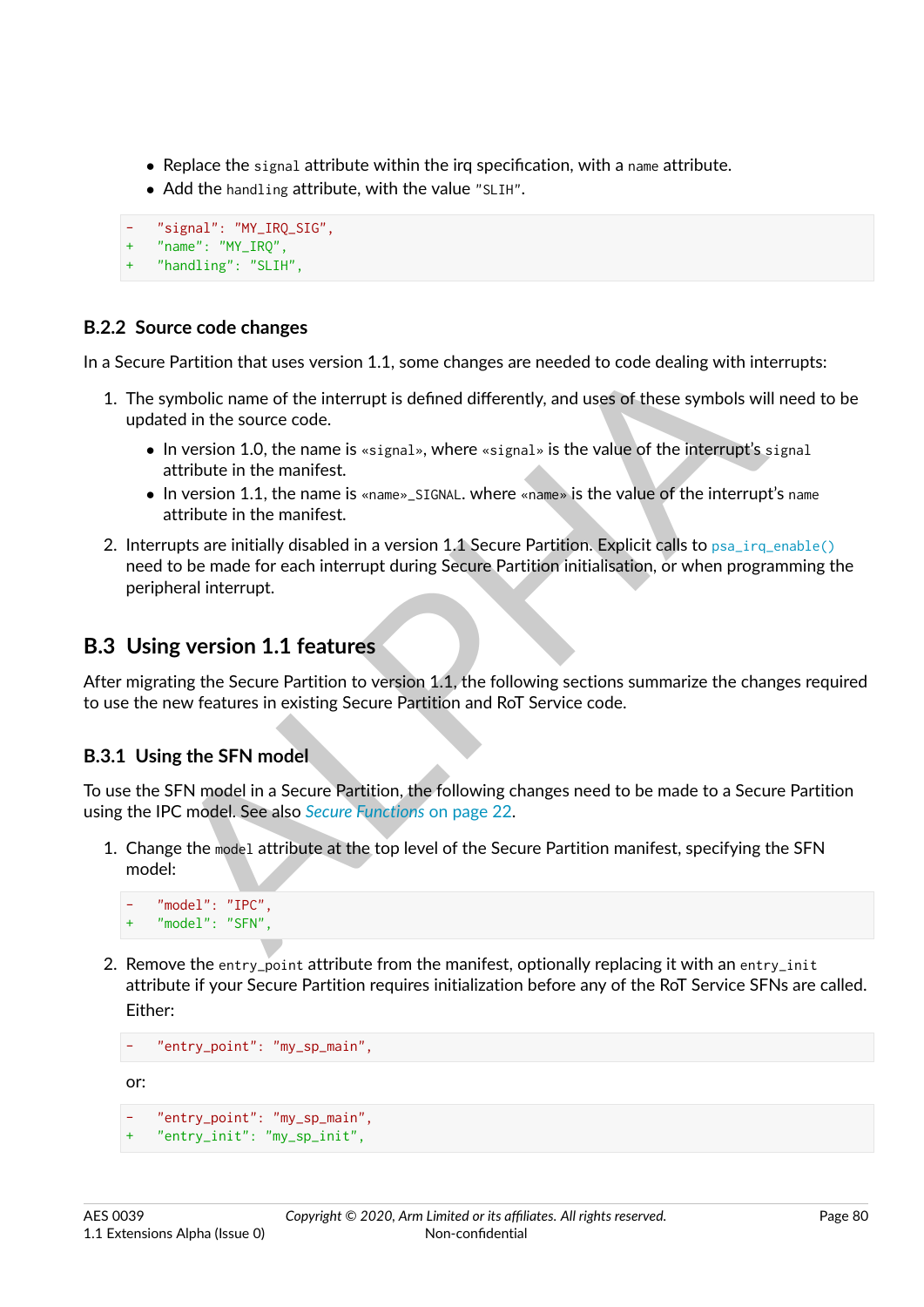- Replace the `signal` attribute within the irq specification, with a `name` attribute.
- Add the `handling` attribute, with the value `"SLIH"`.

```
-   "signal": "MY_IRQ_SIG",
+   "name": "MY_IRQ",
+   "handling": "SLIH",
```

### B.2.2 Source code changes

In a Secure Partition that uses version 1.1, some changes are needed to code dealing with interrupts:

1. The symbolic name of the interrupt is defined differently, and uses of these symbols will need to be updated in the source code.
   - In version 1.0, the name is `«signal»`, where `«signal»` is the value of the interrupt's `signal` attribute in the manifest.
   - In version 1.1, the name is `«name»_SIGNAL`. where `«name»` is the value of the interrupt's `name` attribute in the manifest.
2. Interrupts are initially disabled in a version 1.1 Secure Partition. Explicit calls to `psa_irq_enable()` need to be made for each interrupt during Secure Partition initialisation, or when programming the peripheral interrupt.

## B.3 Using version 1.1 features

After migrating the Secure Partition to version 1.1, the following sections summarize the changes required to use the new features in existing Secure Partition and RoT Service code.

### B.3.1 Using the SFN model

To use the SFN model in a Secure Partition, the following changes need to be made to a Secure Partition using the IPC model. See also *Secure Functions* on page 22.

1. Change the `model` attribute at the top level of the Secure Partition manifest, specifying the SFN model:

```
-   "model": "IPC",
+   "model": "SFN",
```

2. Remove the `entry_point` attribute from the manifest, optionally replacing it with an `entry_init` attribute if your Secure Partition requires initialization before any of the RoT Service SFNs are called.

   Either:

```
-   "entry_point": "my_sp_main",
```

   or:

```
-   "entry_point": "my_sp_main",
+   "entry_init": "my_sp_init",
```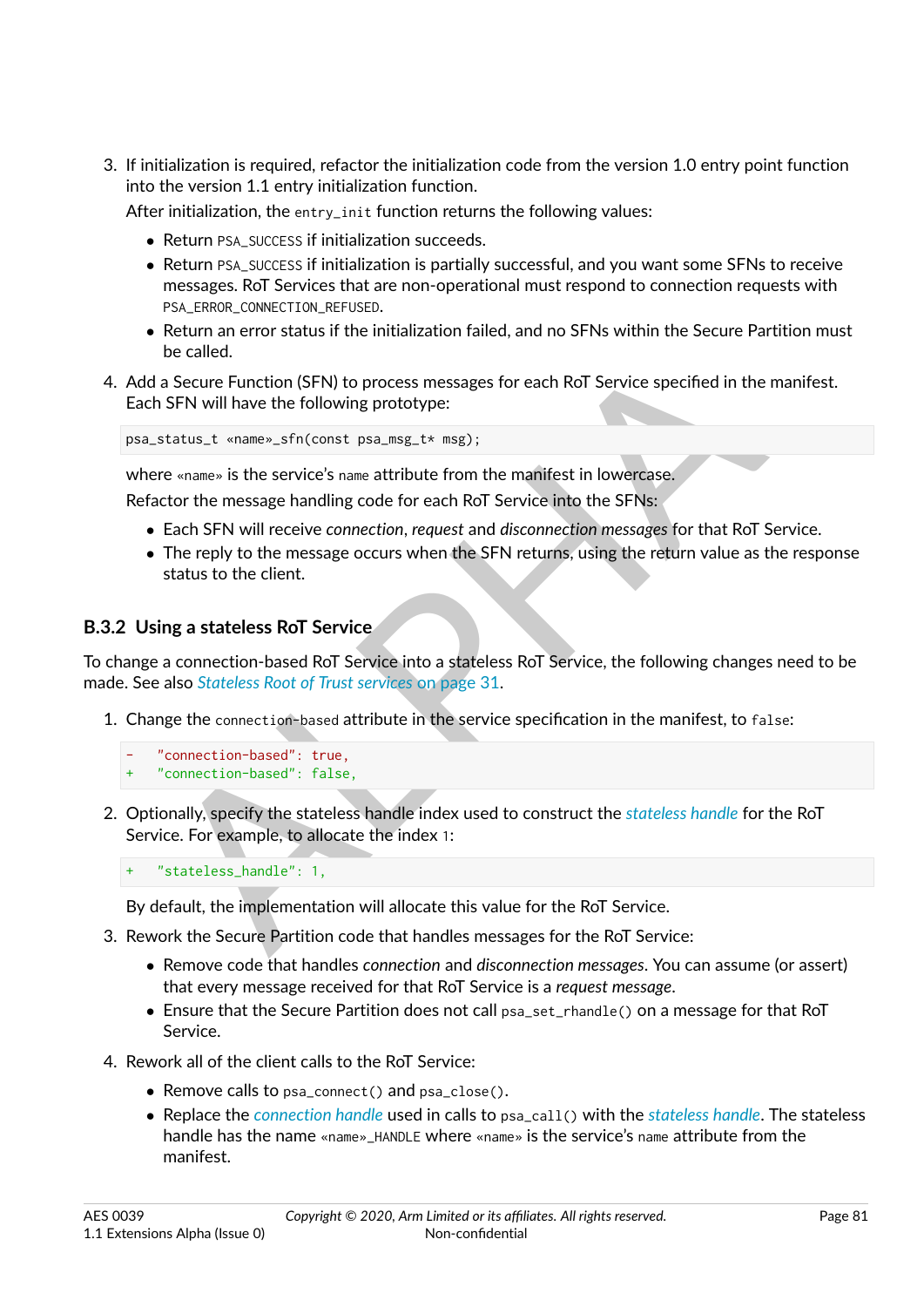3. If initialization is required, refactor the initialization code from the version 1.0 entry point function into the version 1.1 entry initialization function.

   After initialization, the `entry_init` function returns the following values:

   - Return `PSA_SUCCESS` if initialization succeeds.
   - Return `PSA_SUCCESS` if initialization is partially successful, and you want some SFNs to receive messages. RoT Services that are non-operational must respond to connection requests with `PSA_ERROR_CONNECTION_REFUSED`.
   - Return an error status if the initialization failed, and no SFNs within the Secure Partition must be called.

4. Add a Secure Function (SFN) to process messages for each RoT Service specified in the manifest. Each SFN will have the following prototype:

   ```
   psa_status_t «name»_sfn(const psa_msg_t* msg);
   ```

   where `«name»` is the service's `name` attribute from the manifest in lowercase.

   Refactor the message handling code for each RoT Service into the SFNs:

   - Each SFN will receive *connection*, *request* and *disconnection messages* for that RoT Service.
   - The reply to the message occurs when the SFN returns, using the return value as the response status to the client.

### B.3.2 Using a stateless RoT Service

To change a connection-based RoT Service into a stateless RoT Service, the following changes need to be made. See also *Stateless Root of Trust services* on page 31.

1. Change the `connection-based` attribute in the service specification in the manifest, to `false`:

   ```
   -   "connection-based": true,
   +   "connection-based": false,
   ```

2. Optionally, specify the stateless handle index used to construct the *stateless handle* for the RoT Service. For example, to allocate the index `1`:

   ```
   +   "stateless_handle": 1,
   ```

   By default, the implementation will allocate this value for the RoT Service.

3. Rework the Secure Partition code that handles messages for the RoT Service:

   - Remove code that handles *connection* and *disconnection messages*. You can assume (or assert) that every message received for that RoT Service is a *request message*.
   - Ensure that the Secure Partition does not call `psa_set_rhandle()` on a message for that RoT Service.

4. Rework all of the client calls to the RoT Service:

   - Remove calls to `psa_connect()` and `psa_close()`.
   - Replace the *connection handle* used in calls to `psa_call()` with the *stateless handle*. The stateless handle has the name `«name»_HANDLE` where `«name»` is the service's `name` attribute from the manifest.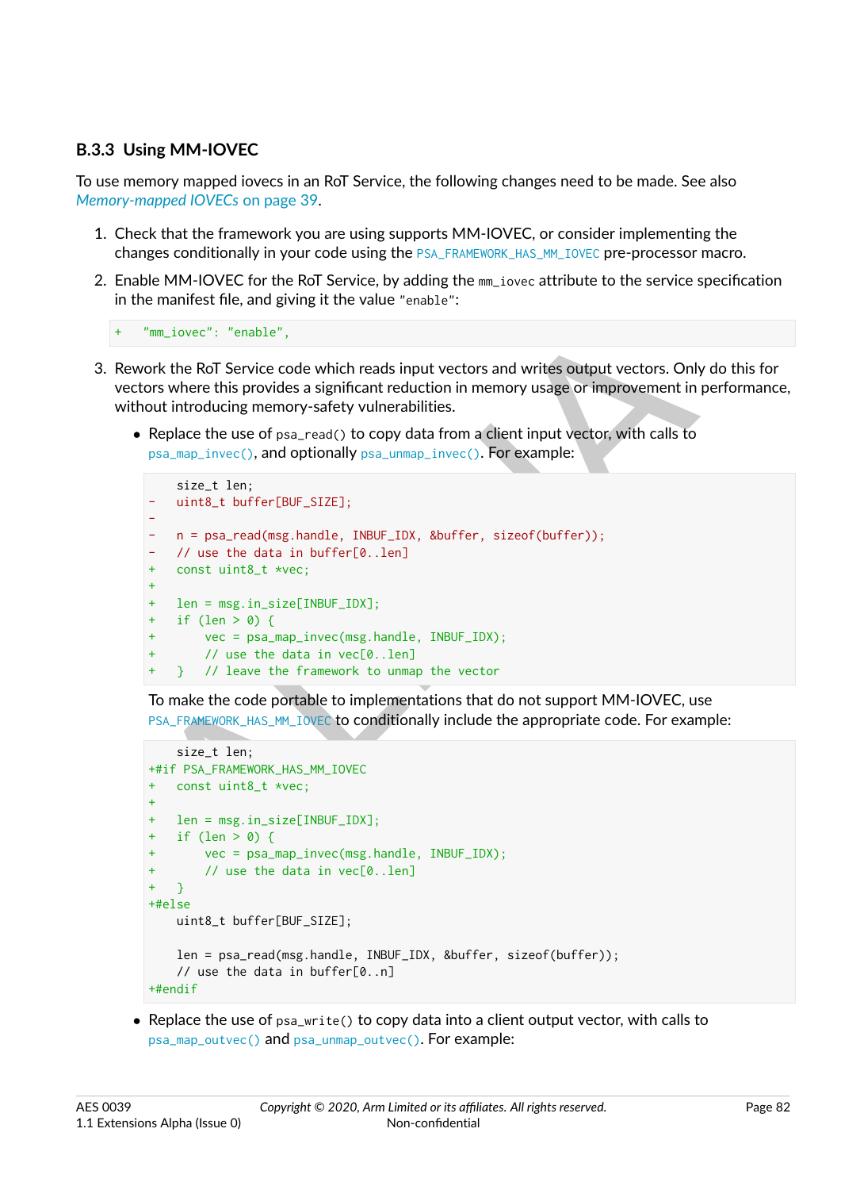### B.3.3 Using MM-IOVEC

To use memory mapped iovecs in an RoT Service, the following changes need to be made. See also *Memory-mapped IOVECs* on page 39.

1. Check that the framework you are using supports MM-IOVEC, or consider implementing the changes conditionally in your code using the `PSA_FRAMEWORK_HAS_MM_IOVEC` pre-processor macro.

2. Enable MM-IOVEC for the RoT Service, by adding the `mm_iovec` attribute to the service specification in the manifest file, and giving it the value `"enable"`:

```
+   "mm_iovec": "enable",
```

3. Rework the RoT Service code which reads input vectors and writes output vectors. Only do this for vectors where this provides a significant reduction in memory usage or improvement in performance, without introducing memory-safety vulnerabilities.

   - Replace the use of `psa_read()` to copy data from a client input vector, with calls to `psa_map_invec()`, and optionally `psa_unmap_invec()`. For example:

```
    size_t len;
-   uint8_t buffer[BUF_SIZE];
-
-   n = psa_read(msg.handle, INBUF_IDX, &buffer, sizeof(buffer));
-   // use the data in buffer[0..len]
+   const uint8_t *vec;
+
+   len = msg.in_size[INBUF_IDX];
+   if (len > 0) {
+       vec = psa_map_invec(msg.handle, INBUF_IDX);
+       // use the data in vec[0..len]
+   }   // leave the framework to unmap the vector
```

   To make the code portable to implementations that do not support MM-IOVEC, use `PSA_FRAMEWORK_HAS_MM_IOVEC` to conditionally include the appropriate code. For example:

```
    size_t len;
+#if PSA_FRAMEWORK_HAS_MM_IOVEC
+   const uint8_t *vec;
+
+   len = msg.in_size[INBUF_IDX];
+   if (len > 0) {
+       vec = psa_map_invec(msg.handle, INBUF_IDX);
+       // use the data in vec[0..len]
+   }
+#else
    uint8_t buffer[BUF_SIZE];

    len = psa_read(msg.handle, INBUF_IDX, &buffer, sizeof(buffer));
    // use the data in buffer[0..n]
+#endif
```

   - Replace the use of `psa_write()` to copy data into a client output vector, with calls to `psa_map_outvec()` and `psa_unmap_outvec()`. For example: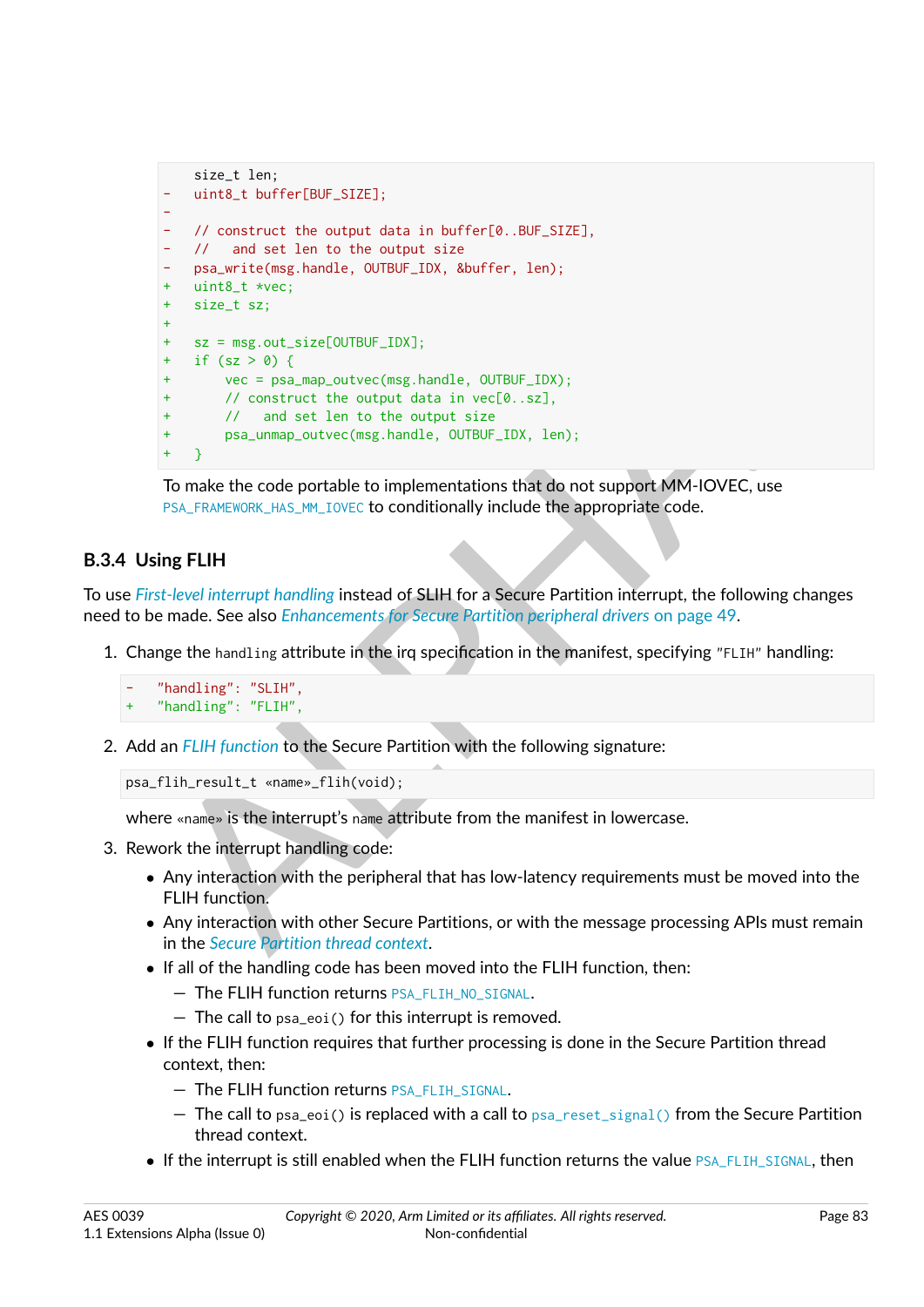```
    size_t len;
-   uint8_t buffer[BUF_SIZE];
-
-   // construct the output data in buffer[0..BUF_SIZE],
-   //   and set len to the output size
-   psa_write(msg.handle, OUTBUF_IDX, &buffer, len);
+   uint8_t *vec;
+   size_t sz;
+
+   sz = msg.out_size[OUTBUF_IDX];
+   if (sz > 0) {
+       vec = psa_map_outvec(msg.handle, OUTBUF_IDX);
+       // construct the output data in vec[0..sz],
+       //   and set len to the output size
+       psa_unmap_outvec(msg.handle, OUTBUF_IDX, len);
+   }
```

To make the code portable to implementations that do not support MM-IOVEC, use `PSA_FRAMEWORK_HAS_MM_IOVEC` to conditionally include the appropriate code.

### B.3.4 Using FLIH

To use *First-level interrupt handling* instead of SLIH for a Secure Partition interrupt, the following changes need to be made. See also *Enhancements for Secure Partition peripheral drivers* on page 49.

1. Change the `handling` attribute in the irq specification in the manifest, specifying `"FLIH"` handling:

   ```
   -   "handling": "SLIH",
   +   "handling": "FLIH",
   ```

2. Add an *FLIH function* to the Secure Partition with the following signature:

   ```
   psa_flih_result_t «name»_flih(void);
   ```

   where `«name»` is the interrupt's `name` attribute from the manifest in lowercase.

3. Rework the interrupt handling code:

   - Any interaction with the peripheral that has low-latency requirements must be moved into the FLIH function.
   - Any interaction with other Secure Partitions, or with the message processing APIs must remain in the *Secure Partition thread context*.
   - If all of the handling code has been moved into the FLIH function, then:
     - The FLIH function returns `PSA_FLIH_NO_SIGNAL`.
     - The call to `psa_eoi()` for this interrupt is removed.
   - If the FLIH function requires that further processing is done in the Secure Partition thread context, then:
     - The FLIH function returns `PSA_FLIH_SIGNAL`.
     - The call to `psa_eoi()` is replaced with a call to `psa_reset_signal()` from the Secure Partition thread context.
   - If the interrupt is still enabled when the FLIH function returns the value `PSA_FLIH_SIGNAL`, then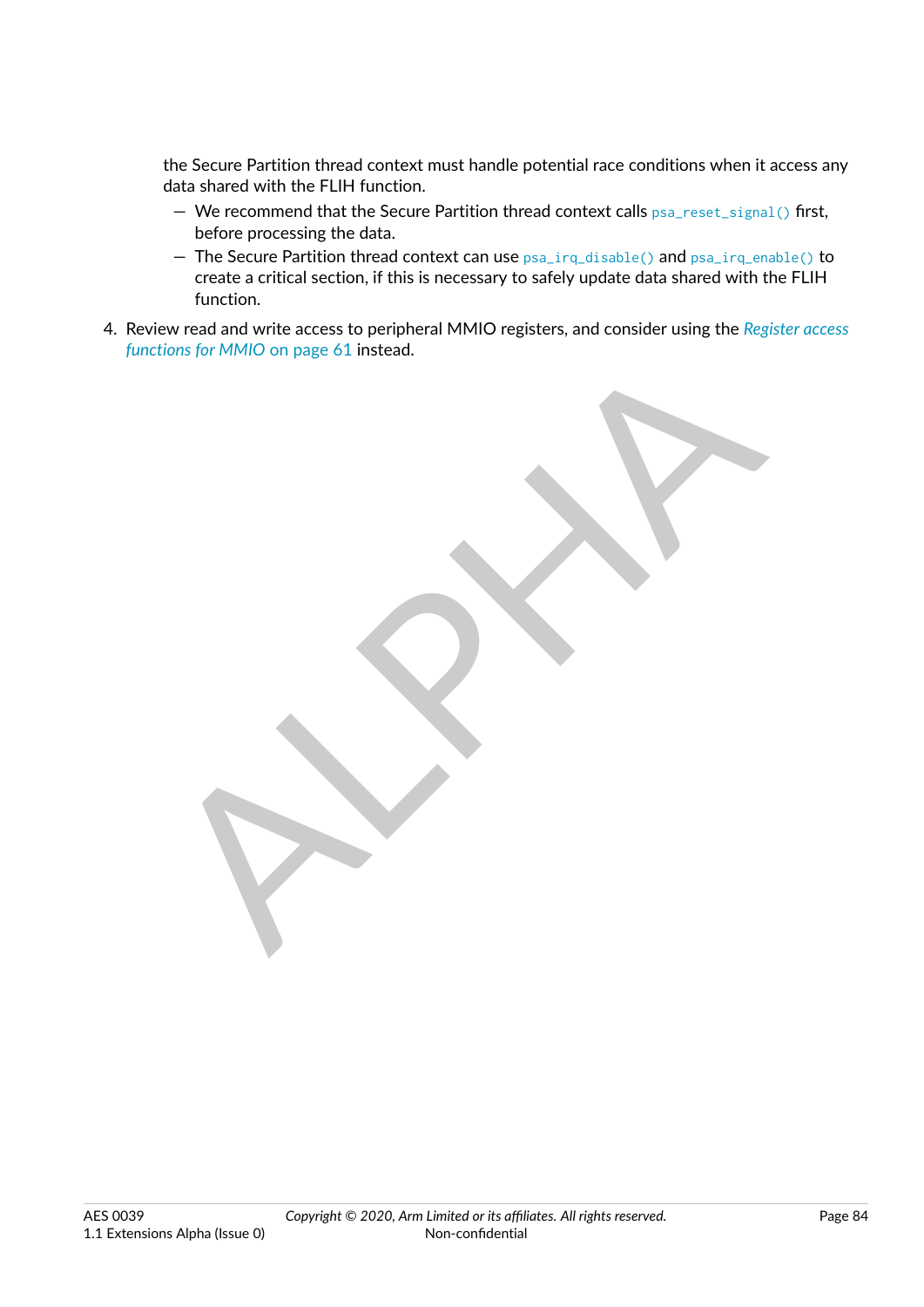the Secure Partition thread context must handle potential race conditions when it access any data shared with the FLIH function.

   - We recommend that the Secure Partition thread context calls `psa_reset_signal()` first, before processing the data.
   - The Secure Partition thread context can use `psa_irq_disable()` and `psa_irq_enable()` to create a critical section, if this is necessary to safely update data shared with the FLIH function.

4. Review read and write access to peripheral MMIO registers, and consider using the *Register access functions for MMIO* on page 61 instead.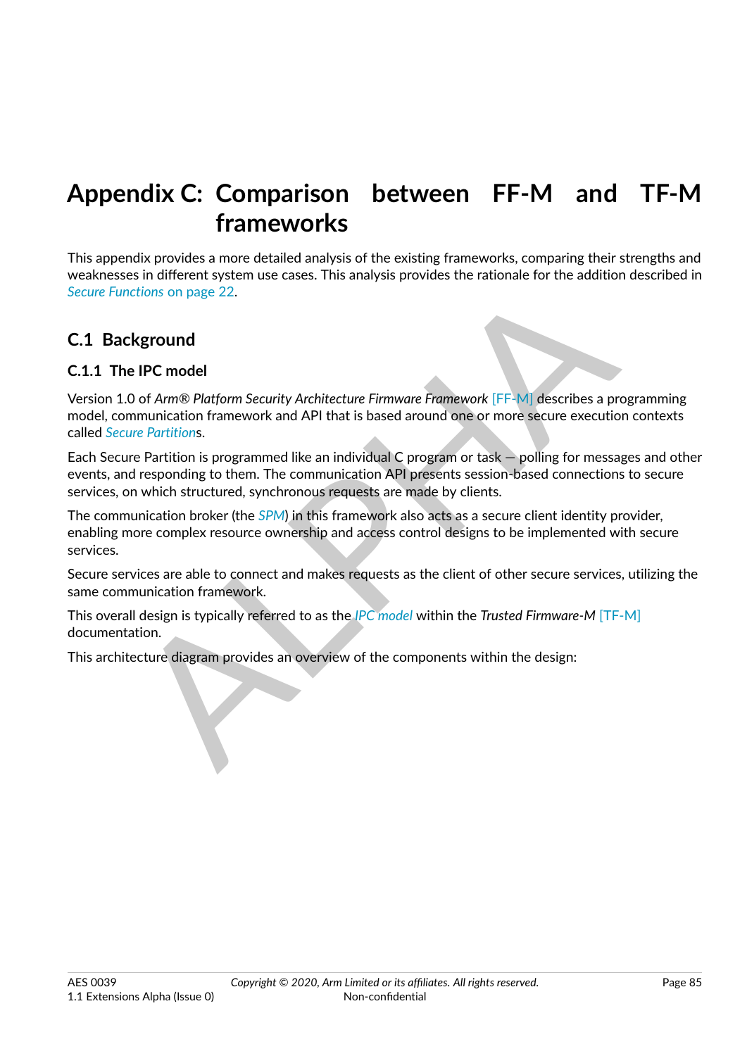# Appendix C: Comparison between FF-M and TF-M frameworks

This appendix provides a more detailed analysis of the existing frameworks, comparing their strengths and weaknesses in different system use cases. This analysis provides the rationale for the addition described in *Secure Functions* on page 22.

## C.1 Background

### C.1.1 The IPC model

Version 1.0 of *Arm® Platform Security Architecture Firmware Framework* [FF-M] describes a programming model, communication framework and API that is based around one or more secure execution contexts called *Secure Partition*s.

Each Secure Partition is programmed like an individual C program or task — polling for messages and other events, and responding to them. The communication API presents session-based connections to secure services, on which structured, synchronous requests are made by clients.

The communication broker (the *SPM*) in this framework also acts as a secure client identity provider, enabling more complex resource ownership and access control designs to be implemented with secure services.

Secure services are able to connect and makes requests as the client of other secure services, utilizing the same communication framework.

This overall design is typically referred to as the *IPC model* within the *Trusted Firmware-M* [TF-M] documentation.

This architecture diagram provides an overview of the components within the design: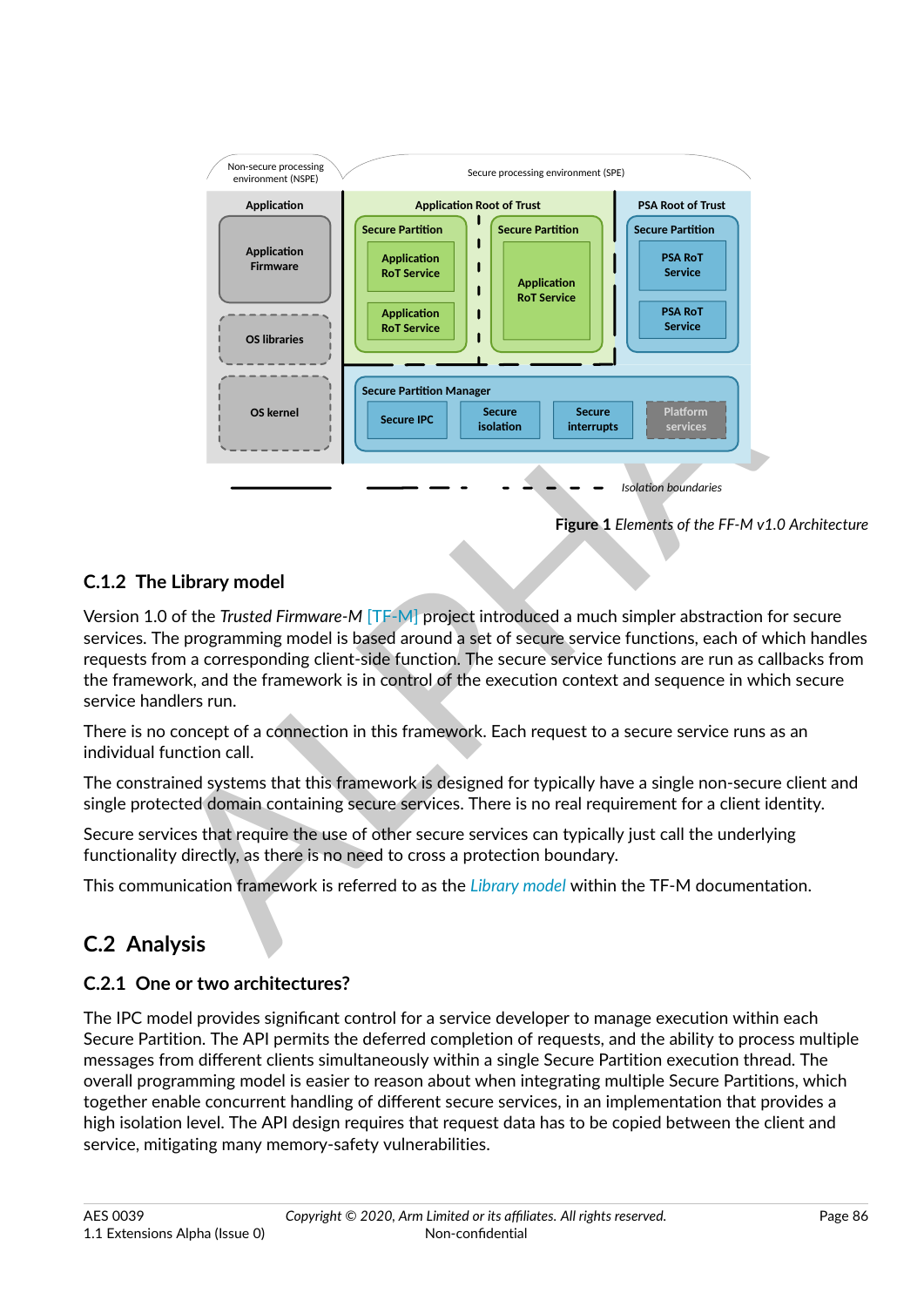Figure 1 Elements of the FF-M v1.0 Architecture

### C.1.2 The Library model

Version 1.0 of the *Trusted Firmware-M* [TF-M] project introduced a much simpler abstraction for secure services. The programming model is based around a set of secure service functions, each of which handles requests from a corresponding client-side function. The secure service functions are run as callbacks from the framework, and the framework is in control of the execution context and sequence in which secure service handlers run.

There is no concept of a connection in this framework. Each request to a secure service runs as an individual function call.

The constrained systems that this framework is designed for typically have a single non-secure client and single protected domain containing secure services. There is no real requirement for a client identity.

Secure services that require the use of other secure services can typically just call the underlying functionality directly, as there is no need to cross a protection boundary.

This communication framework is referred to as the *Library model* within the TF-M documentation.

## C.2 Analysis

### C.2.1 One or two architectures?

The IPC model provides significant control for a service developer to manage execution within each Secure Partition. The API permits the deferred completion of requests, and the ability to process multiple messages from different clients simultaneously within a single Secure Partition execution thread. The overall programming model is easier to reason about when integrating multiple Secure Partitions, which together enable concurrent handling of different secure services, in an implementation that provides a high isolation level. The API design requires that request data has to be copied between the client and service, mitigating many memory-safety vulnerabilities.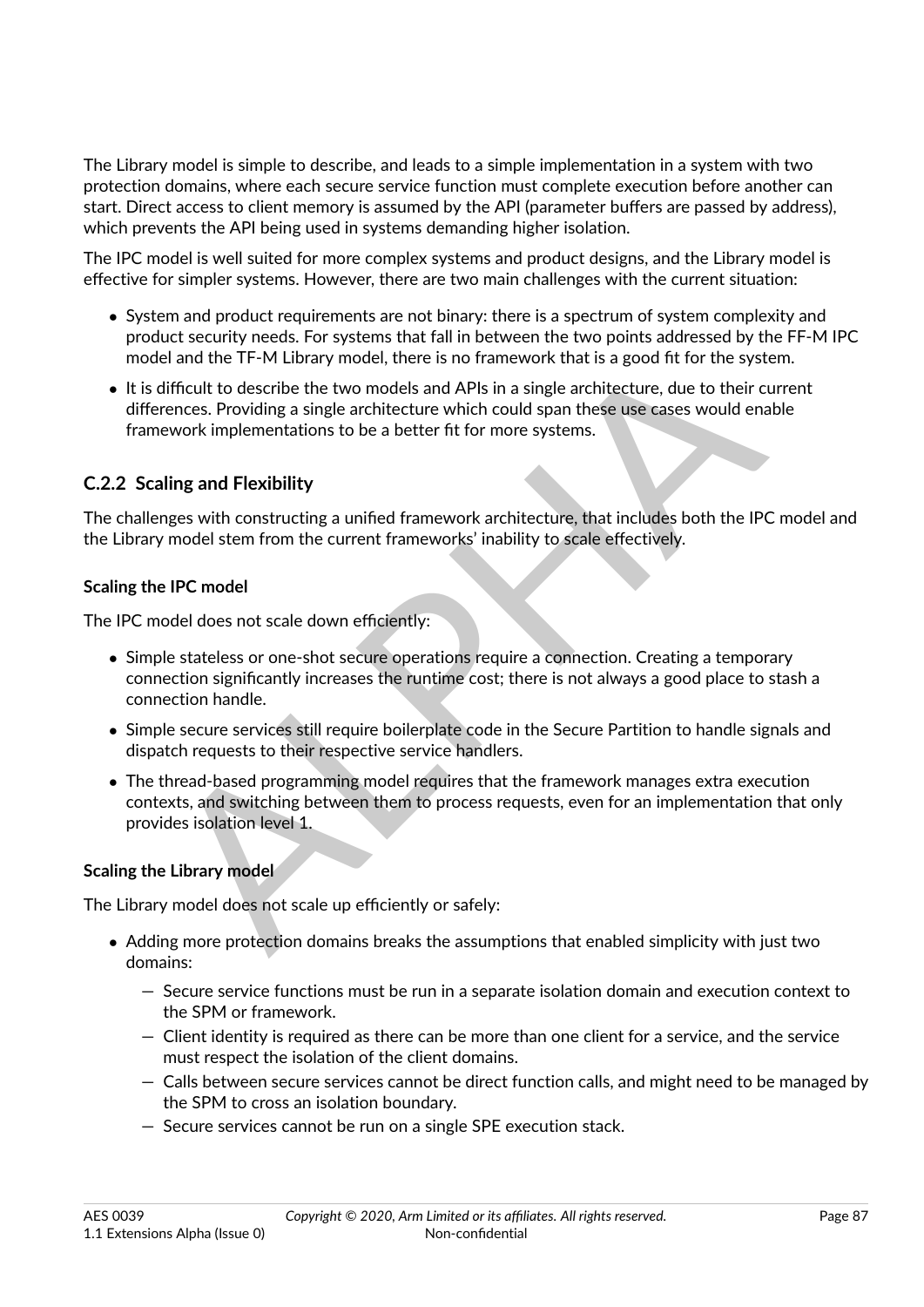The Library model is simple to describe, and leads to a simple implementation in a system with two protection domains, where each secure service function must complete execution before another can start. Direct access to client memory is assumed by the API (parameter buffers are passed by address), which prevents the API being used in systems demanding higher isolation.

The IPC model is well suited for more complex systems and product designs, and the Library model is effective for simpler systems. However, there are two main challenges with the current situation:

- System and product requirements are not binary: there is a spectrum of system complexity and product security needs. For systems that fall in between the two points addressed by the FF-M IPC model and the TF-M Library model, there is no framework that is a good fit for the system.
- It is difficult to describe the two models and APIs in a single architecture, due to their current differences. Providing a single architecture which could span these use cases would enable framework implementations to be a better fit for more systems.

### C.2.2 Scaling and Flexibility

The challenges with constructing a unified framework architecture, that includes both the IPC model and the Library model stem from the current frameworks' inability to scale effectively.

#### Scaling the IPC model

The IPC model does not scale down efficiently:

- Simple stateless or one-shot secure operations require a connection. Creating a temporary connection significantly increases the runtime cost; there is not always a good place to stash a connection handle.
- Simple secure services still require boilerplate code in the Secure Partition to handle signals and dispatch requests to their respective service handlers.
- The thread-based programming model requires that the framework manages extra execution contexts, and switching between them to process requests, even for an implementation that only provides isolation level 1.

#### Scaling the Library model

The Library model does not scale up efficiently or safely:

- Adding more protection domains breaks the assumptions that enabled simplicity with just two domains:
  - Secure service functions must be run in a separate isolation domain and execution context to the SPM or framework.
  - Client identity is required as there can be more than one client for a service, and the service must respect the isolation of the client domains.
  - Calls between secure services cannot be direct function calls, and might need to be managed by the SPM to cross an isolation boundary.
  - Secure services cannot be run on a single SPE execution stack.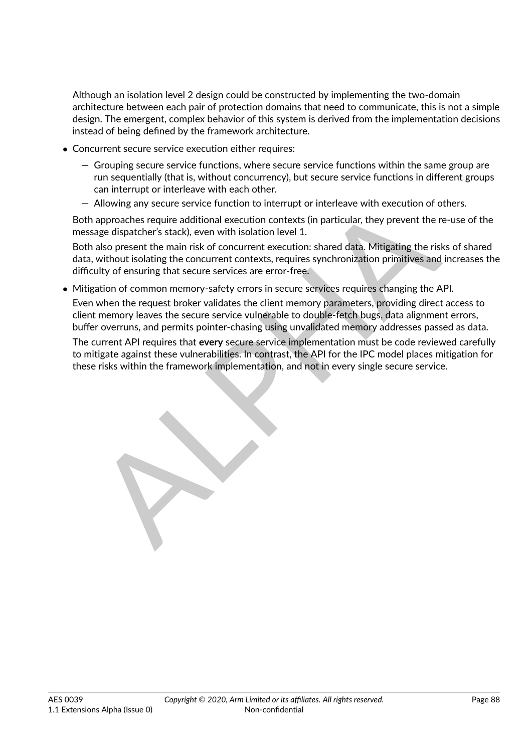Although an isolation level 2 design could be constructed by implementing the two-domain architecture between each pair of protection domains that need to communicate, this is not a simple design. The emergent, complex behavior of this system is derived from the implementation decisions instead of being defined by the framework architecture.

- Concurrent secure service execution either requires:
  - Grouping secure service functions, where secure service functions within the same group are run sequentially (that is, without concurrency), but secure service functions in different groups can interrupt or interleave with each other.
  - Allowing any secure service function to interrupt or interleave with execution of others.

  Both approaches require additional execution contexts (in particular, they prevent the re-use of the message dispatcher's stack), even with isolation level 1.

  Both also present the main risk of concurrent execution: shared data. Mitigating the risks of shared data, without isolating the concurrent contexts, requires synchronization primitives and increases the difficulty of ensuring that secure services are error-free.

- Mitigation of common memory-safety errors in secure services requires changing the API.

  Even when the request broker validates the client memory parameters, providing direct access to client memory leaves the secure service vulnerable to double-fetch bugs, data alignment errors, buffer overruns, and permits pointer-chasing using unvalidated memory addresses passed as data.

  The current API requires that **every** secure service implementation must be code reviewed carefully to mitigate against these vulnerabilities. In contrast, the API for the IPC model places mitigation for these risks within the framework implementation, and not in every single secure service.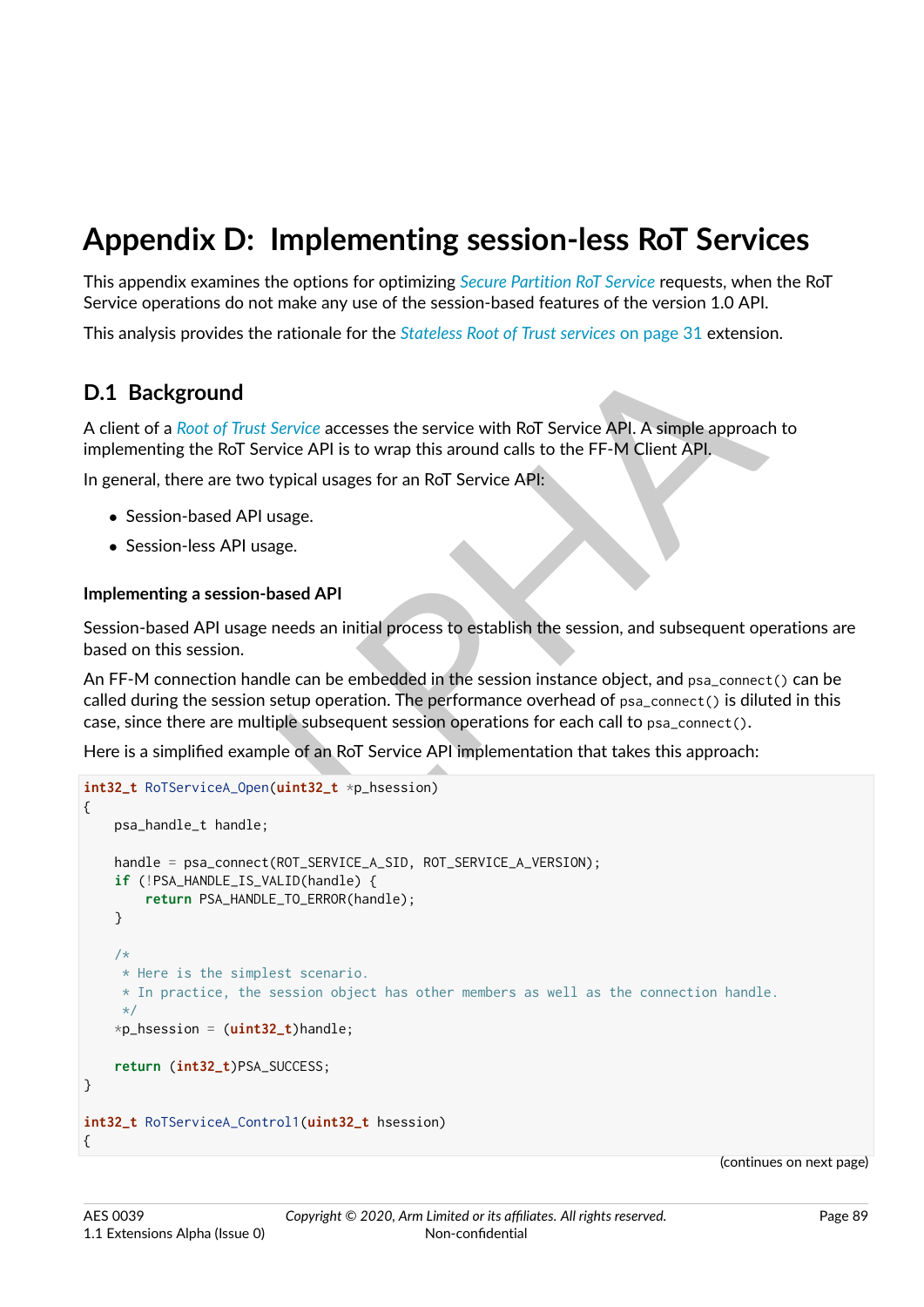# Appendix D: Implementing session-less RoT Services

This appendix examines the options for optimizing *Secure Partition RoT Service* requests, when the RoT Service operations do not make any use of the session-based features of the version 1.0 API.

This analysis provides the rationale for the *Stateless Root of Trust services* on page 31 extension.

## D.1 Background

A client of a *Root of Trust Service* accesses the service with RoT Service API. A simple approach to implementing the RoT Service API is to wrap this around calls to the FF-M Client API.

In general, there are two typical usages for an RoT Service API:

- Session-based API usage.
- Session-less API usage.

### Implementing a session-based API

Session-based API usage needs an initial process to establish the session, and subsequent operations are based on this session.

An FF-M connection handle can be embedded in the session instance object, and `psa_connect()` can be called during the session setup operation. The performance overhead of `psa_connect()` is diluted in this case, since there are multiple subsequent session operations for each call to `psa_connect()`.

Here is a simplified example of an RoT Service API implementation that takes this approach:

```
int32_t RoTServiceA_Open(uint32_t *p_hsession)
{
    psa_handle_t handle;

    handle = psa_connect(ROT_SERVICE_A_SID, ROT_SERVICE_A_VERSION);
    if (!PSA_HANDLE_IS_VALID(handle) {
        return PSA_HANDLE_TO_ERROR(handle);
    }

    /*
     * Here is the simplest scenario.
     * In practice, the session object has other members as well as the connection handle.
     */
    *p_hsession = (uint32_t)handle;

    return (int32_t)PSA_SUCCESS;
}

int32_t RoTServiceA_Control1(uint32_t hsession)
{
```

(continues on next page)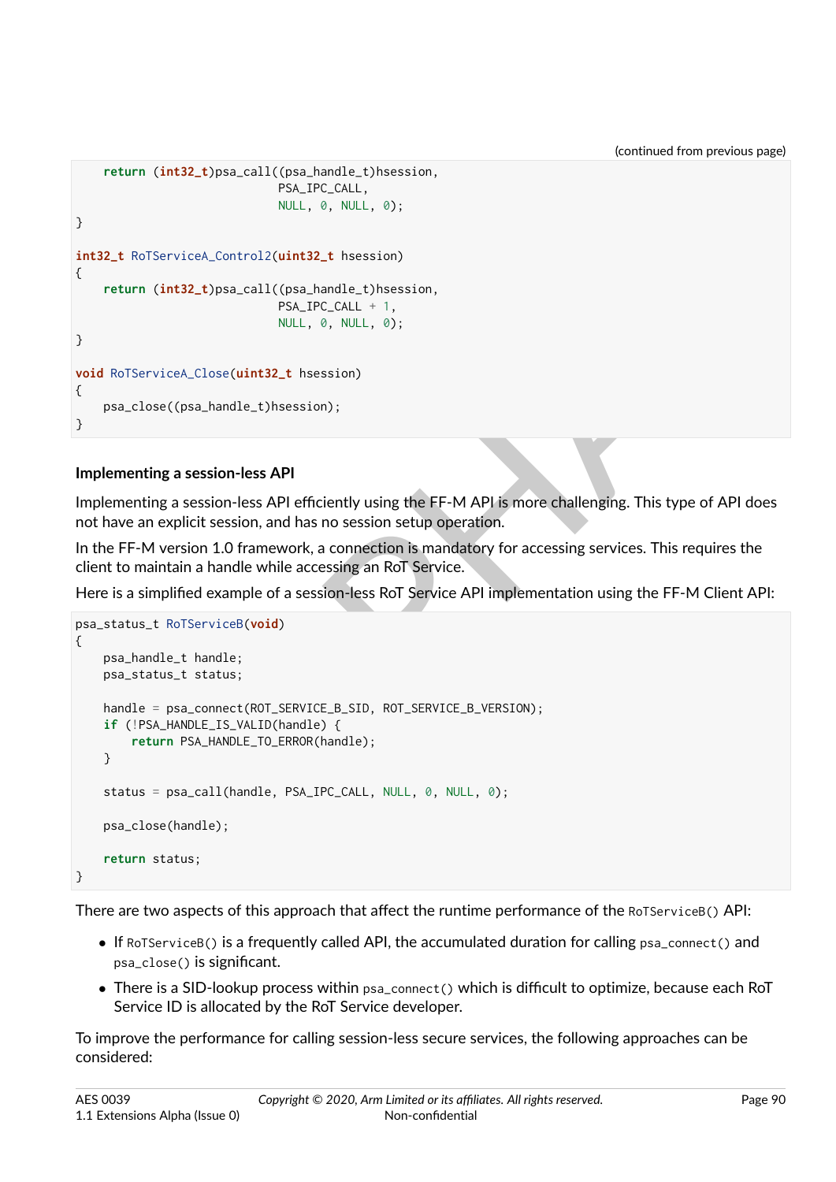```
    return (int32_t)psa_call((psa_handle_t)hsession,
                             PSA_IPC_CALL,
                             NULL, 0, NULL, 0);
}

int32_t RoTServiceA_Control2(uint32_t hsession)
{
    return (int32_t)psa_call((psa_handle_t)hsession,
                             PSA_IPC_CALL + 1,
                             NULL, 0, NULL, 0);
}

void RoTServiceA_Close(uint32_t hsession)
{
    psa_close((psa_handle_t)hsession);
}
```

#### Implementing a session-less API

Implementing a session-less API efficiently using the FF-M API is more challenging. This type of API does not have an explicit session, and has no session setup operation.

In the FF-M version 1.0 framework, a connection is mandatory for accessing services. This requires the client to maintain a handle while accessing an RoT Service.

Here is a simplified example of a session-less RoT Service API implementation using the FF-M Client API:

```
psa_status_t RoTServiceB(void)
{
    psa_handle_t handle;
    psa_status_t status;

    handle = psa_connect(ROT_SERVICE_B_SID, ROT_SERVICE_B_VERSION);
    if (!PSA_HANDLE_IS_VALID(handle) {
        return PSA_HANDLE_TO_ERROR(handle);
    }

    status = psa_call(handle, PSA_IPC_CALL, NULL, 0, NULL, 0);

    psa_close(handle);

    return status;
}
```

There are two aspects of this approach that affect the runtime performance of the `RoTServiceB()` API:

- If `RoTServiceB()` is a frequently called API, the accumulated duration for calling `psa_connect()` and `psa_close()` is significant.
- There is a SID-lookup process within `psa_connect()` which is difficult to optimize, because each RoT Service ID is allocated by the RoT Service developer.

To improve the performance for calling session-less secure services, the following approaches can be considered: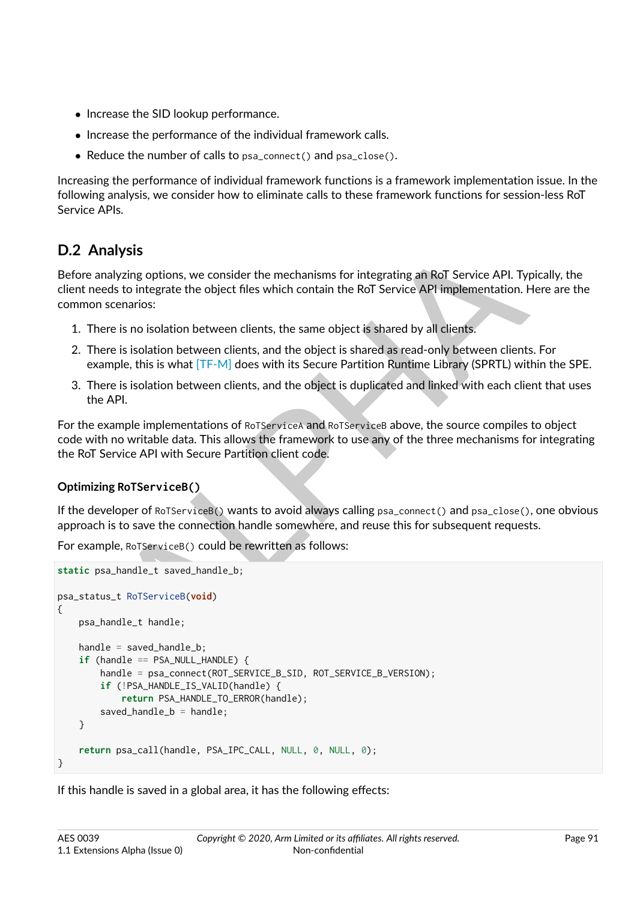- Increase the SID lookup performance.
- Increase the performance of the individual framework calls.
- Reduce the number of calls to `psa_connect()` and `psa_close()`.

Increasing the performance of individual framework functions is a framework implementation issue. In the following analysis, we consider how to eliminate calls to these framework functions for session-less RoT Service APIs.

## D.2 Analysis

Before analyzing options, we consider the mechanisms for integrating an RoT Service API. Typically, the client needs to integrate the object files which contain the RoT Service API implementation. Here are the common scenarios:

1. There is no isolation between clients, the same object is shared by all clients.
2. There is isolation between clients, and the object is shared as read-only between clients. For example, this is what [TF-M] does with its Secure Partition Runtime Library (SPRTL) within the SPE.
3. There is isolation between clients, and the object is duplicated and linked with each client that uses the API.

For the example implementations of `RoTServiceA` and `RoTServiceB` above, the source compiles to object code with no writable data. This allows the framework to use any of the three mechanisms for integrating the RoT Service API with Secure Partition client code.

#### Optimizing RoTServiceB()

If the developer of `RoTServiceB()` wants to avoid always calling `psa_connect()` and `psa_close()`, one obvious approach is to save the connection handle somewhere, and reuse this for subsequent requests.

For example, `RoTServiceB()` could be rewritten as follows:

```
static psa_handle_t saved_handle_b;

psa_status_t RoTServiceB(void)
{
    psa_handle_t handle;

    handle = saved_handle_b;
    if (handle == PSA_NULL_HANDLE) {
        handle = psa_connect(ROT_SERVICE_B_SID, ROT_SERVICE_B_VERSION);
        if (!PSA_HANDLE_IS_VALID(handle) {
            return PSA_HANDLE_TO_ERROR(handle);
        saved_handle_b = handle;
    }

    return psa_call(handle, PSA_IPC_CALL, NULL, 0, NULL, 0);
}
```

If this handle is saved in a global area, it has the following effects: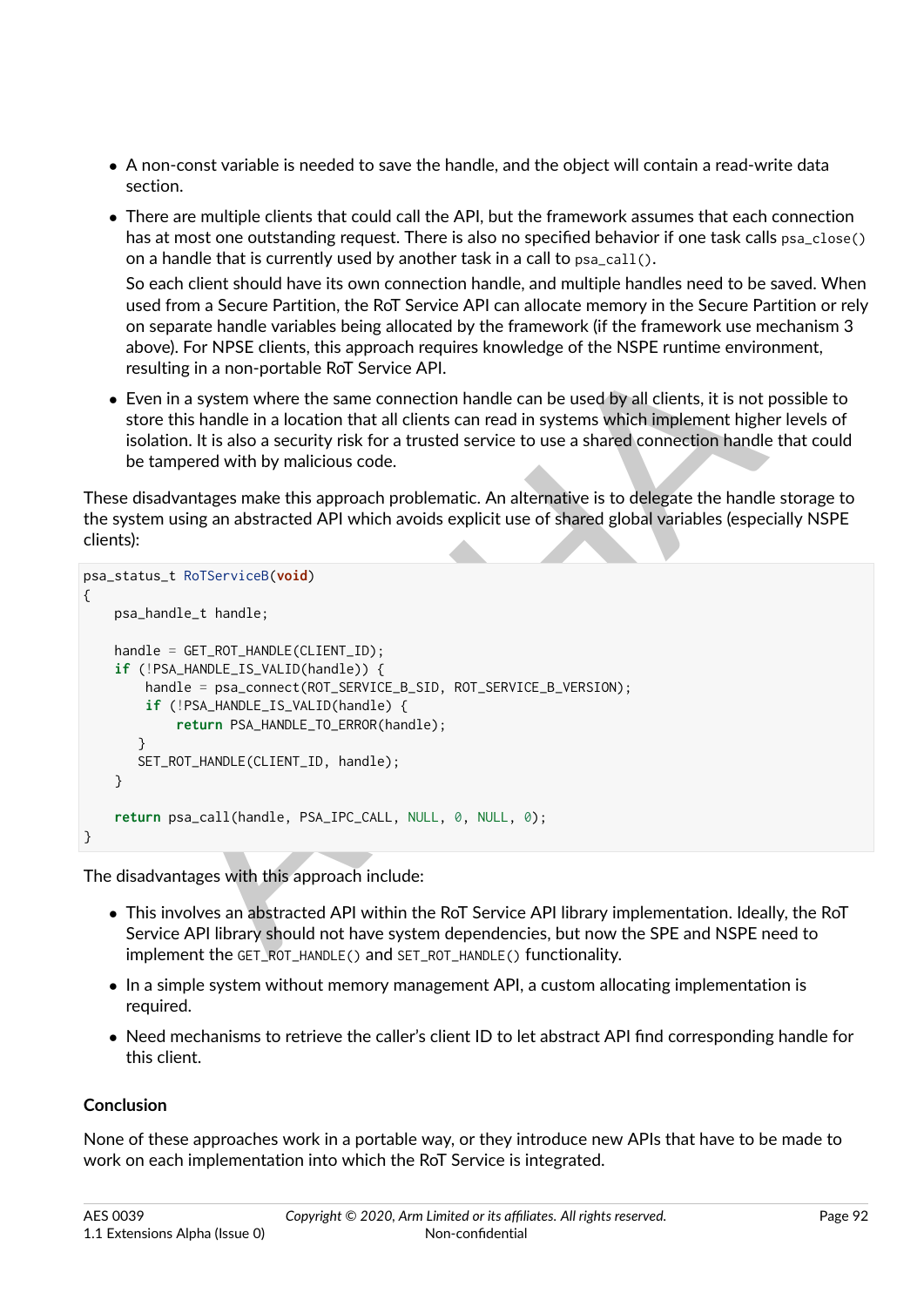- A non-const variable is needed to save the handle, and the object will contain a read-write data section.
- There are multiple clients that could call the API, but the framework assumes that each connection has at most one outstanding request. There is also no specified behavior if one task calls `psa_close()` on a handle that is currently used by another task in a call to `psa_call()`.

  So each client should have its own connection handle, and multiple handles need to be saved. When used from a Secure Partition, the RoT Service API can allocate memory in the Secure Partition or rely on separate handle variables being allocated by the framework (if the framework use mechanism 3 above). For NPSE clients, this approach requires knowledge of the NSPE runtime environment, resulting in a non-portable RoT Service API.
- Even in a system where the same connection handle can be used by all clients, it is not possible to store this handle in a location that all clients can read in systems which implement higher levels of isolation. It is also a security risk for a trusted service to use a shared connection handle that could be tampered with by malicious code.

These disadvantages make this approach problematic. An alternative is to delegate the handle storage to the system using an abstracted API which avoids explicit use of shared global variables (especially NSPE clients):

```
psa_status_t RoTServiceB(void)
{
    psa_handle_t handle;

    handle = GET_ROT_HANDLE(CLIENT_ID);
    if (!PSA_HANDLE_IS_VALID(handle)) {
        handle = psa_connect(ROT_SERVICE_B_SID, ROT_SERVICE_B_VERSION);
        if (!PSA_HANDLE_IS_VALID(handle) {
            return PSA_HANDLE_TO_ERROR(handle);
       }
       SET_ROT_HANDLE(CLIENT_ID, handle);
    }

    return psa_call(handle, PSA_IPC_CALL, NULL, 0, NULL, 0);
}
```

The disadvantages with this approach include:

- This involves an abstracted API within the RoT Service API library implementation. Ideally, the RoT Service API library should not have system dependencies, but now the SPE and NSPE need to implement the `GET_ROT_HANDLE()` and `SET_ROT_HANDLE()` functionality.
- In a simple system without memory management API, a custom allocating implementation is required.
- Need mechanisms to retrieve the caller's client ID to let abstract API find corresponding handle for this client.

**Conclusion**

None of these approaches work in a portable way, or they introduce new APIs that have to be made to work on each implementation into which the RoT Service is integrated.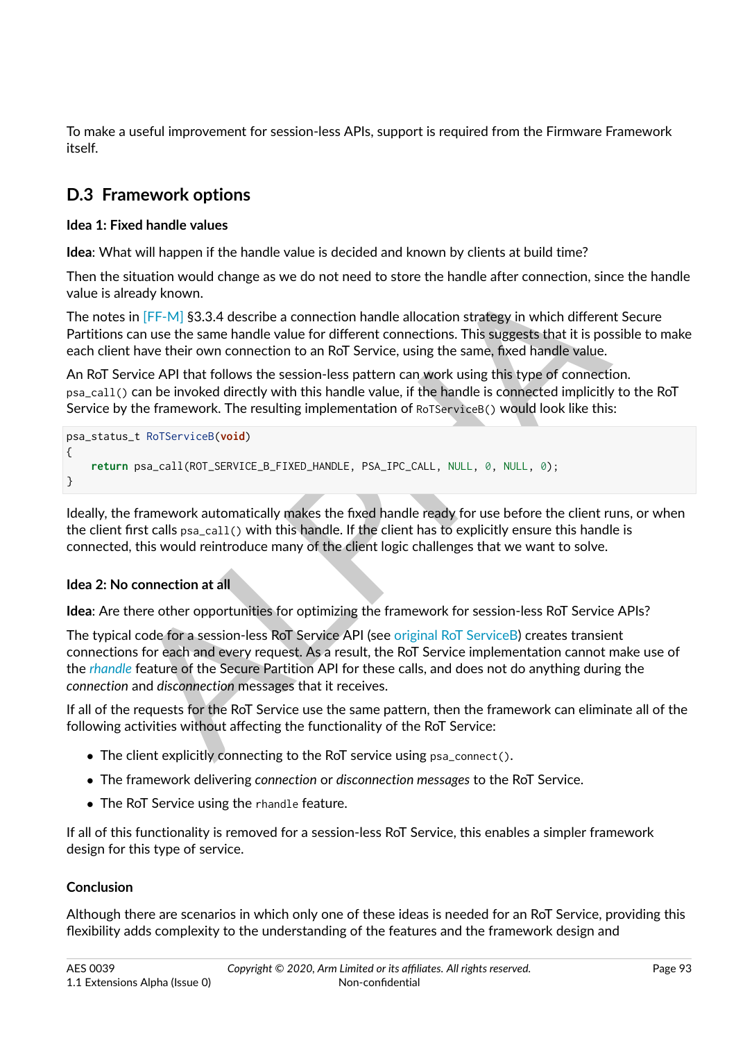To make a useful improvement for session-less APIs, support is required from the Firmware Framework itself.

## D.3 Framework options

**Idea 1: Fixed handle values**

**Idea**: What will happen if the handle value is decided and known by clients at build time?

Then the situation would change as we do not need to store the handle after connection, since the handle value is already known.

The notes in [FF-M] §3.3.4 describe a connection handle allocation strategy in which different Secure Partitions can use the same handle value for different connections. This suggests that it is possible to make each client have their own connection to an RoT Service, using the same, fixed handle value.

An RoT Service API that follows the session-less pattern can work using this type of connection. `psa_call()` can be invoked directly with this handle value, if the handle is connected implicitly to the RoT Service by the framework. The resulting implementation of `RoTServiceB()` would look like this:

```
psa_status_t RoTServiceB(void)
{
    return psa_call(ROT_SERVICE_B_FIXED_HANDLE, PSA_IPC_CALL, NULL, 0, NULL, 0);
}
```

Ideally, the framework automatically makes the fixed handle ready for use before the client runs, or when the client first calls `psa_call()` with this handle. If the client has to explicitly ensure this handle is connected, this would reintroduce many of the client logic challenges that we want to solve.

**Idea 2: No connection at all**

**Idea**: Are there other opportunities for optimizing the framework for session-less RoT Service APIs?

The typical code for a session-less RoT Service API (see original RoT ServiceB) creates transient connections for each and every request. As a result, the RoT Service implementation cannot make use of the *rhandle* feature of the Secure Partition API for these calls, and does not do anything during the *connection* and *disconnection* messages that it receives.

If all of the requests for the RoT Service use the same pattern, then the framework can eliminate all of the following activities without affecting the functionality of the RoT Service:

- The client explicitly connecting to the RoT service using `psa_connect()`.
- The framework delivering *connection* or *disconnection messages* to the RoT Service.
- The RoT Service using the `rhandle` feature.

If all of this functionality is removed for a session-less RoT Service, this enables a simpler framework design for this type of service.

**Conclusion**

Although there are scenarios in which only one of these ideas is needed for an RoT Service, providing this flexibility adds complexity to the understanding of the features and the framework design and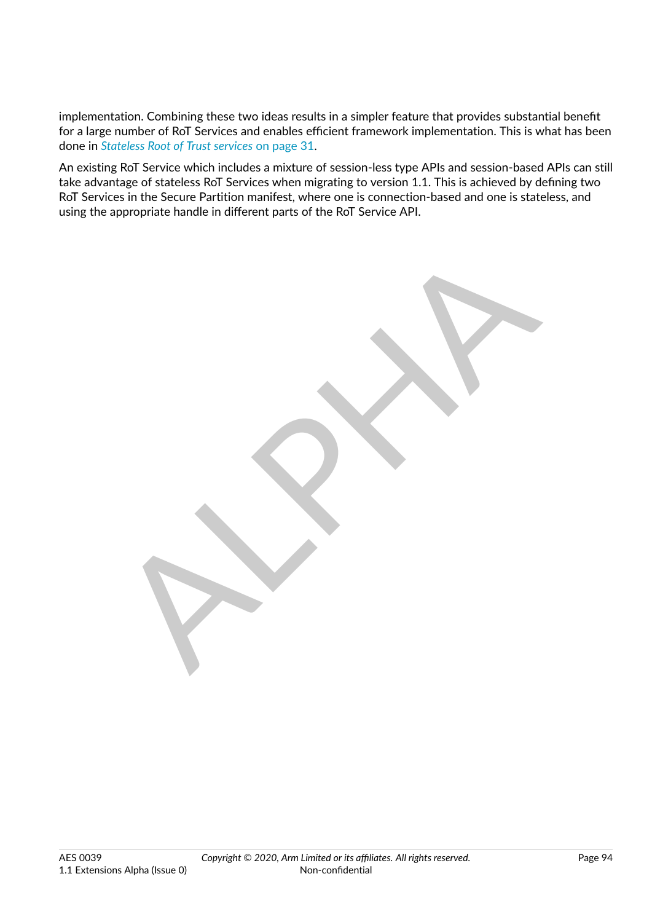implementation. Combining these two ideas results in a simpler feature that provides substantial benefit for a large number of RoT Services and enables efficient framework implementation. This is what has been done in *Stateless Root of Trust services* on page 31.

An existing RoT Service which includes a mixture of session-less type APIs and session-based APIs can still take advantage of stateless RoT Services when migrating to version 1.1. This is achieved by defining two RoT Services in the Secure Partition manifest, where one is connection-based and one is stateless, and using the appropriate handle in different parts of the RoT Service API.